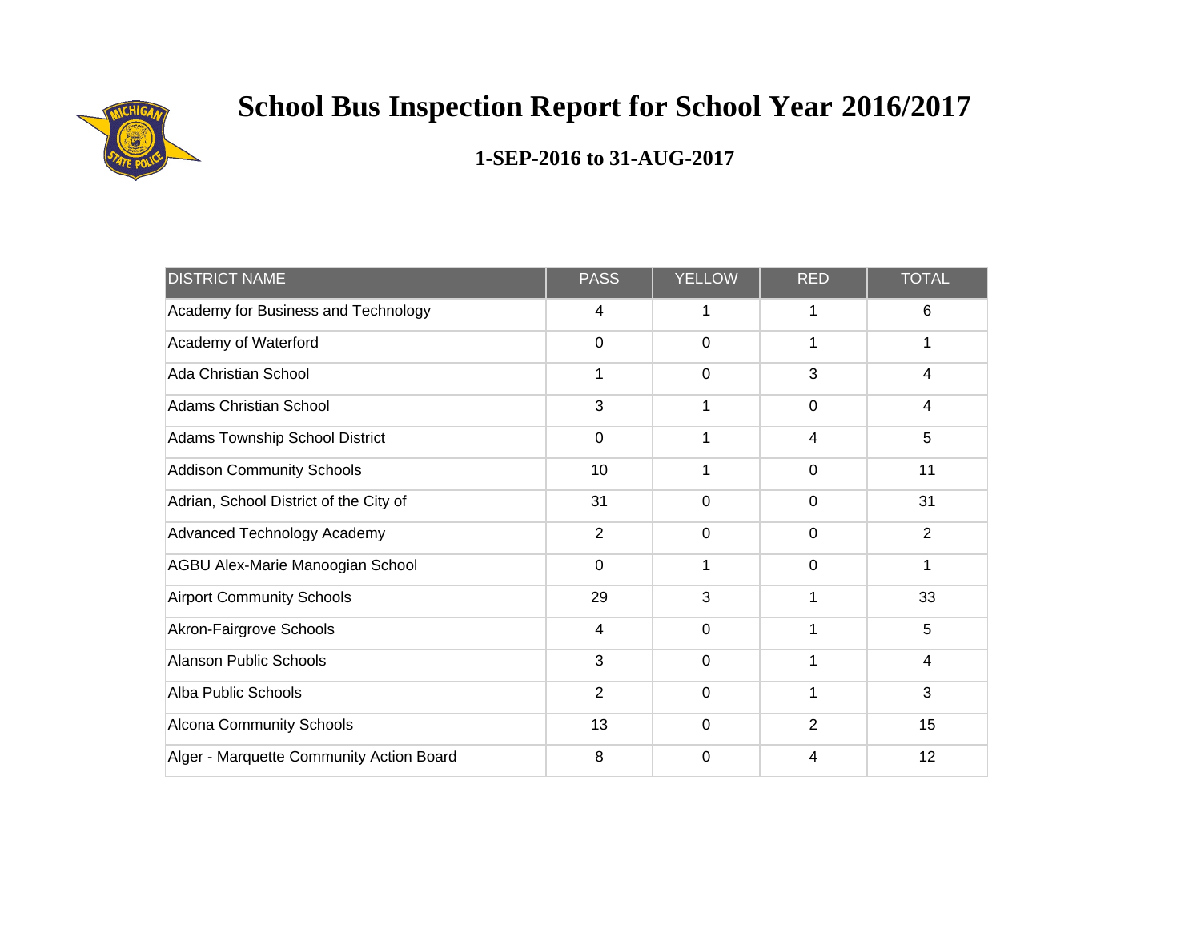# School Bus Inspection Report for School Year 2016/2017

## 1-SEP-2016 to 31-AUG-2017

| DISTRICT NAME | PASS | YELLOW | RED | TOTAL |
|---|---|---|---|---|
| Academy for Business and Technology | 4 | 1 | 1 | 6 |
| Academy of Waterford | 0 | 0 | 1 | 1 |
| Ada Christian School | 1 | 0 | 3 | 4 |
| Adams Christian School | 3 | 1 | 0 | 4 |
| Adams Township School District | 0 | 1 | 4 | 5 |
| Addison Community Schools | 10 | 1 | 0 | 11 |
| Adrian, School District of the City of | 31 | 0 | 0 | 31 |
| Advanced Technology Academy | 2 | 0 | 0 | 2 |
| AGBU Alex-Marie Manoogian School | 0 | 1 | 0 | 1 |
| Airport Community Schools | 29 | 3 | 1 | 33 |
| Akron-Fairgrove Schools | 4 | 0 | 1 | 5 |
| Alanson Public Schools | 3 | 0 | 1 | 4 |
| Alba Public Schools | 2 | 0 | 1 | 3 |
| Alcona Community Schools | 13 | 0 | 2 | 15 |
| Alger - Marquette Community Action Board | 8 | 0 | 4 | 12 |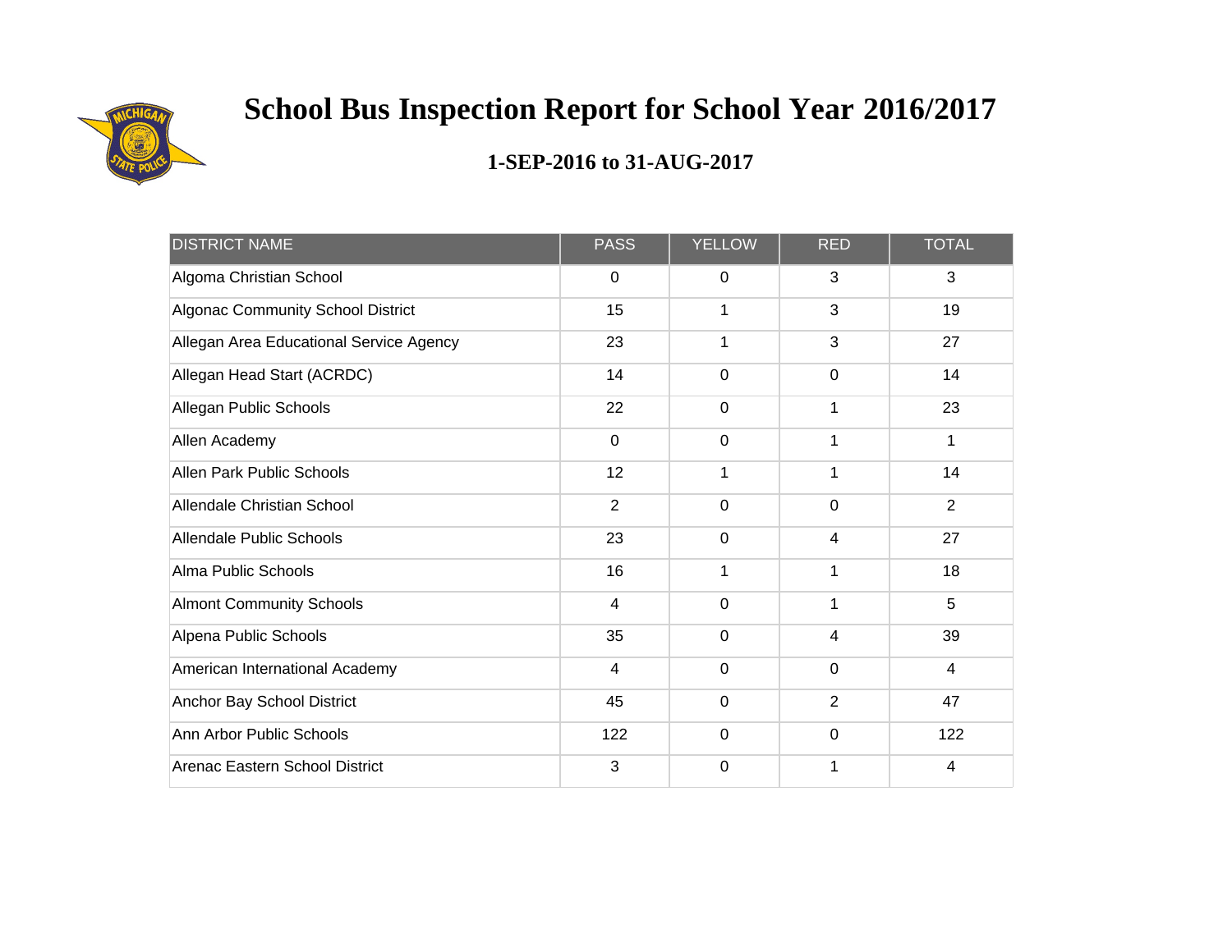# School Bus Inspection Report for School Year 2016/2017

## 1-SEP-2016 to 31-AUG-2017

| DISTRICT NAME | PASS | YELLOW | RED | TOTAL |
|---|---|---|---|---|
| Algoma Christian School | 0 | 0 | 3 | 3 |
| Algonac Community School District | 15 | 1 | 3 | 19 |
| Allegan Area Educational Service Agency | 23 | 1 | 3 | 27 |
| Allegan Head Start (ACRDC) | 14 | 0 | 0 | 14 |
| Allegan Public Schools | 22 | 0 | 1 | 23 |
| Allen Academy | 0 | 0 | 1 | 1 |
| Allen Park Public Schools | 12 | 1 | 1 | 14 |
| Allendale Christian School | 2 | 0 | 0 | 2 |
| Allendale Public Schools | 23 | 0 | 4 | 27 |
| Alma Public Schools | 16 | 1 | 1 | 18 |
| Almont Community Schools | 4 | 0 | 1 | 5 |
| Alpena Public Schools | 35 | 0 | 4 | 39 |
| American International Academy | 4 | 0 | 0 | 4 |
| Anchor Bay School District | 45 | 0 | 2 | 47 |
| Ann Arbor Public Schools | 122 | 0 | 0 | 122 |
| Arenac Eastern School District | 3 | 0 | 1 | 4 |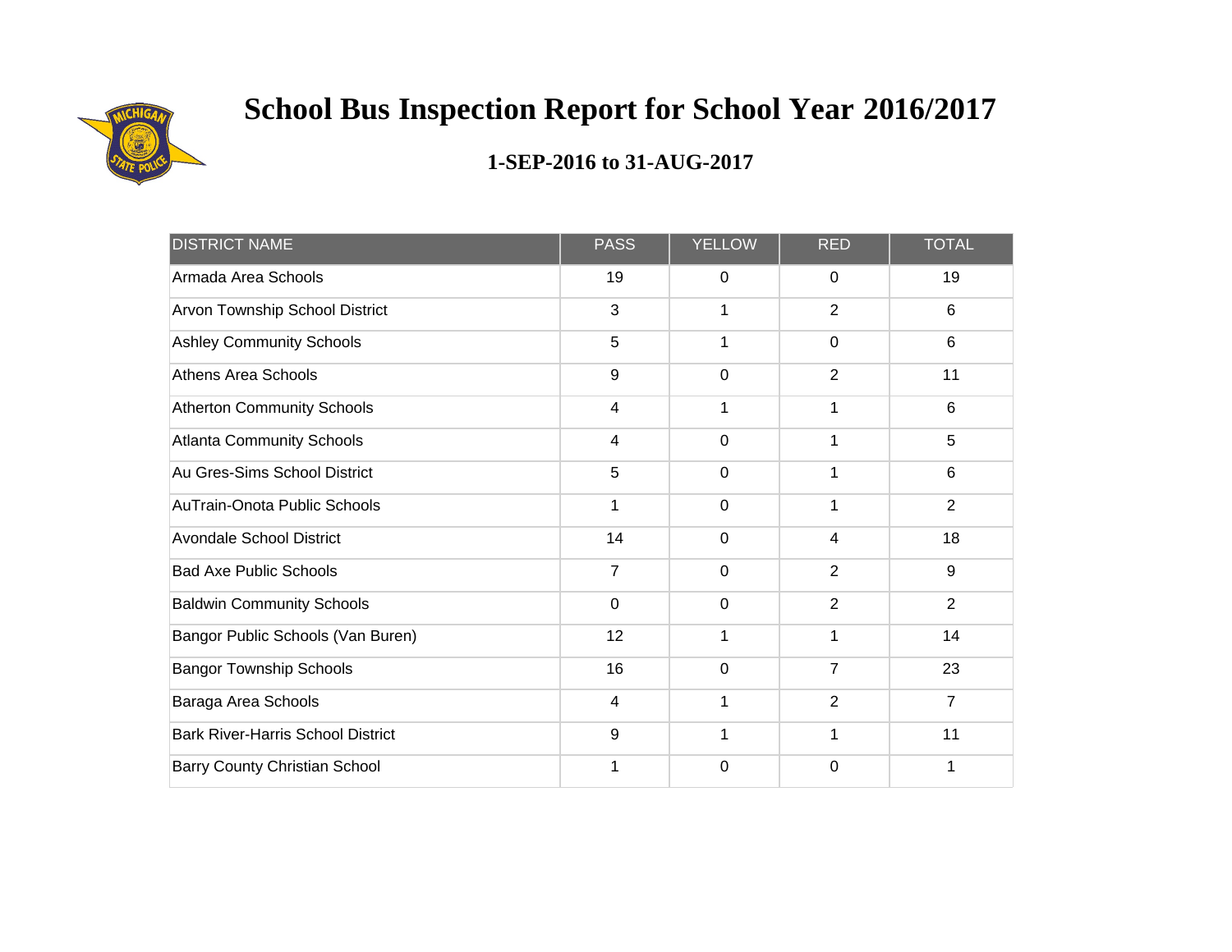# School Bus Inspection Report for School Year 2016/2017

## 1-SEP-2016 to 31-AUG-2017

| DISTRICT NAME | PASS | YELLOW | RED | TOTAL |
|---|---|---|---|---|
| Armada Area Schools | 19 | 0 | 0 | 19 |
| Arvon Township School District | 3 | 1 | 2 | 6 |
| Ashley Community Schools | 5 | 1 | 0 | 6 |
| Athens Area Schools | 9 | 0 | 2 | 11 |
| Atherton Community Schools | 4 | 1 | 1 | 6 |
| Atlanta Community Schools | 4 | 0 | 1 | 5 |
| Au Gres-Sims School District | 5 | 0 | 1 | 6 |
| AuTrain-Onota Public Schools | 1 | 0 | 1 | 2 |
| Avondale School District | 14 | 0 | 4 | 18 |
| Bad Axe Public Schools | 7 | 0 | 2 | 9 |
| Baldwin Community Schools | 0 | 0 | 2 | 2 |
| Bangor Public Schools (Van Buren) | 12 | 1 | 1 | 14 |
| Bangor Township Schools | 16 | 0 | 7 | 23 |
| Baraga Area Schools | 4 | 1 | 2 | 7 |
| Bark River-Harris School District | 9 | 1 | 1 | 11 |
| Barry County Christian School | 1 | 0 | 0 | 1 |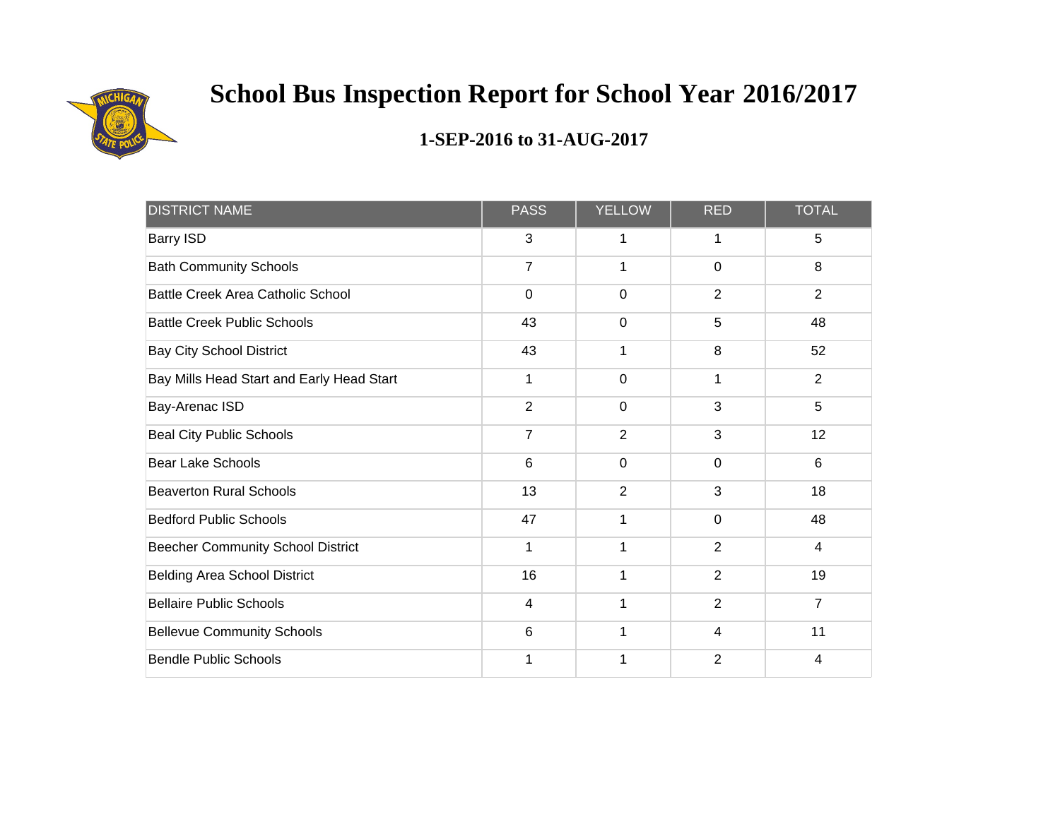# School Bus Inspection Report for School Year 2016/2017

## 1-SEP-2016 to 31-AUG-2017

| DISTRICT NAME | PASS | YELLOW | RED | TOTAL |
|---|---|---|---|---|
| Barry ISD | 3 | 1 | 1 | 5 |
| Bath Community Schools | 7 | 1 | 0 | 8 |
| Battle Creek Area Catholic School | 0 | 0 | 2 | 2 |
| Battle Creek Public Schools | 43 | 0 | 5 | 48 |
| Bay City School District | 43 | 1 | 8 | 52 |
| Bay Mills Head Start and Early Head Start | 1 | 0 | 1 | 2 |
| Bay-Arenac ISD | 2 | 0 | 3 | 5 |
| Beal City Public Schools | 7 | 2 | 3 | 12 |
| Bear Lake Schools | 6 | 0 | 0 | 6 |
| Beaverton Rural Schools | 13 | 2 | 3 | 18 |
| Bedford Public Schools | 47 | 1 | 0 | 48 |
| Beecher Community School District | 1 | 1 | 2 | 4 |
| Belding Area School District | 16 | 1 | 2 | 19 |
| Bellaire Public Schools | 4 | 1 | 2 | 7 |
| Bellevue Community Schools | 6 | 1 | 4 | 11 |
| Bendle Public Schools | 1 | 1 | 2 | 4 |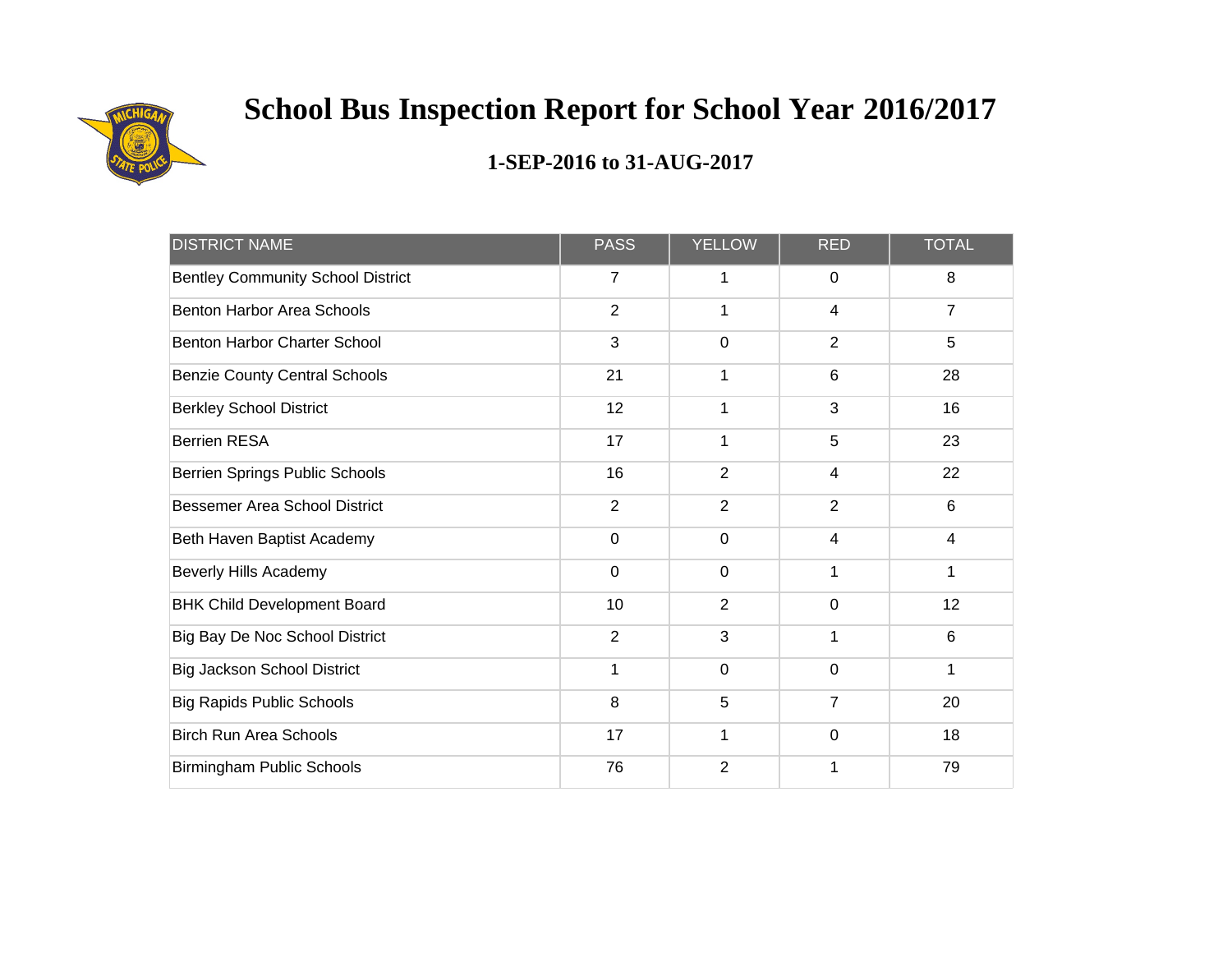# School Bus Inspection Report for School Year 2016/2017

## 1-SEP-2016 to 31-AUG-2017

| DISTRICT NAME | PASS | YELLOW | RED | TOTAL |
|---|---|---|---|---|
| Bentley Community School District | 7 | 1 | 0 | 8 |
| Benton Harbor Area Schools | 2 | 1 | 4 | 7 |
| Benton Harbor Charter School | 3 | 0 | 2 | 5 |
| Benzie County Central Schools | 21 | 1 | 6 | 28 |
| Berkley School District | 12 | 1 | 3 | 16 |
| Berrien RESA | 17 | 1 | 5 | 23 |
| Berrien Springs Public Schools | 16 | 2 | 4 | 22 |
| Bessemer Area School District | 2 | 2 | 2 | 6 |
| Beth Haven Baptist Academy | 0 | 0 | 4 | 4 |
| Beverly Hills Academy | 0 | 0 | 1 | 1 |
| BHK Child Development Board | 10 | 2 | 0 | 12 |
| Big Bay De Noc School District | 2 | 3 | 1 | 6 |
| Big Jackson School District | 1 | 0 | 0 | 1 |
| Big Rapids Public Schools | 8 | 5 | 7 | 20 |
| Birch Run Area Schools | 17 | 1 | 0 | 18 |
| Birmingham Public Schools | 76 | 2 | 1 | 79 |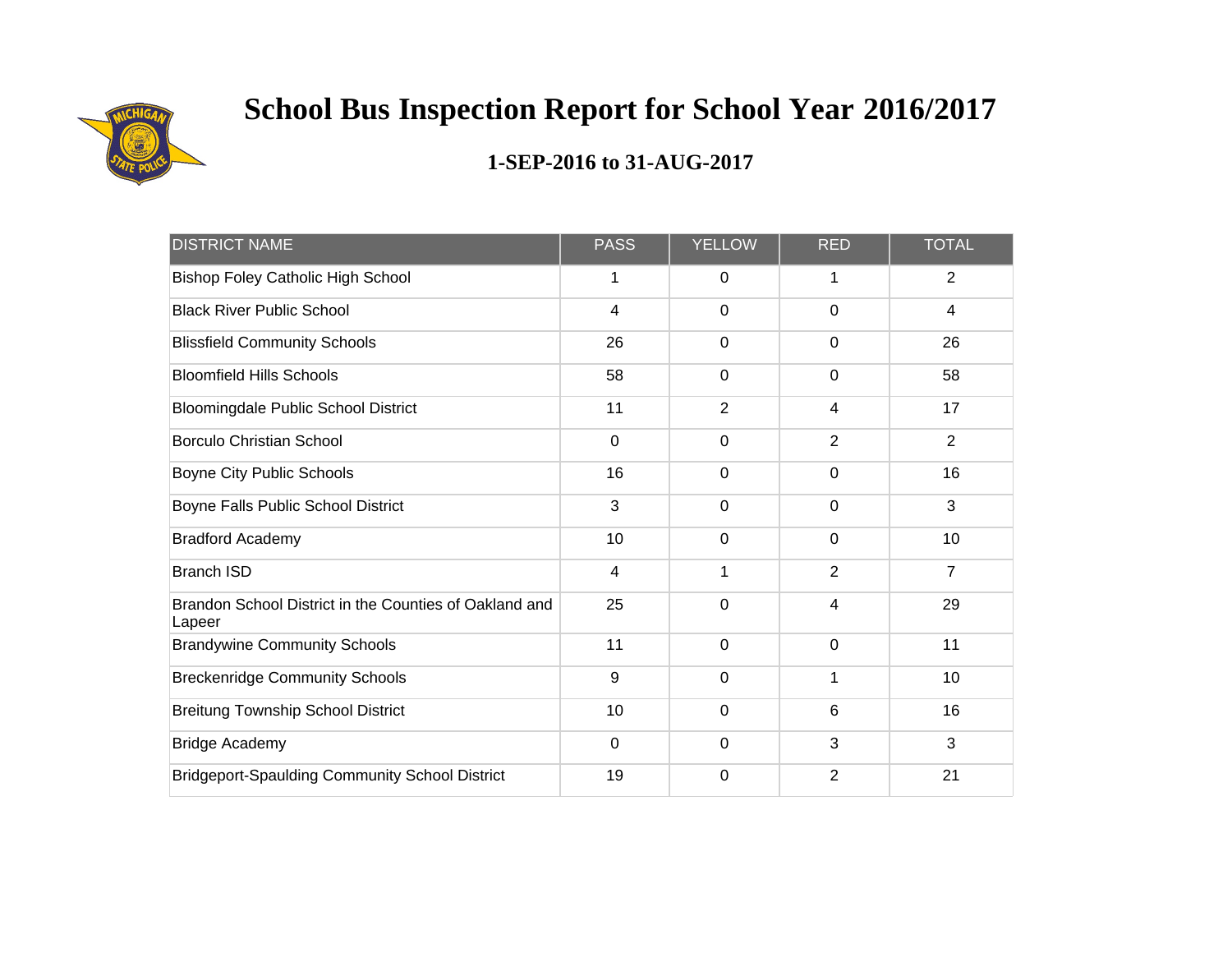# School Bus Inspection Report for School Year 2016/2017

## 1-SEP-2016 to 31-AUG-2017

| DISTRICT NAME | PASS | YELLOW | RED | TOTAL |
|---|---|---|---|---|
| Bishop Foley Catholic High School | 1 | 0 | 1 | 2 |
| Black River Public School | 4 | 0 | 0 | 4 |
| Blissfield Community Schools | 26 | 0 | 0 | 26 |
| Bloomfield Hills Schools | 58 | 0 | 0 | 58 |
| Bloomingdale Public School District | 11 | 2 | 4 | 17 |
| Borculo Christian School | 0 | 0 | 2 | 2 |
| Boyne City Public Schools | 16 | 0 | 0 | 16 |
| Boyne Falls Public School District | 3 | 0 | 0 | 3 |
| Bradford Academy | 10 | 0 | 0 | 10 |
| Branch ISD | 4 | 1 | 2 | 7 |
| Brandon School District in the Counties of Oakland and Lapeer | 25 | 0 | 4 | 29 |
| Brandywine Community Schools | 11 | 0 | 0 | 11 |
| Breckenridge Community Schools | 9 | 0 | 1 | 10 |
| Breitung Township School District | 10 | 0 | 6 | 16 |
| Bridge Academy | 0 | 0 | 3 | 3 |
| Bridgeport-Spaulding Community School District | 19 | 0 | 2 | 21 |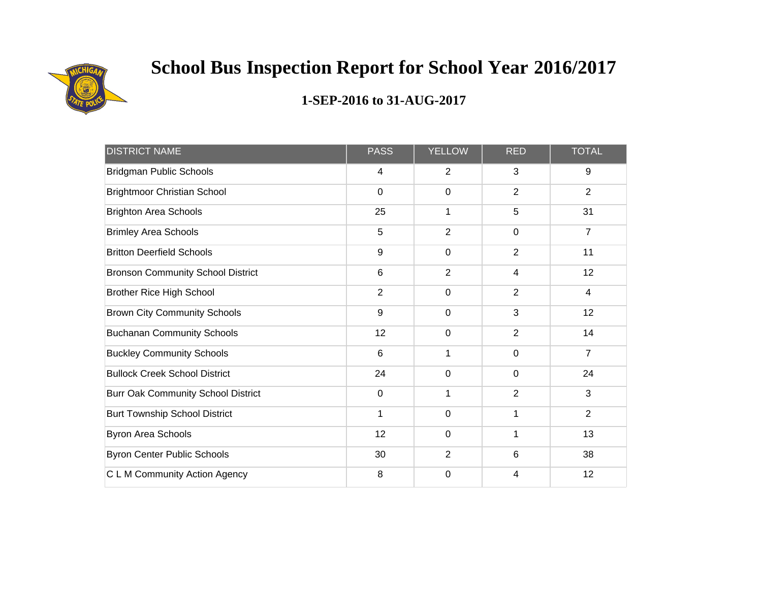# School Bus Inspection Report for School Year 2016/2017

## 1-SEP-2016 to 31-AUG-2017

| DISTRICT NAME | PASS | YELLOW | RED | TOTAL |
|---|---|---|---|---|
| Bridgman Public Schools | 4 | 2 | 3 | 9 |
| Brightmoor Christian School | 0 | 0 | 2 | 2 |
| Brighton Area Schools | 25 | 1 | 5 | 31 |
| Brimley Area Schools | 5 | 2 | 0 | 7 |
| Britton Deerfield Schools | 9 | 0 | 2 | 11 |
| Bronson Community School District | 6 | 2 | 4 | 12 |
| Brother Rice High School | 2 | 0 | 2 | 4 |
| Brown City Community Schools | 9 | 0 | 3 | 12 |
| Buchanan Community Schools | 12 | 0 | 2 | 14 |
| Buckley Community Schools | 6 | 1 | 0 | 7 |
| Bullock Creek School District | 24 | 0 | 0 | 24 |
| Burr Oak Community School District | 0 | 1 | 2 | 3 |
| Burt Township School District | 1 | 0 | 1 | 2 |
| Byron Area Schools | 12 | 0 | 1 | 13 |
| Byron Center Public Schools | 30 | 2 | 6 | 38 |
| C L M Community Action Agency | 8 | 0 | 4 | 12 |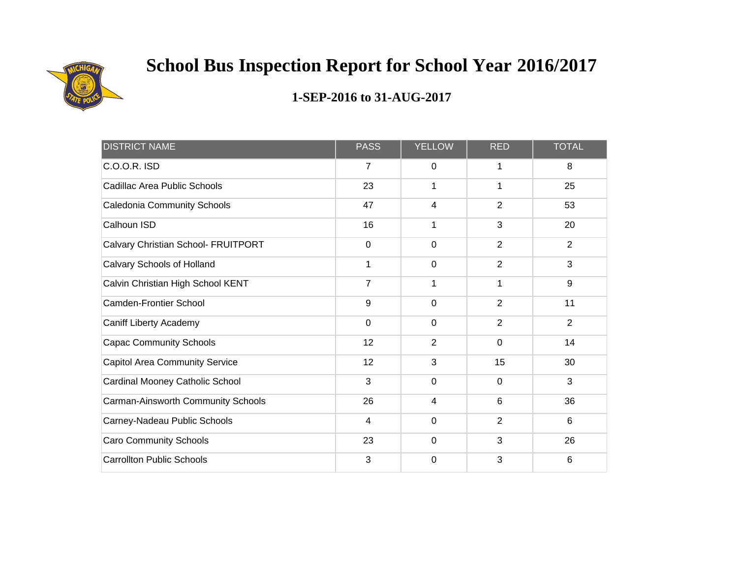# School Bus Inspection Report for School Year 2016/2017

## 1-SEP-2016 to 31-AUG-2017

| DISTRICT NAME | PASS | YELLOW | RED | TOTAL |
|---|---|---|---|---|
| C.O.O.R. ISD | 7 | 0 | 1 | 8 |
| Cadillac Area Public Schools | 23 | 1 | 1 | 25 |
| Caledonia Community Schools | 47 | 4 | 2 | 53 |
| Calhoun ISD | 16 | 1 | 3 | 20 |
| Calvary Christian School- FRUITPORT | 0 | 0 | 2 | 2 |
| Calvary Schools of Holland | 1 | 0 | 2 | 3 |
| Calvin Christian High School KENT | 7 | 1 | 1 | 9 |
| Camden-Frontier School | 9 | 0 | 2 | 11 |
| Caniff Liberty Academy | 0 | 0 | 2 | 2 |
| Capac Community Schools | 12 | 2 | 0 | 14 |
| Capitol Area Community Service | 12 | 3 | 15 | 30 |
| Cardinal Mooney Catholic School | 3 | 0 | 0 | 3 |
| Carman-Ainsworth Community Schools | 26 | 4 | 6 | 36 |
| Carney-Nadeau Public Schools | 4 | 0 | 2 | 6 |
| Caro Community Schools | 23 | 0 | 3 | 26 |
| Carrollton Public Schools | 3 | 0 | 3 | 6 |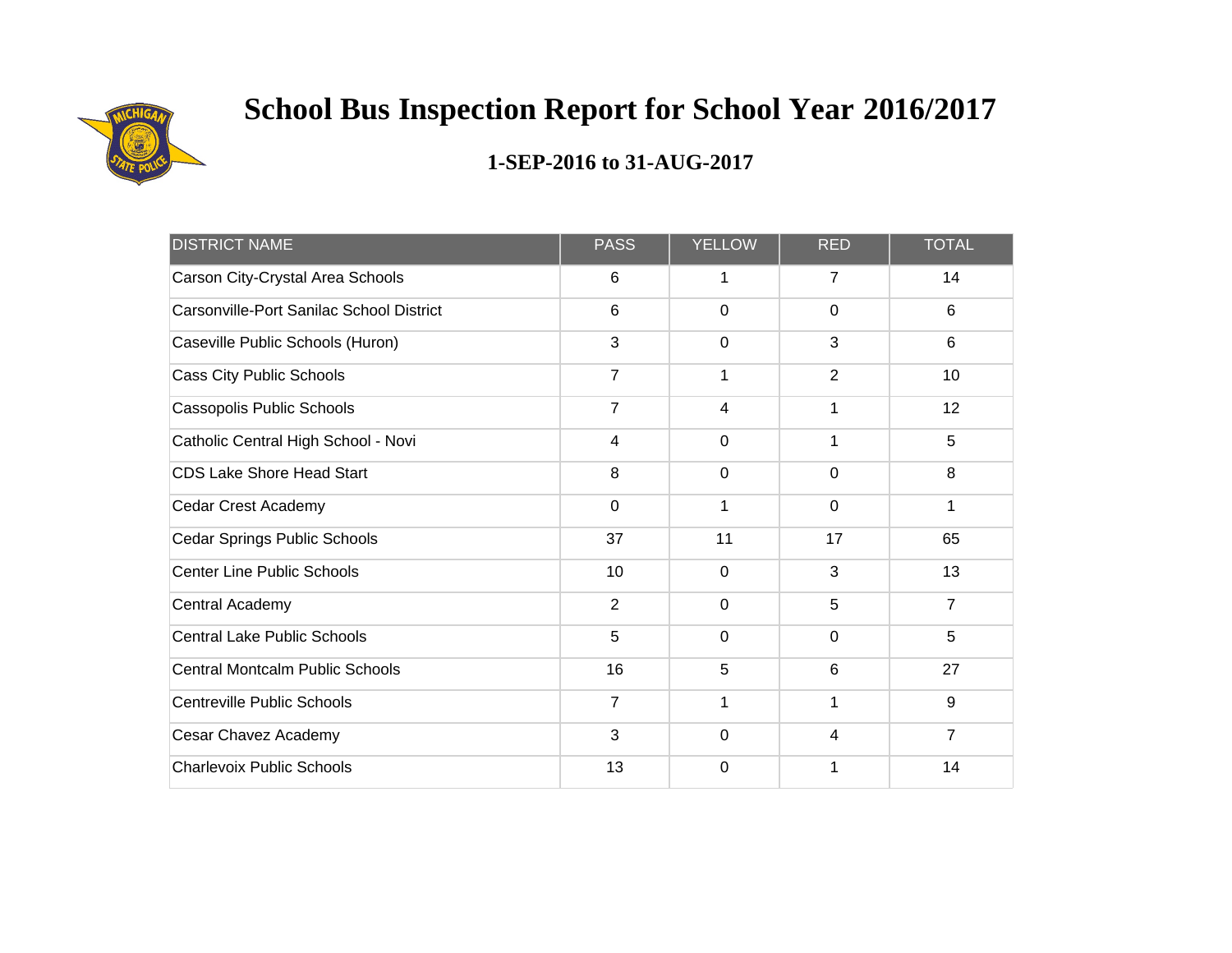# School Bus Inspection Report for School Year 2016/2017

## 1-SEP-2016 to 31-AUG-2017

| DISTRICT NAME | PASS | YELLOW | RED | TOTAL |
|---|---|---|---|---|
| Carson City-Crystal Area Schools | 6 | 1 | 7 | 14 |
| Carsonville-Port Sanilac School District | 6 | 0 | 0 | 6 |
| Caseville Public Schools (Huron) | 3 | 0 | 3 | 6 |
| Cass City Public Schools | 7 | 1 | 2 | 10 |
| Cassopolis Public Schools | 7 | 4 | 1 | 12 |
| Catholic Central High School - Novi | 4 | 0 | 1 | 5 |
| CDS Lake Shore Head Start | 8 | 0 | 0 | 8 |
| Cedar Crest Academy | 0 | 1 | 0 | 1 |
| Cedar Springs Public Schools | 37 | 11 | 17 | 65 |
| Center Line Public Schools | 10 | 0 | 3 | 13 |
| Central Academy | 2 | 0 | 5 | 7 |
| Central Lake Public Schools | 5 | 0 | 0 | 5 |
| Central Montcalm Public Schools | 16 | 5 | 6 | 27 |
| Centreville Public Schools | 7 | 1 | 1 | 9 |
| Cesar Chavez Academy | 3 | 0 | 4 | 7 |
| Charlevoix Public Schools | 13 | 0 | 1 | 14 |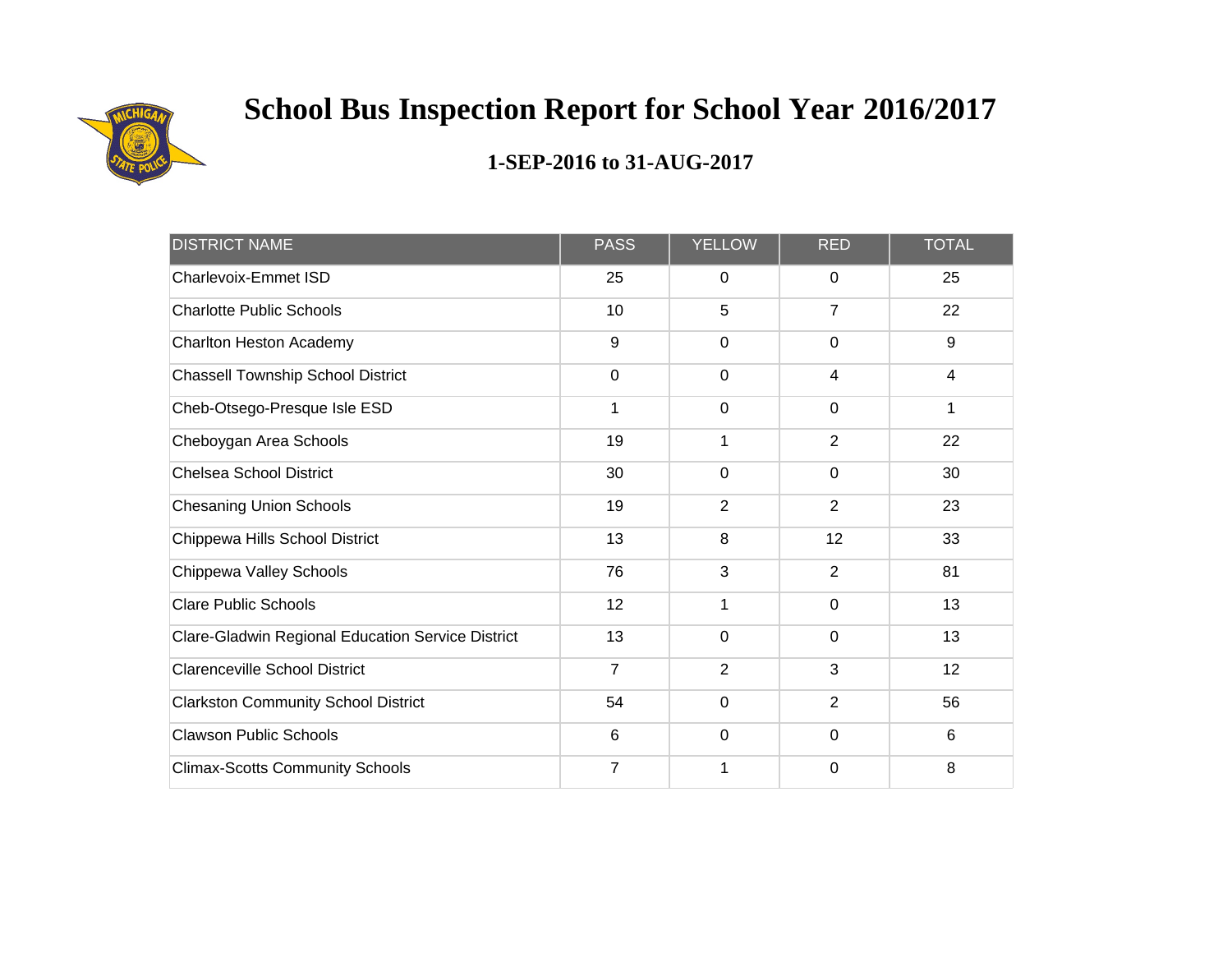# School Bus Inspection Report for School Year 2016/2017

## 1-SEP-2016 to 31-AUG-2017

| DISTRICT NAME | PASS | YELLOW | RED | TOTAL |
|---|---|---|---|---|
| Charlevoix-Emmet ISD | 25 | 0 | 0 | 25 |
| Charlotte Public Schools | 10 | 5 | 7 | 22 |
| Charlton Heston Academy | 9 | 0 | 0 | 9 |
| Chassell Township School District | 0 | 0 | 4 | 4 |
| Cheb-Otsego-Presque Isle ESD | 1 | 0 | 0 | 1 |
| Cheboygan Area Schools | 19 | 1 | 2 | 22 |
| Chelsea School District | 30 | 0 | 0 | 30 |
| Chesaning Union Schools | 19 | 2 | 2 | 23 |
| Chippewa Hills School District | 13 | 8 | 12 | 33 |
| Chippewa Valley Schools | 76 | 3 | 2 | 81 |
| Clare Public Schools | 12 | 1 | 0 | 13 |
| Clare-Gladwin Regional Education Service District | 13 | 0 | 0 | 13 |
| Clarenceville School District | 7 | 2 | 3 | 12 |
| Clarkston Community School District | 54 | 0 | 2 | 56 |
| Clawson Public Schools | 6 | 0 | 0 | 6 |
| Climax-Scotts Community Schools | 7 | 1 | 0 | 8 |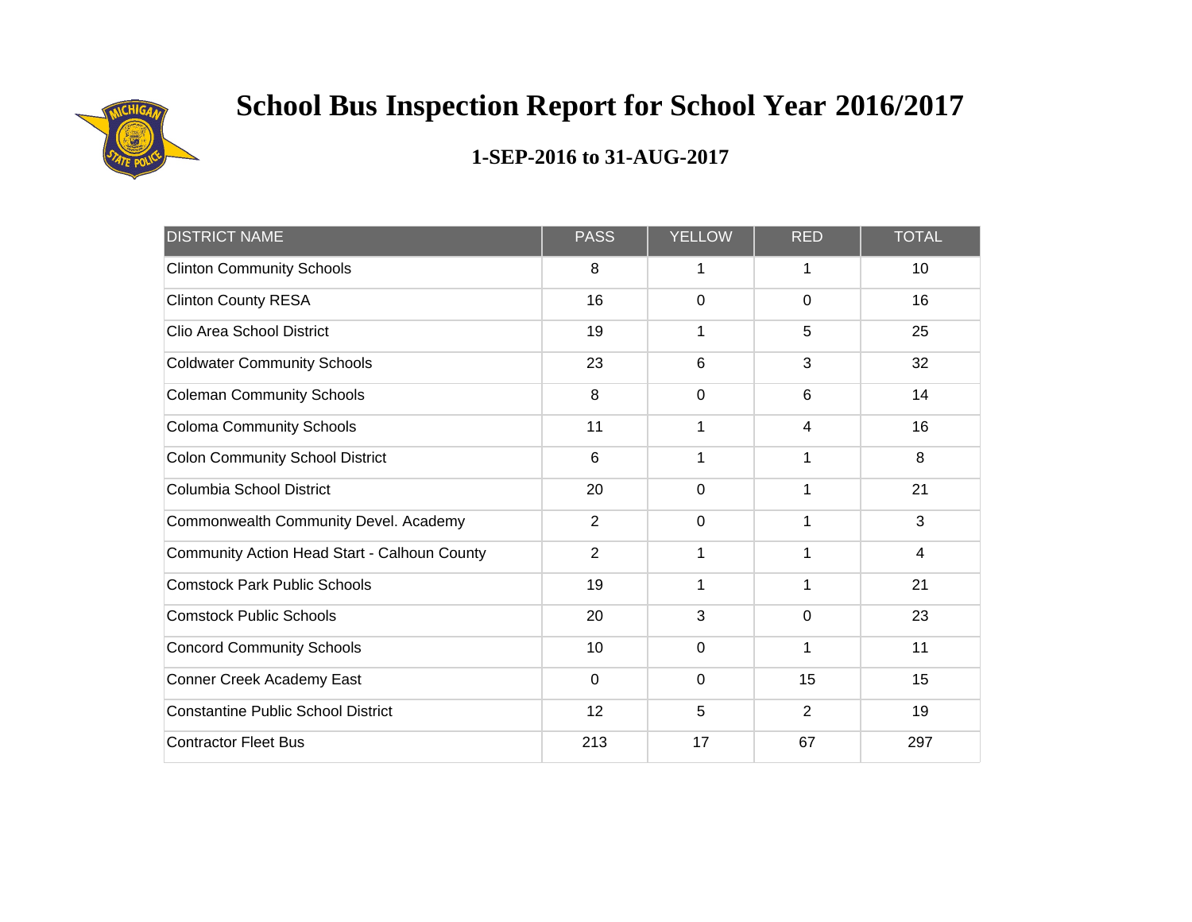# School Bus Inspection Report for School Year 2016/2017

## 1-SEP-2016 to 31-AUG-2017

| DISTRICT NAME | PASS | YELLOW | RED | TOTAL |
|---|---|---|---|---|
| Clinton Community Schools | 8 | 1 | 1 | 10 |
| Clinton County RESA | 16 | 0 | 0 | 16 |
| Clio Area School District | 19 | 1 | 5 | 25 |
| Coldwater Community Schools | 23 | 6 | 3 | 32 |
| Coleman Community Schools | 8 | 0 | 6 | 14 |
| Coloma Community Schools | 11 | 1 | 4 | 16 |
| Colon Community School District | 6 | 1 | 1 | 8 |
| Columbia School District | 20 | 0 | 1 | 21 |
| Commonwealth Community Devel. Academy | 2 | 0 | 1 | 3 |
| Community Action Head Start - Calhoun County | 2 | 1 | 1 | 4 |
| Comstock Park Public Schools | 19 | 1 | 1 | 21 |
| Comstock Public Schools | 20 | 3 | 0 | 23 |
| Concord Community Schools | 10 | 0 | 1 | 11 |
| Conner Creek Academy East | 0 | 0 | 15 | 15 |
| Constantine Public School District | 12 | 5 | 2 | 19 |
| Contractor Fleet Bus | 213 | 17 | 67 | 297 |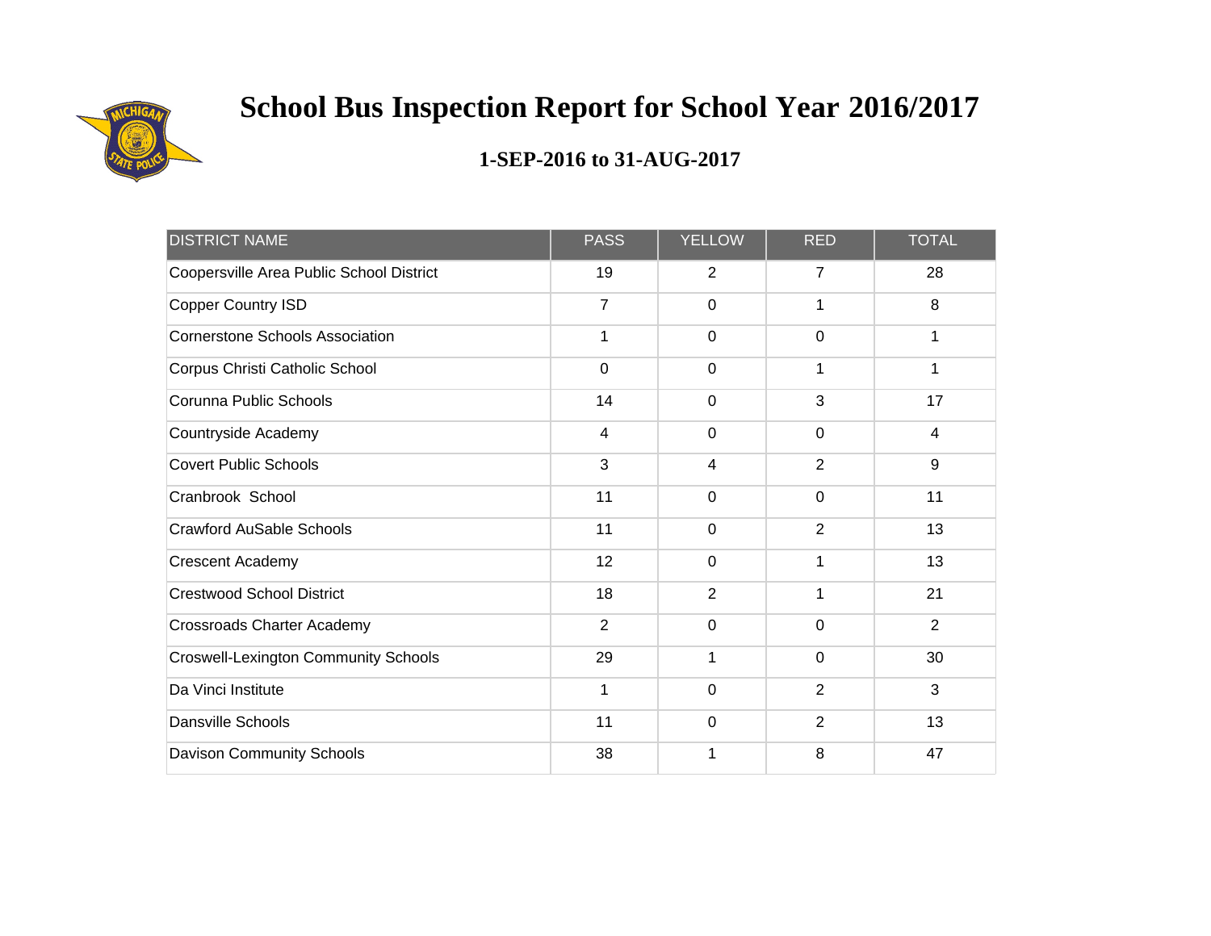# School Bus Inspection Report for School Year 2016/2017

## 1-SEP-2016 to 31-AUG-2017

| DISTRICT NAME | PASS | YELLOW | RED | TOTAL |
|---|---|---|---|---|
| Coopersville Area Public School District | 19 | 2 | 7 | 28 |
| Copper Country ISD | 7 | 0 | 1 | 8 |
| Cornerstone Schools Association | 1 | 0 | 0 | 1 |
| Corpus Christi Catholic School | 0 | 0 | 1 | 1 |
| Corunna Public Schools | 14 | 0 | 3 | 17 |
| Countryside Academy | 4 | 0 | 0 | 4 |
| Covert Public Schools | 3 | 4 | 2 | 9 |
| Cranbrook School | 11 | 0 | 0 | 11 |
| Crawford AuSable Schools | 11 | 0 | 2 | 13 |
| Crescent Academy | 12 | 0 | 1 | 13 |
| Crestwood School District | 18 | 2 | 1 | 21 |
| Crossroads Charter Academy | 2 | 0 | 0 | 2 |
| Croswell-Lexington Community Schools | 29 | 1 | 0 | 30 |
| Da Vinci Institute | 1 | 0 | 2 | 3 |
| Dansville Schools | 11 | 0 | 2 | 13 |
| Davison Community Schools | 38 | 1 | 8 | 47 |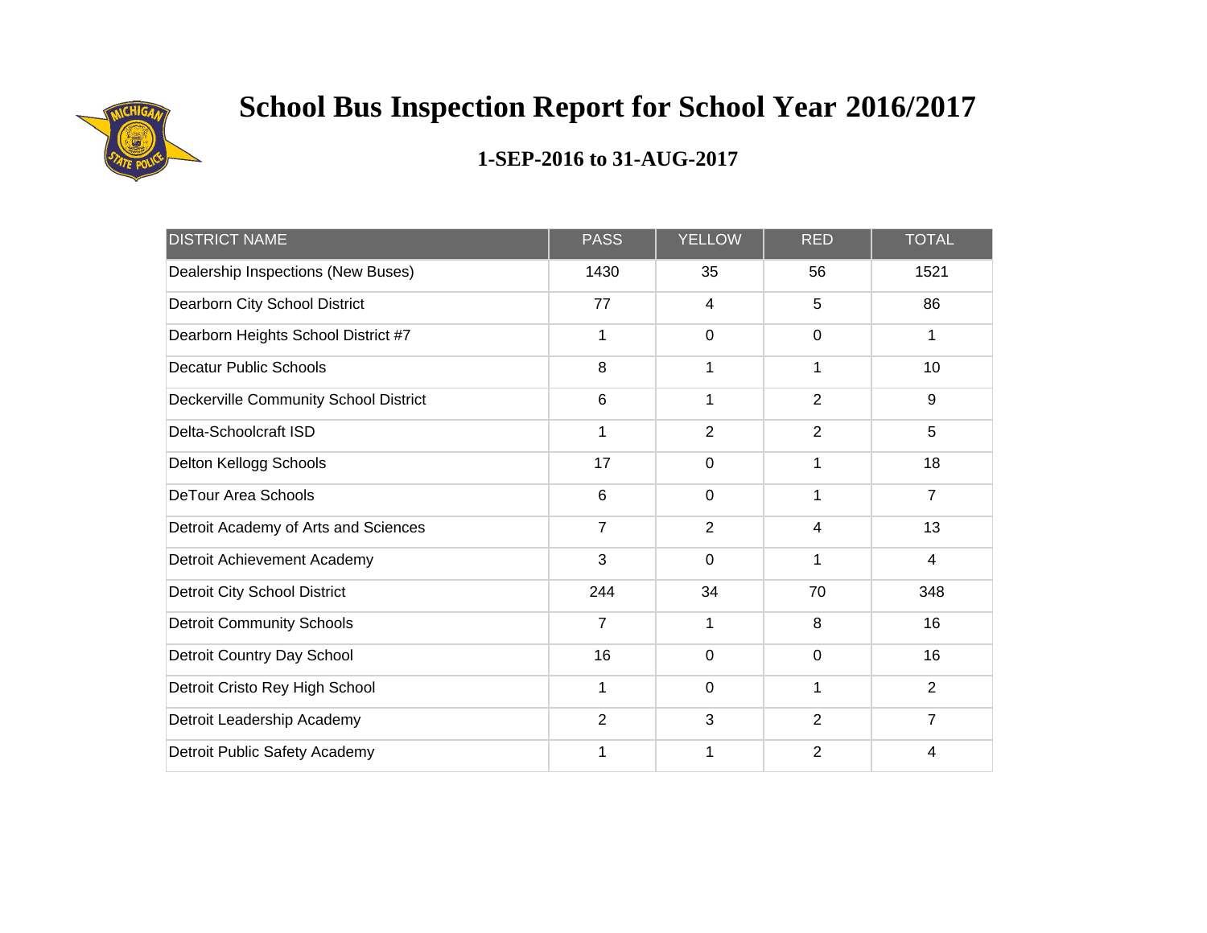# School Bus Inspection Report for School Year 2016/2017

## 1-SEP-2016 to 31-AUG-2017

| DISTRICT NAME | PASS | YELLOW | RED | TOTAL |
|---|---|---|---|---|
| Dealership Inspections (New Buses) | 1430 | 35 | 56 | 1521 |
| Dearborn City School District | 77 | 4 | 5 | 86 |
| Dearborn Heights School District #7 | 1 | 0 | 0 | 1 |
| Decatur Public Schools | 8 | 1 | 1 | 10 |
| Deckerville Community School District | 6 | 1 | 2 | 9 |
| Delta-Schoolcraft ISD | 1 | 2 | 2 | 5 |
| Delton Kellogg Schools | 17 | 0 | 1 | 18 |
| DeTour Area Schools | 6 | 0 | 1 | 7 |
| Detroit Academy of Arts and Sciences | 7 | 2 | 4 | 13 |
| Detroit Achievement Academy | 3 | 0 | 1 | 4 |
| Detroit City School District | 244 | 34 | 70 | 348 |
| Detroit Community Schools | 7 | 1 | 8 | 16 |
| Detroit Country Day School | 16 | 0 | 0 | 16 |
| Detroit Cristo Rey High School | 1 | 0 | 1 | 2 |
| Detroit Leadership Academy | 2 | 3 | 2 | 7 |
| Detroit Public Safety Academy | 1 | 1 | 2 | 4 |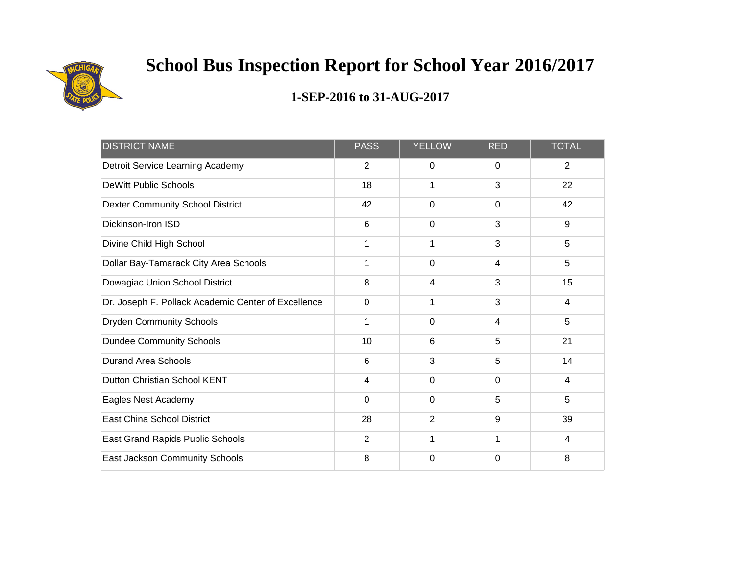# School Bus Inspection Report for School Year 2016/2017

## 1-SEP-2016 to 31-AUG-2017

| DISTRICT NAME | PASS | YELLOW | RED | TOTAL |
|---|---|---|---|---|
| Detroit Service Learning Academy | 2 | 0 | 0 | 2 |
| DeWitt Public Schools | 18 | 1 | 3 | 22 |
| Dexter Community School District | 42 | 0 | 0 | 42 |
| Dickinson-Iron ISD | 6 | 0 | 3 | 9 |
| Divine Child High School | 1 | 1 | 3 | 5 |
| Dollar Bay-Tamarack City Area Schools | 1 | 0 | 4 | 5 |
| Dowagiac Union School District | 8 | 4 | 3 | 15 |
| Dr. Joseph F. Pollack Academic Center of Excellence | 0 | 1 | 3 | 4 |
| Dryden Community Schools | 1 | 0 | 4 | 5 |
| Dundee Community Schools | 10 | 6 | 5 | 21 |
| Durand Area Schools | 6 | 3 | 5 | 14 |
| Dutton Christian School KENT | 4 | 0 | 0 | 4 |
| Eagles Nest Academy | 0 | 0 | 5 | 5 |
| East China School District | 28 | 2 | 9 | 39 |
| East Grand Rapids Public Schools | 2 | 1 | 1 | 4 |
| East Jackson Community Schools | 8 | 0 | 0 | 8 |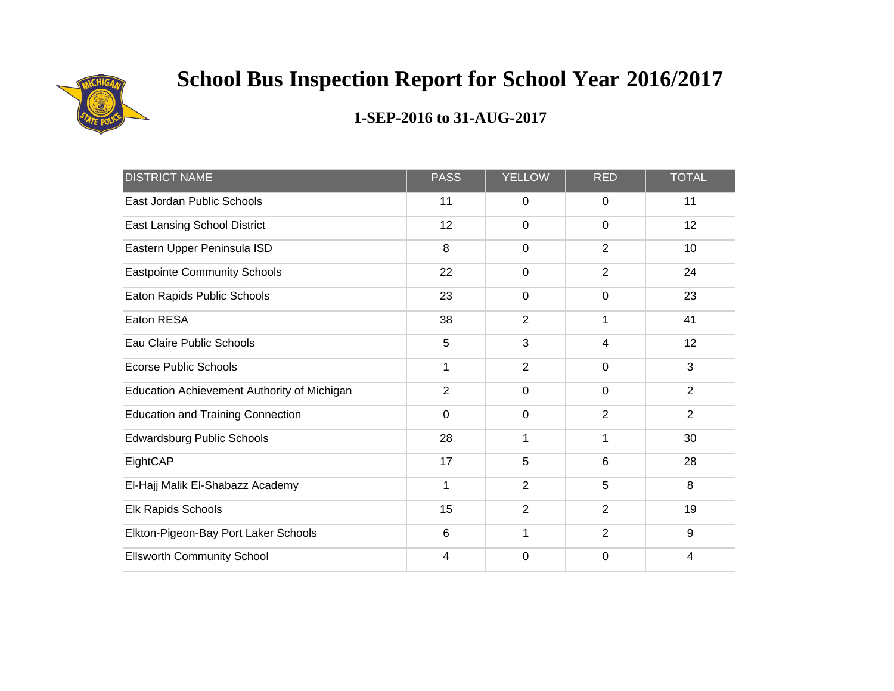# School Bus Inspection Report for School Year 2016/2017

## 1-SEP-2016 to 31-AUG-2017

| DISTRICT NAME | PASS | YELLOW | RED | TOTAL |
|---|---|---|---|---|
| East Jordan Public Schools | 11 | 0 | 0 | 11 |
| East Lansing School District | 12 | 0 | 0 | 12 |
| Eastern Upper Peninsula ISD | 8 | 0 | 2 | 10 |
| Eastpointe Community Schools | 22 | 0 | 2 | 24 |
| Eaton Rapids Public Schools | 23 | 0 | 0 | 23 |
| Eaton RESA | 38 | 2 | 1 | 41 |
| Eau Claire Public Schools | 5 | 3 | 4 | 12 |
| Ecorse Public Schools | 1 | 2 | 0 | 3 |
| Education Achievement Authority of Michigan | 2 | 0 | 0 | 2 |
| Education and Training Connection | 0 | 0 | 2 | 2 |
| Edwardsburg Public Schools | 28 | 1 | 1 | 30 |
| EightCAP | 17 | 5 | 6 | 28 |
| El-Hajj Malik El-Shabazz Academy | 1 | 2 | 5 | 8 |
| Elk Rapids Schools | 15 | 2 | 2 | 19 |
| Elkton-Pigeon-Bay Port Laker Schools | 6 | 1 | 2 | 9 |
| Ellsworth Community School | 4 | 0 | 0 | 4 |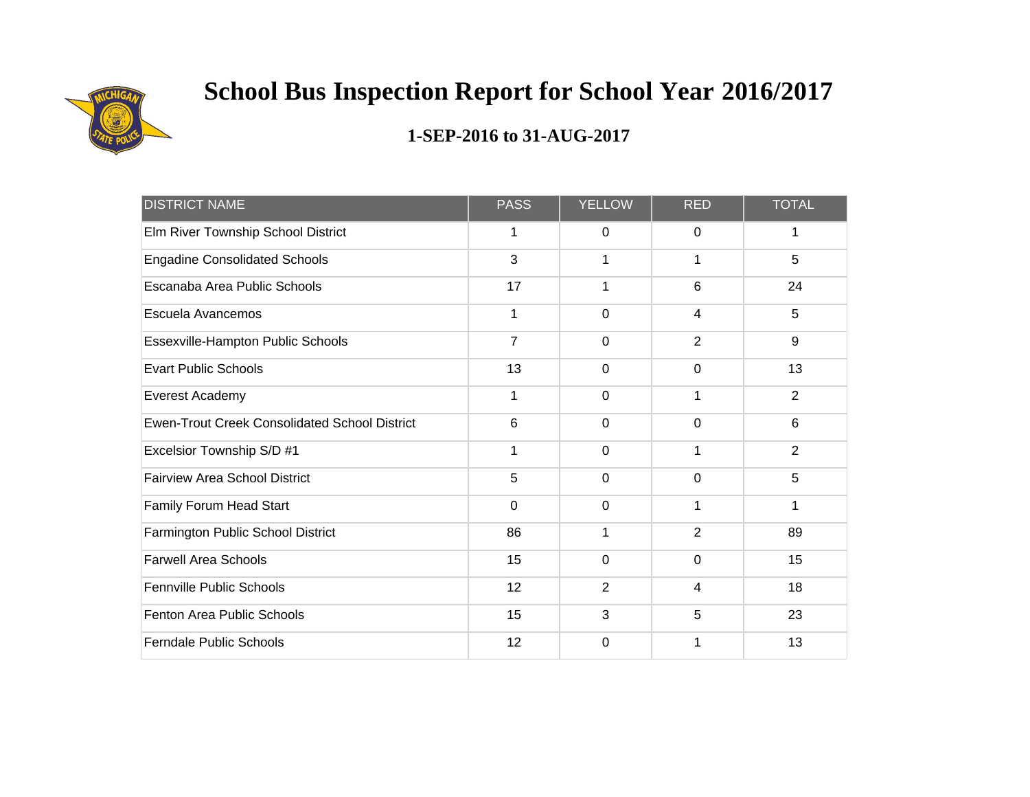# School Bus Inspection Report for School Year 2016/2017

## 1-SEP-2016 to 31-AUG-2017

| DISTRICT NAME | PASS | YELLOW | RED | TOTAL |
|---|---|---|---|---|
| Elm River Township School District | 1 | 0 | 0 | 1 |
| Engadine Consolidated Schools | 3 | 1 | 1 | 5 |
| Escanaba Area Public Schools | 17 | 1 | 6 | 24 |
| Escuela Avancemos | 1 | 0 | 4 | 5 |
| Essexville-Hampton Public Schools | 7 | 0 | 2 | 9 |
| Evart Public Schools | 13 | 0 | 0 | 13 |
| Everest Academy | 1 | 0 | 1 | 2 |
| Ewen-Trout Creek Consolidated School District | 6 | 0 | 0 | 6 |
| Excelsior Township S/D #1 | 1 | 0 | 1 | 2 |
| Fairview Area School District | 5 | 0 | 0 | 5 |
| Family Forum Head Start | 0 | 0 | 1 | 1 |
| Farmington Public School District | 86 | 1 | 2 | 89 |
| Farwell Area Schools | 15 | 0 | 0 | 15 |
| Fennville Public Schools | 12 | 2 | 4 | 18 |
| Fenton Area Public Schools | 15 | 3 | 5 | 23 |
| Ferndale Public Schools | 12 | 0 | 1 | 13 |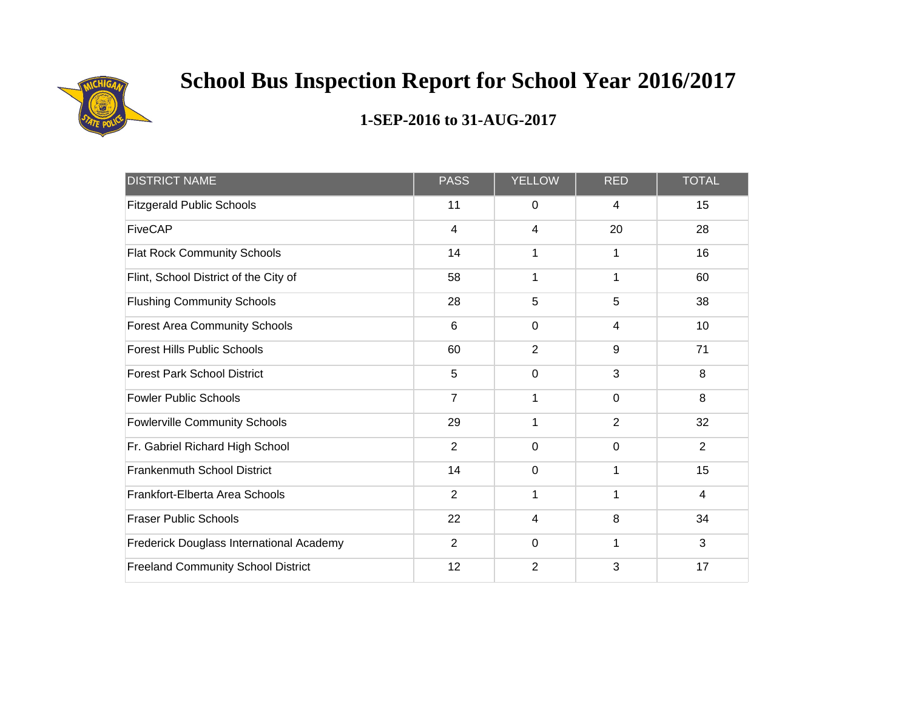# School Bus Inspection Report for School Year 2016/2017

## 1-SEP-2016 to 31-AUG-2017

| DISTRICT NAME | PASS | YELLOW | RED | TOTAL |
|---|---|---|---|---|
| Fitzgerald Public Schools | 11 | 0 | 4 | 15 |
| FiveCAP | 4 | 4 | 20 | 28 |
| Flat Rock Community Schools | 14 | 1 | 1 | 16 |
| Flint, School District of the City of | 58 | 1 | 1 | 60 |
| Flushing Community Schools | 28 | 5 | 5 | 38 |
| Forest Area Community Schools | 6 | 0 | 4 | 10 |
| Forest Hills Public Schools | 60 | 2 | 9 | 71 |
| Forest Park School District | 5 | 0 | 3 | 8 |
| Fowler Public Schools | 7 | 1 | 0 | 8 |
| Fowlerville Community Schools | 29 | 1 | 2 | 32 |
| Fr. Gabriel Richard High School | 2 | 0 | 0 | 2 |
| Frankenmuth School District | 14 | 0 | 1 | 15 |
| Frankfort-Elberta Area Schools | 2 | 1 | 1 | 4 |
| Fraser Public Schools | 22 | 4 | 8 | 34 |
| Frederick Douglass International Academy | 2 | 0 | 1 | 3 |
| Freeland Community School District | 12 | 2 | 3 | 17 |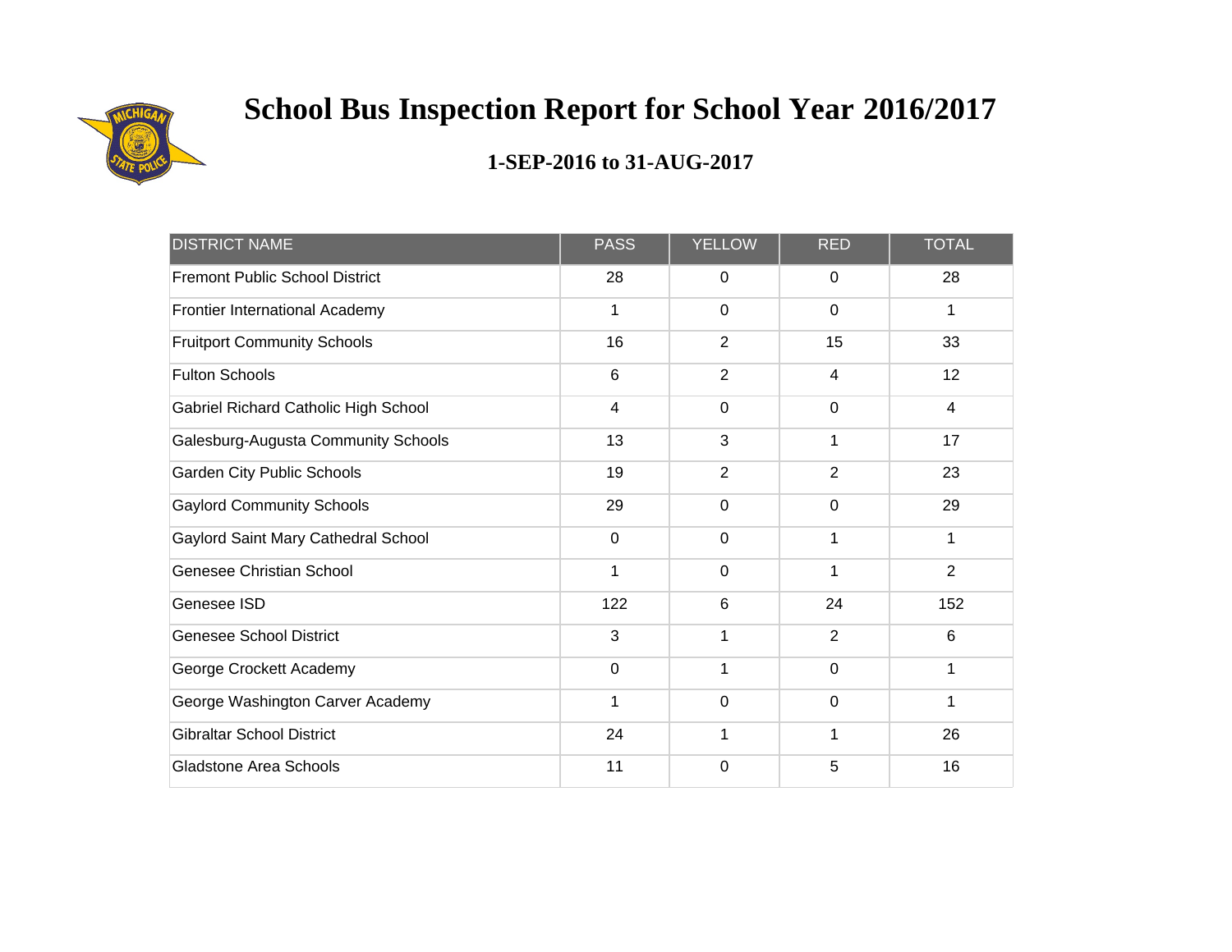# School Bus Inspection Report for School Year 2016/2017

## 1-SEP-2016 to 31-AUG-2017

| DISTRICT NAME | PASS | YELLOW | RED | TOTAL |
|---|---|---|---|---|
| Fremont Public School District | 28 | 0 | 0 | 28 |
| Frontier International Academy | 1 | 0 | 0 | 1 |
| Fruitport Community Schools | 16 | 2 | 15 | 33 |
| Fulton Schools | 6 | 2 | 4 | 12 |
| Gabriel Richard Catholic High School | 4 | 0 | 0 | 4 |
| Galesburg-Augusta Community Schools | 13 | 3 | 1 | 17 |
| Garden City Public Schools | 19 | 2 | 2 | 23 |
| Gaylord Community Schools | 29 | 0 | 0 | 29 |
| Gaylord Saint Mary Cathedral School | 0 | 0 | 1 | 1 |
| Genesee Christian School | 1 | 0 | 1 | 2 |
| Genesee ISD | 122 | 6 | 24 | 152 |
| Genesee School District | 3 | 1 | 2 | 6 |
| George Crockett Academy | 0 | 1 | 0 | 1 |
| George Washington Carver Academy | 1 | 0 | 0 | 1 |
| Gibraltar School District | 24 | 1 | 1 | 26 |
| Gladstone Area Schools | 11 | 0 | 5 | 16 |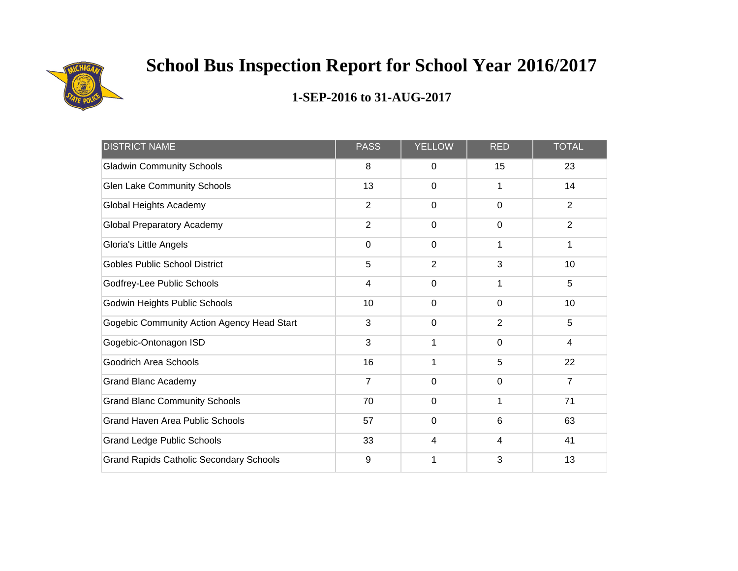# School Bus Inspection Report for School Year 2016/2017

## 1-SEP-2016 to 31-AUG-2017

| DISTRICT NAME | PASS | YELLOW | RED | TOTAL |
|---|---|---|---|---|
| Gladwin Community Schools | 8 | 0 | 15 | 23 |
| Glen Lake Community Schools | 13 | 0 | 1 | 14 |
| Global Heights Academy | 2 | 0 | 0 | 2 |
| Global Preparatory Academy | 2 | 0 | 0 | 2 |
| Gloria's Little Angels | 0 | 0 | 1 | 1 |
| Gobles Public School District | 5 | 2 | 3 | 10 |
| Godfrey-Lee Public Schools | 4 | 0 | 1 | 5 |
| Godwin Heights Public Schools | 10 | 0 | 0 | 10 |
| Gogebic Community Action Agency Head Start | 3 | 0 | 2 | 5 |
| Gogebic-Ontonagon ISD | 3 | 1 | 0 | 4 |
| Goodrich Area Schools | 16 | 1 | 5 | 22 |
| Grand Blanc Academy | 7 | 0 | 0 | 7 |
| Grand Blanc Community Schools | 70 | 0 | 1 | 71 |
| Grand Haven Area Public Schools | 57 | 0 | 6 | 63 |
| Grand Ledge Public Schools | 33 | 4 | 4 | 41 |
| Grand Rapids Catholic Secondary Schools | 9 | 1 | 3 | 13 |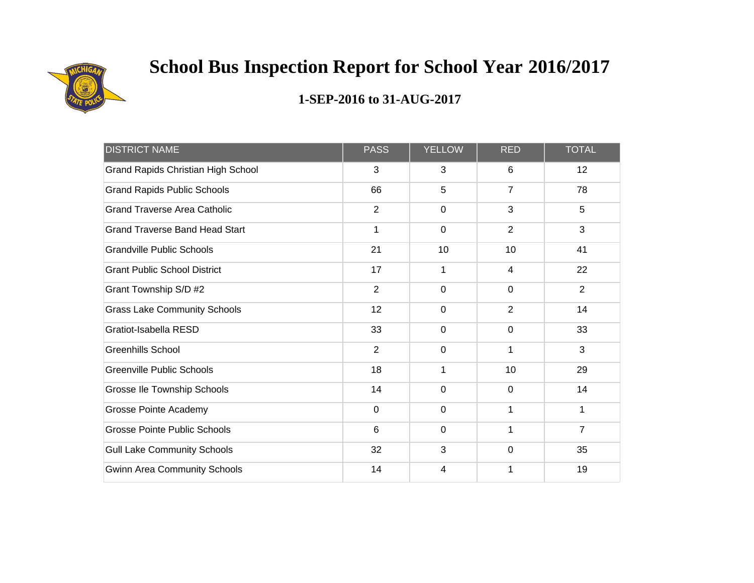# School Bus Inspection Report for School Year 2016/2017

## 1-SEP-2016 to 31-AUG-2017

| DISTRICT NAME | PASS | YELLOW | RED | TOTAL |
|---|---|---|---|---|
| Grand Rapids Christian High School | 3 | 3 | 6 | 12 |
| Grand Rapids Public Schools | 66 | 5 | 7 | 78 |
| Grand Traverse Area Catholic | 2 | 0 | 3 | 5 |
| Grand Traverse Band Head Start | 1 | 0 | 2 | 3 |
| Grandville Public Schools | 21 | 10 | 10 | 41 |
| Grant Public School District | 17 | 1 | 4 | 22 |
| Grant Township S/D #2 | 2 | 0 | 0 | 2 |
| Grass Lake Community Schools | 12 | 0 | 2 | 14 |
| Gratiot-Isabella RESD | 33 | 0 | 0 | 33 |
| Greenhills School | 2 | 0 | 1 | 3 |
| Greenville Public Schools | 18 | 1 | 10 | 29 |
| Grosse Ile Township Schools | 14 | 0 | 0 | 14 |
| Grosse Pointe Academy | 0 | 0 | 1 | 1 |
| Grosse Pointe Public Schools | 6 | 0 | 1 | 7 |
| Gull Lake Community Schools | 32 | 3 | 0 | 35 |
| Gwinn Area Community Schools | 14 | 4 | 1 | 19 |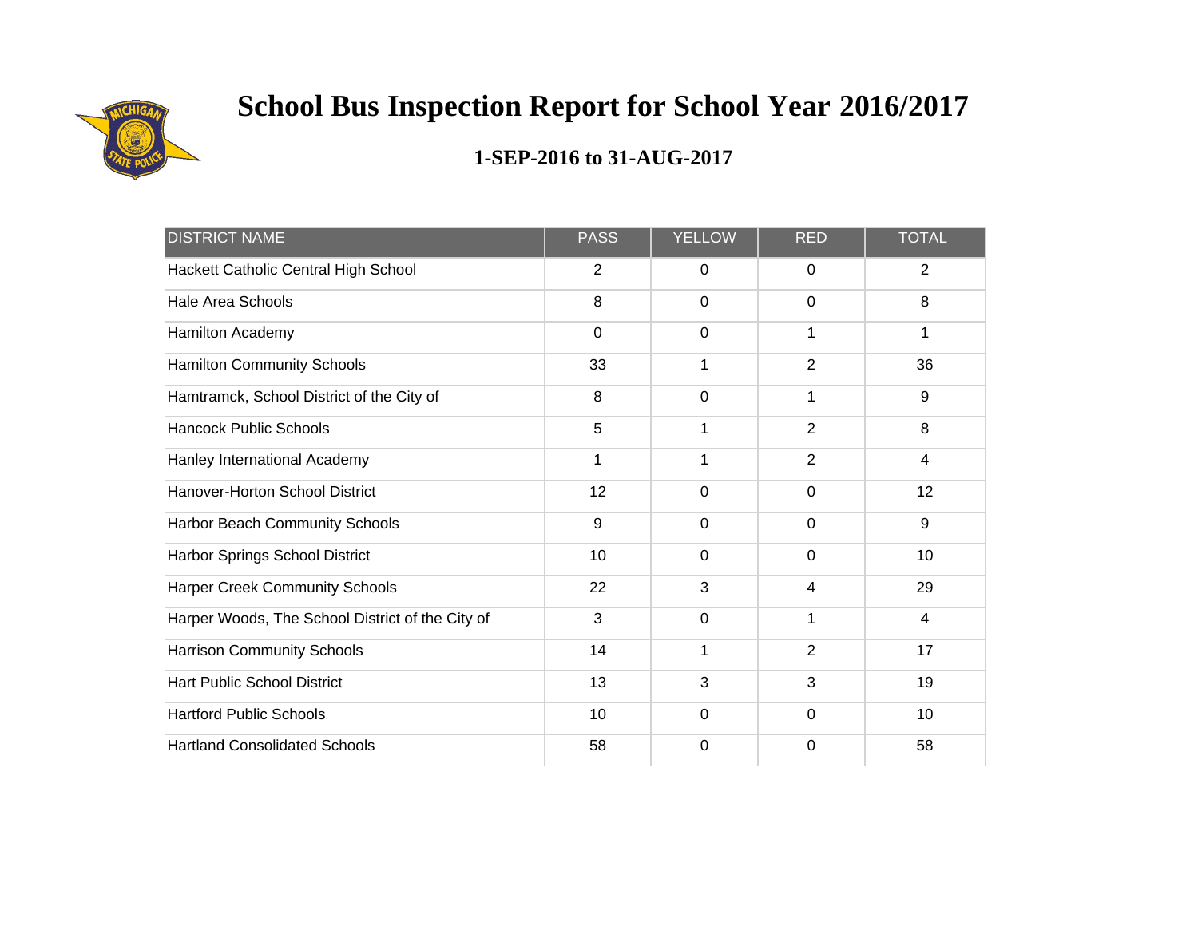# School Bus Inspection Report for School Year 2016/2017

## 1-SEP-2016 to 31-AUG-2017

| DISTRICT NAME | PASS | YELLOW | RED | TOTAL |
|---|---|---|---|---|
| Hackett Catholic Central High School | 2 | 0 | 0 | 2 |
| Hale Area Schools | 8 | 0 | 0 | 8 |
| Hamilton Academy | 0 | 0 | 1 | 1 |
| Hamilton Community Schools | 33 | 1 | 2 | 36 |
| Hamtramck, School District of the City of | 8 | 0 | 1 | 9 |
| Hancock Public Schools | 5 | 1 | 2 | 8 |
| Hanley International Academy | 1 | 1 | 2 | 4 |
| Hanover-Horton School District | 12 | 0 | 0 | 12 |
| Harbor Beach Community Schools | 9 | 0 | 0 | 9 |
| Harbor Springs School District | 10 | 0 | 0 | 10 |
| Harper Creek Community Schools | 22 | 3 | 4 | 29 |
| Harper Woods, The School District of the City of | 3 | 0 | 1 | 4 |
| Harrison Community Schools | 14 | 1 | 2 | 17 |
| Hart Public School District | 13 | 3 | 3 | 19 |
| Hartford Public Schools | 10 | 0 | 0 | 10 |
| Hartland Consolidated Schools | 58 | 0 | 0 | 58 |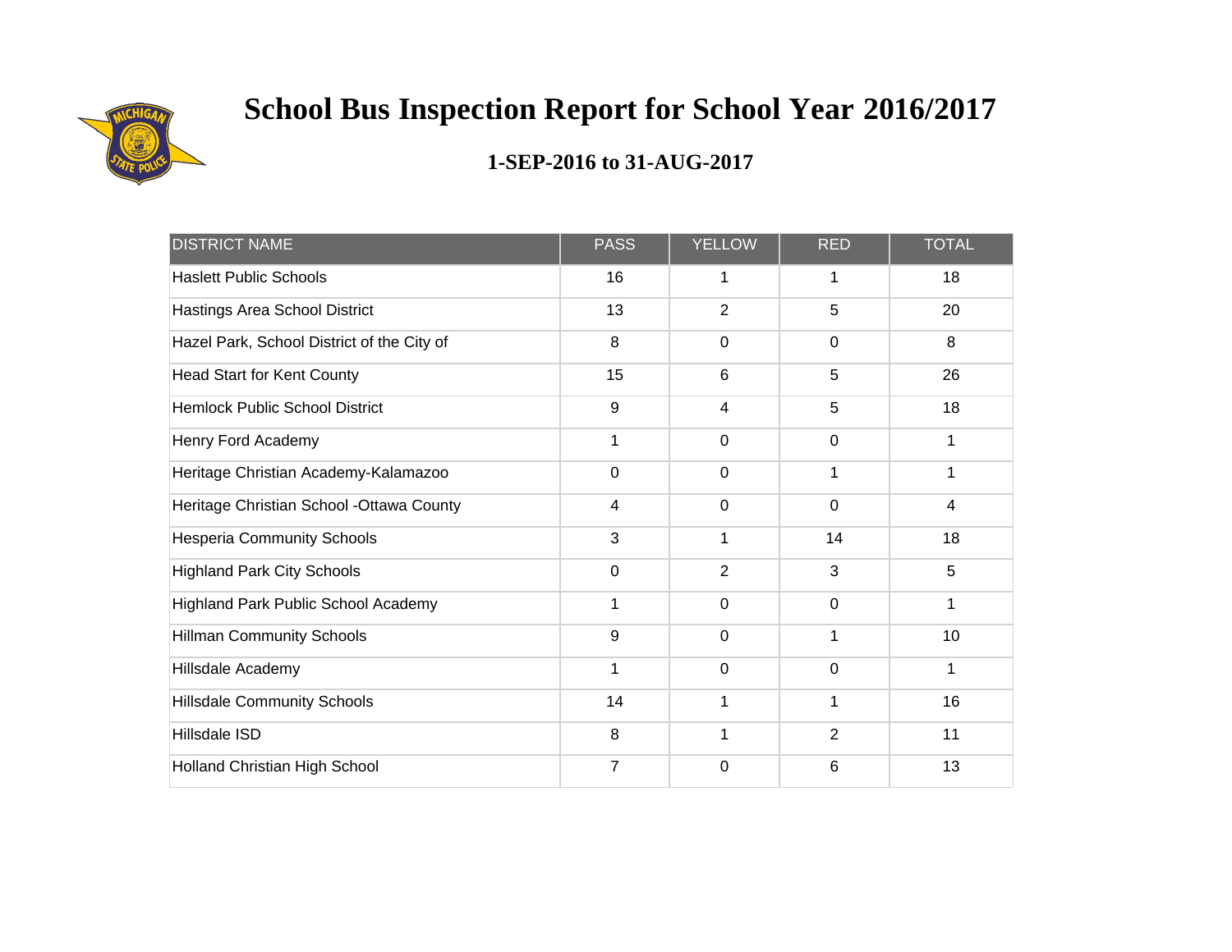# School Bus Inspection Report for School Year 2016/2017

## 1-SEP-2016 to 31-AUG-2017

| DISTRICT NAME | PASS | YELLOW | RED | TOTAL |
|---|---|---|---|---|
| Haslett Public Schools | 16 | 1 | 1 | 18 |
| Hastings Area School District | 13 | 2 | 5 | 20 |
| Hazel Park, School District of the City of | 8 | 0 | 0 | 8 |
| Head Start for Kent County | 15 | 6 | 5 | 26 |
| Hemlock Public School District | 9 | 4 | 5 | 18 |
| Henry Ford Academy | 1 | 0 | 0 | 1 |
| Heritage Christian Academy-Kalamazoo | 0 | 0 | 1 | 1 |
| Heritage Christian School -Ottawa County | 4 | 0 | 0 | 4 |
| Hesperia Community Schools | 3 | 1 | 14 | 18 |
| Highland Park City Schools | 0 | 2 | 3 | 5 |
| Highland Park Public School Academy | 1 | 0 | 0 | 1 |
| Hillman Community Schools | 9 | 0 | 1 | 10 |
| Hillsdale Academy | 1 | 0 | 0 | 1 |
| Hillsdale Community Schools | 14 | 1 | 1 | 16 |
| Hillsdale ISD | 8 | 1 | 2 | 11 |
| Holland Christian High School | 7 | 0 | 6 | 13 |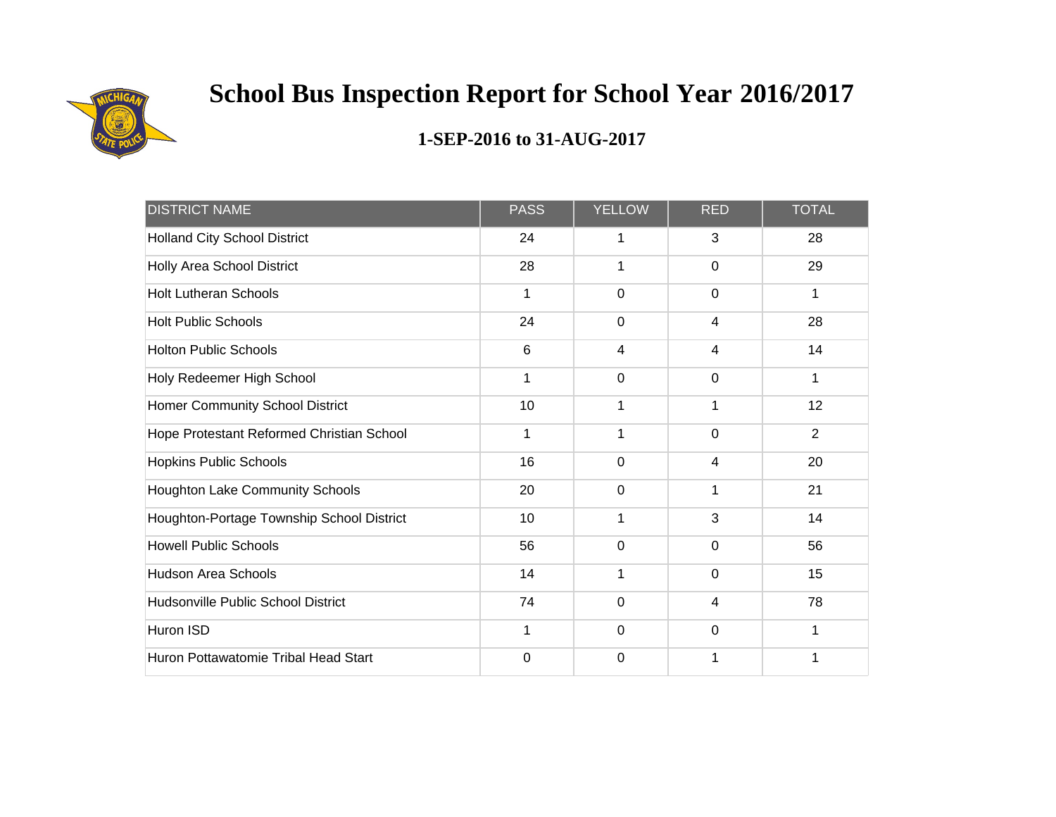# School Bus Inspection Report for School Year 2016/2017

## 1-SEP-2016 to 31-AUG-2017

| DISTRICT NAME | PASS | YELLOW | RED | TOTAL |
|---|---|---|---|---|
| Holland City School District | 24 | 1 | 3 | 28 |
| Holly Area School District | 28 | 1 | 0 | 29 |
| Holt Lutheran Schools | 1 | 0 | 0 | 1 |
| Holt Public Schools | 24 | 0 | 4 | 28 |
| Holton Public Schools | 6 | 4 | 4 | 14 |
| Holy Redeemer High School | 1 | 0 | 0 | 1 |
| Homer Community School District | 10 | 1 | 1 | 12 |
| Hope Protestant Reformed Christian School | 1 | 1 | 0 | 2 |
| Hopkins Public Schools | 16 | 0 | 4 | 20 |
| Houghton Lake Community Schools | 20 | 0 | 1 | 21 |
| Houghton-Portage Township School District | 10 | 1 | 3 | 14 |
| Howell Public Schools | 56 | 0 | 0 | 56 |
| Hudson Area Schools | 14 | 1 | 0 | 15 |
| Hudsonville Public School District | 74 | 0 | 4 | 78 |
| Huron ISD | 1 | 0 | 0 | 1 |
| Huron Pottawatomie Tribal Head Start | 0 | 0 | 1 | 1 |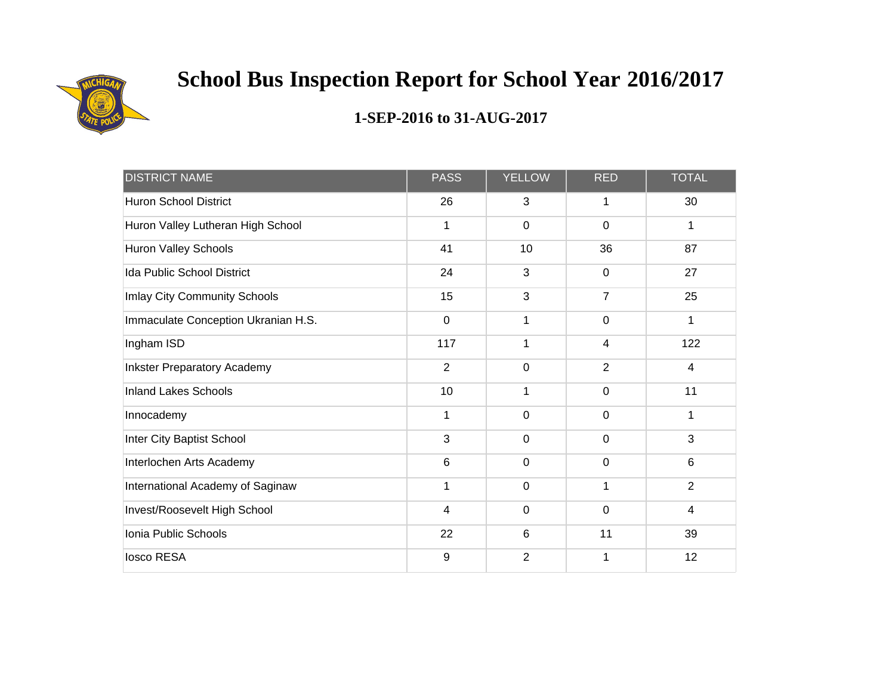# School Bus Inspection Report for School Year 2016/2017

## 1-SEP-2016 to 31-AUG-2017

| DISTRICT NAME | PASS | YELLOW | RED | TOTAL |
|---|---|---|---|---|
| Huron School District | 26 | 3 | 1 | 30 |
| Huron Valley Lutheran High School | 1 | 0 | 0 | 1 |
| Huron Valley Schools | 41 | 10 | 36 | 87 |
| Ida Public School District | 24 | 3 | 0 | 27 |
| Imlay City Community Schools | 15 | 3 | 7 | 25 |
| Immaculate Conception Ukranian H.S. | 0 | 1 | 0 | 1 |
| Ingham ISD | 117 | 1 | 4 | 122 |
| Inkster Preparatory Academy | 2 | 0 | 2 | 4 |
| Inland Lakes Schools | 10 | 1 | 0 | 11 |
| Innocademy | 1 | 0 | 0 | 1 |
| Inter City Baptist School | 3 | 0 | 0 | 3 |
| Interlochen Arts Academy | 6 | 0 | 0 | 6 |
| International Academy of Saginaw | 1 | 0 | 1 | 2 |
| Invest/Roosevelt High School | 4 | 0 | 0 | 4 |
| Ionia Public Schools | 22 | 6 | 11 | 39 |
| Iosco RESA | 9 | 2 | 1 | 12 |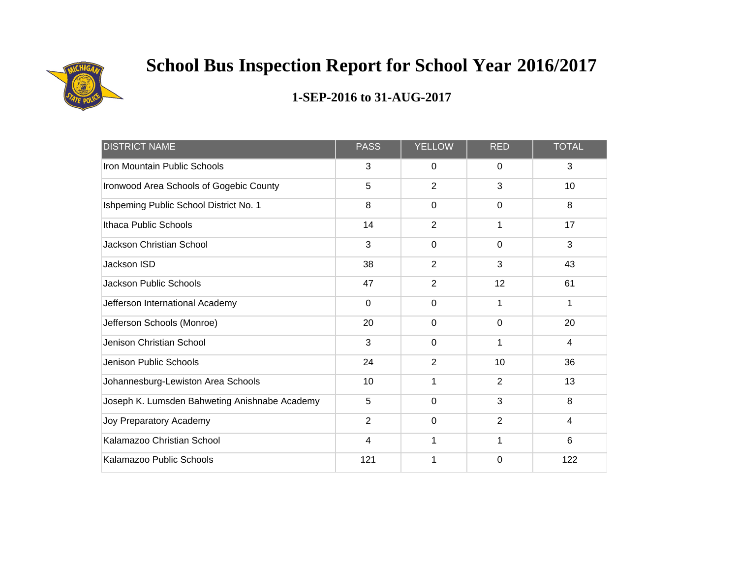# School Bus Inspection Report for School Year 2016/2017

## 1-SEP-2016 to 31-AUG-2017

| DISTRICT NAME | PASS | YELLOW | RED | TOTAL |
|---|---|---|---|---|
| Iron Mountain Public Schools | 3 | 0 | 0 | 3 |
| Ironwood Area Schools of Gogebic County | 5 | 2 | 3 | 10 |
| Ishpeming Public School District No. 1 | 8 | 0 | 0 | 8 |
| Ithaca Public Schools | 14 | 2 | 1 | 17 |
| Jackson Christian School | 3 | 0 | 0 | 3 |
| Jackson ISD | 38 | 2 | 3 | 43 |
| Jackson Public Schools | 47 | 2 | 12 | 61 |
| Jefferson International Academy | 0 | 0 | 1 | 1 |
| Jefferson Schools (Monroe) | 20 | 0 | 0 | 20 |
| Jenison Christian School | 3 | 0 | 1 | 4 |
| Jenison Public Schools | 24 | 2 | 10 | 36 |
| Johannesburg-Lewiston Area Schools | 10 | 1 | 2 | 13 |
| Joseph K. Lumsden Bahweting Anishnabe Academy | 5 | 0 | 3 | 8 |
| Joy Preparatory Academy | 2 | 0 | 2 | 4 |
| Kalamazoo Christian School | 4 | 1 | 1 | 6 |
| Kalamazoo Public Schools | 121 | 1 | 0 | 122 |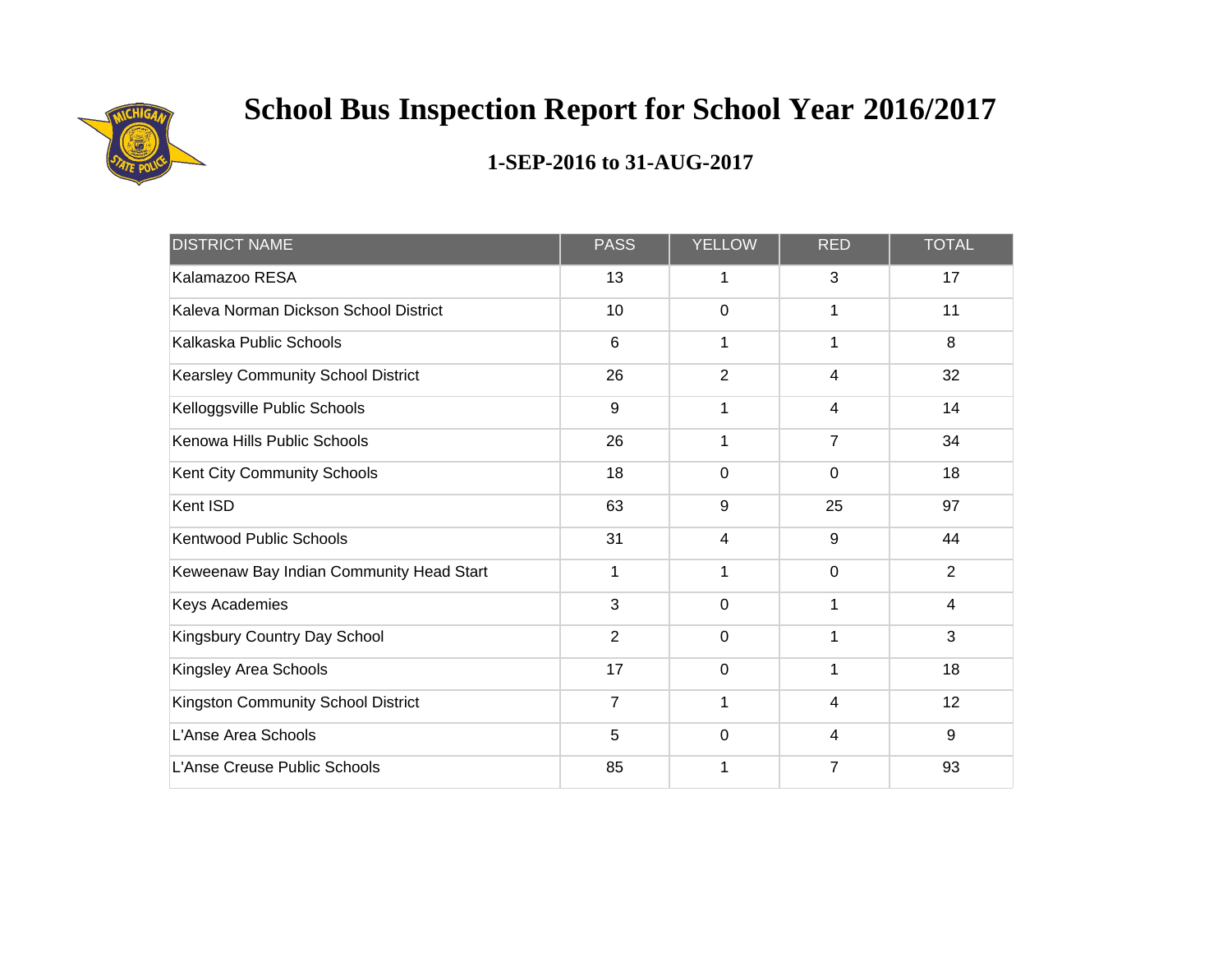# School Bus Inspection Report for School Year 2016/2017

## 1-SEP-2016 to 31-AUG-2017

| DISTRICT NAME | PASS | YELLOW | RED | TOTAL |
|---|---|---|---|---|
| Kalamazoo RESA | 13 | 1 | 3 | 17 |
| Kaleva Norman Dickson School District | 10 | 0 | 1 | 11 |
| Kalkaska Public Schools | 6 | 1 | 1 | 8 |
| Kearsley Community School District | 26 | 2 | 4 | 32 |
| Kelloggsville Public Schools | 9 | 1 | 4 | 14 |
| Kenowa Hills Public Schools | 26 | 1 | 7 | 34 |
| Kent City Community Schools | 18 | 0 | 0 | 18 |
| Kent ISD | 63 | 9 | 25 | 97 |
| Kentwood Public Schools | 31 | 4 | 9 | 44 |
| Keweenaw Bay Indian Community Head Start | 1 | 1 | 0 | 2 |
| Keys Academies | 3 | 0 | 1 | 4 |
| Kingsbury Country Day School | 2 | 0 | 1 | 3 |
| Kingsley Area Schools | 17 | 0 | 1 | 18 |
| Kingston Community School District | 7 | 1 | 4 | 12 |
| L'Anse Area Schools | 5 | 0 | 4 | 9 |
| L'Anse Creuse Public Schools | 85 | 1 | 7 | 93 |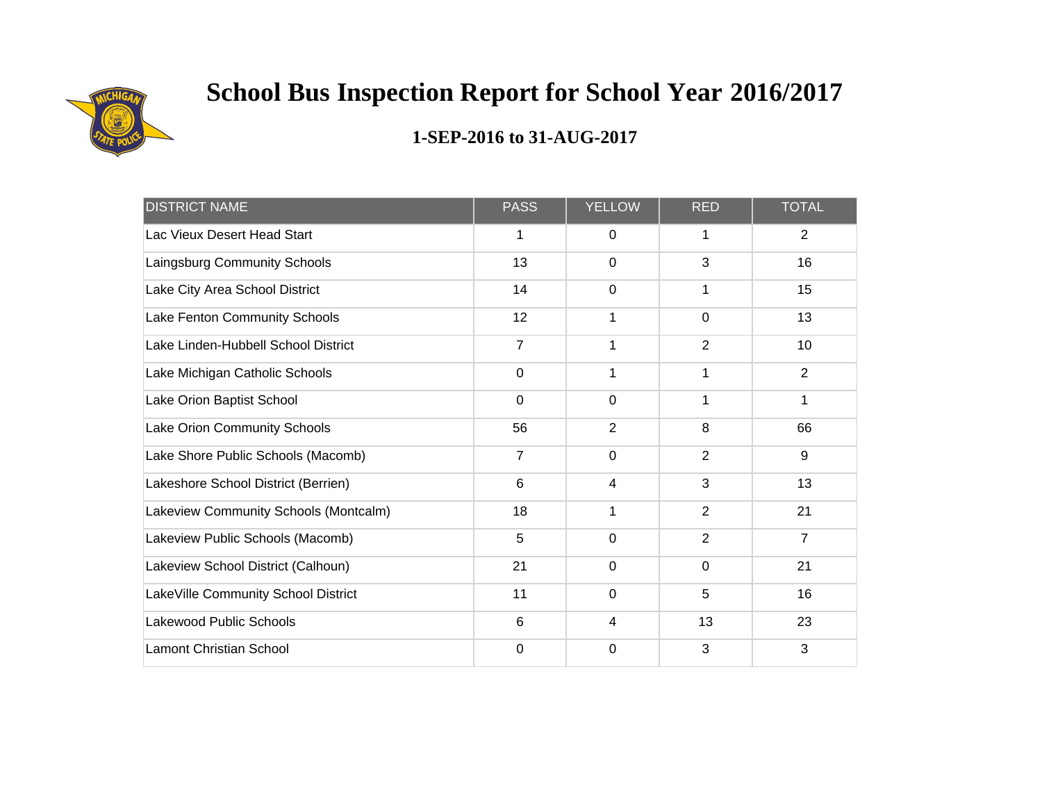# School Bus Inspection Report for School Year 2016/2017

## 1-SEP-2016 to 31-AUG-2017

| DISTRICT NAME | PASS | YELLOW | RED | TOTAL |
|---|---|---|---|---|
| Lac Vieux Desert Head Start | 1 | 0 | 1 | 2 |
| Laingsburg Community Schools | 13 | 0 | 3 | 16 |
| Lake City Area School District | 14 | 0 | 1 | 15 |
| Lake Fenton Community Schools | 12 | 1 | 0 | 13 |
| Lake Linden-Hubbell School District | 7 | 1 | 2 | 10 |
| Lake Michigan Catholic Schools | 0 | 1 | 1 | 2 |
| Lake Orion Baptist School | 0 | 0 | 1 | 1 |
| Lake Orion Community Schools | 56 | 2 | 8 | 66 |
| Lake Shore Public Schools (Macomb) | 7 | 0 | 2 | 9 |
| Lakeshore School District (Berrien) | 6 | 4 | 3 | 13 |
| Lakeview Community Schools (Montcalm) | 18 | 1 | 2 | 21 |
| Lakeview Public Schools (Macomb) | 5 | 0 | 2 | 7 |
| Lakeview School District (Calhoun) | 21 | 0 | 0 | 21 |
| LakeVille Community School District | 11 | 0 | 5 | 16 |
| Lakewood Public Schools | 6 | 4 | 13 | 23 |
| Lamont Christian School | 0 | 0 | 3 | 3 |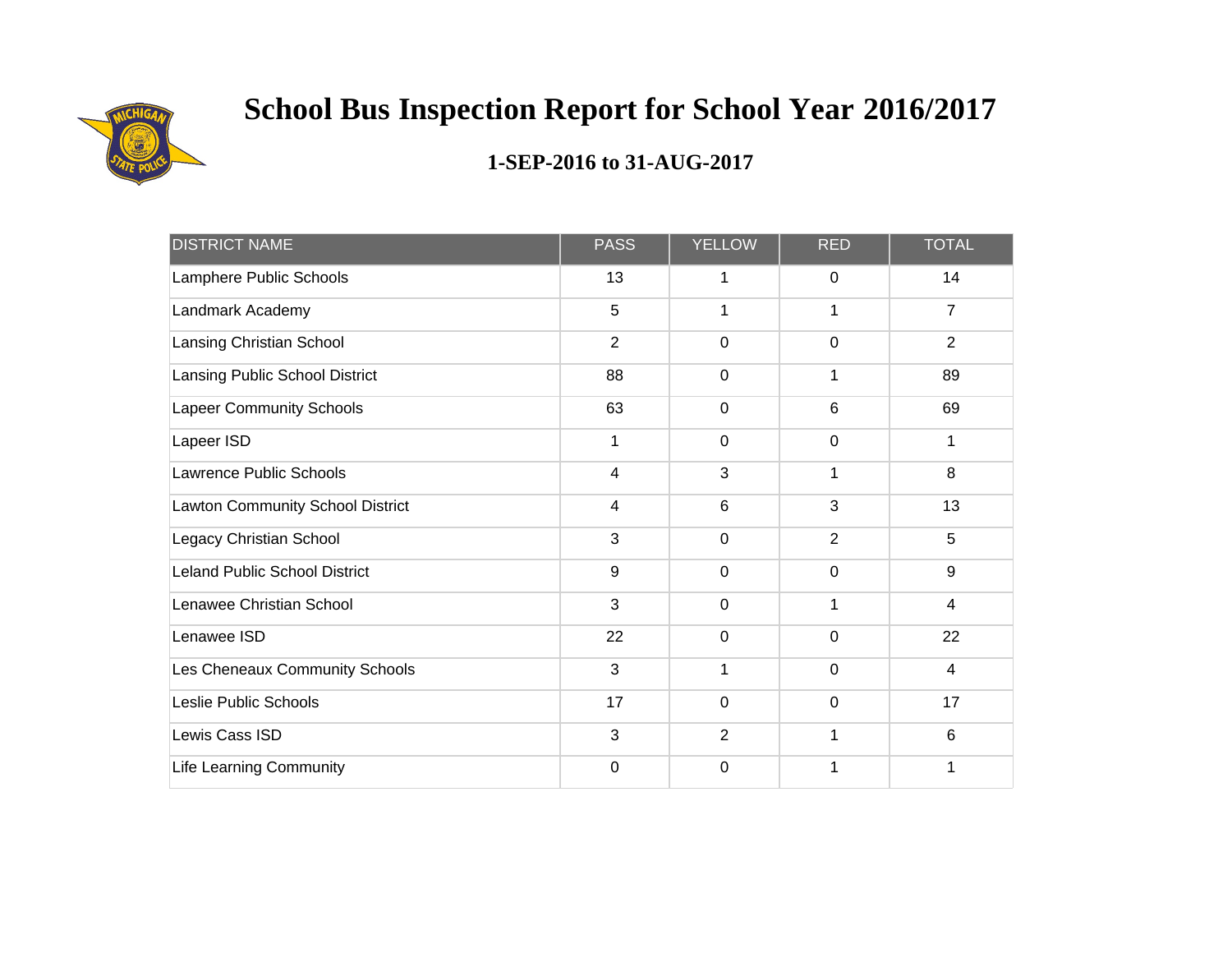# School Bus Inspection Report for School Year 2016/2017

## 1-SEP-2016 to 31-AUG-2017

| DISTRICT NAME | PASS | YELLOW | RED | TOTAL |
|---|---|---|---|---|
| Lamphere Public Schools | 13 | 1 | 0 | 14 |
| Landmark Academy | 5 | 1 | 1 | 7 |
| Lansing Christian School | 2 | 0 | 0 | 2 |
| Lansing Public School District | 88 | 0 | 1 | 89 |
| Lapeer Community Schools | 63 | 0 | 6 | 69 |
| Lapeer ISD | 1 | 0 | 0 | 1 |
| Lawrence Public Schools | 4 | 3 | 1 | 8 |
| Lawton Community School District | 4 | 6 | 3 | 13 |
| Legacy Christian School | 3 | 0 | 2 | 5 |
| Leland Public School District | 9 | 0 | 0 | 9 |
| Lenawee Christian School | 3 | 0 | 1 | 4 |
| Lenawee ISD | 22 | 0 | 0 | 22 |
| Les Cheneaux Community Schools | 3 | 1 | 0 | 4 |
| Leslie Public Schools | 17 | 0 | 0 | 17 |
| Lewis Cass ISD | 3 | 2 | 1 | 6 |
| Life Learning Community | 0 | 0 | 1 | 1 |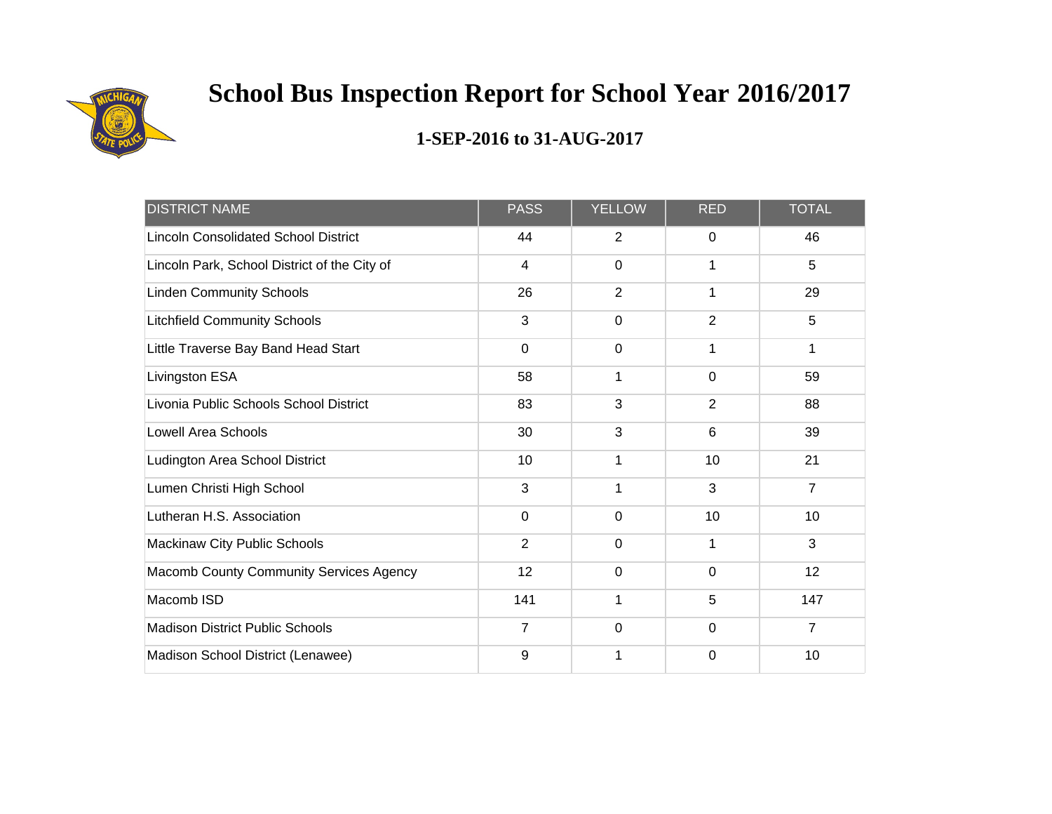# School Bus Inspection Report for School Year 2016/2017

## 1-SEP-2016 to 31-AUG-2017

| DISTRICT NAME | PASS | YELLOW | RED | TOTAL |
| --- | --- | --- | --- | --- |
| Lincoln Consolidated School District | 44 | 2 | 0 | 46 |
| Lincoln Park, School District of the City of | 4 | 0 | 1 | 5 |
| Linden Community Schools | 26 | 2 | 1 | 29 |
| Litchfield Community Schools | 3 | 0 | 2 | 5 |
| Little Traverse Bay Band Head Start | 0 | 0 | 1 | 1 |
| Livingston ESA | 58 | 1 | 0 | 59 |
| Livonia Public Schools School District | 83 | 3 | 2 | 88 |
| Lowell Area Schools | 30 | 3 | 6 | 39 |
| Ludington Area School District | 10 | 1 | 10 | 21 |
| Lumen Christi High School | 3 | 1 | 3 | 7 |
| Lutheran H.S. Association | 0 | 0 | 10 | 10 |
| Mackinaw City Public Schools | 2 | 0 | 1 | 3 |
| Macomb County Community Services Agency | 12 | 0 | 0 | 12 |
| Macomb ISD | 141 | 1 | 5 | 147 |
| Madison District Public Schools | 7 | 0 | 0 | 7 |
| Madison School District (Lenawee) | 9 | 1 | 0 | 10 |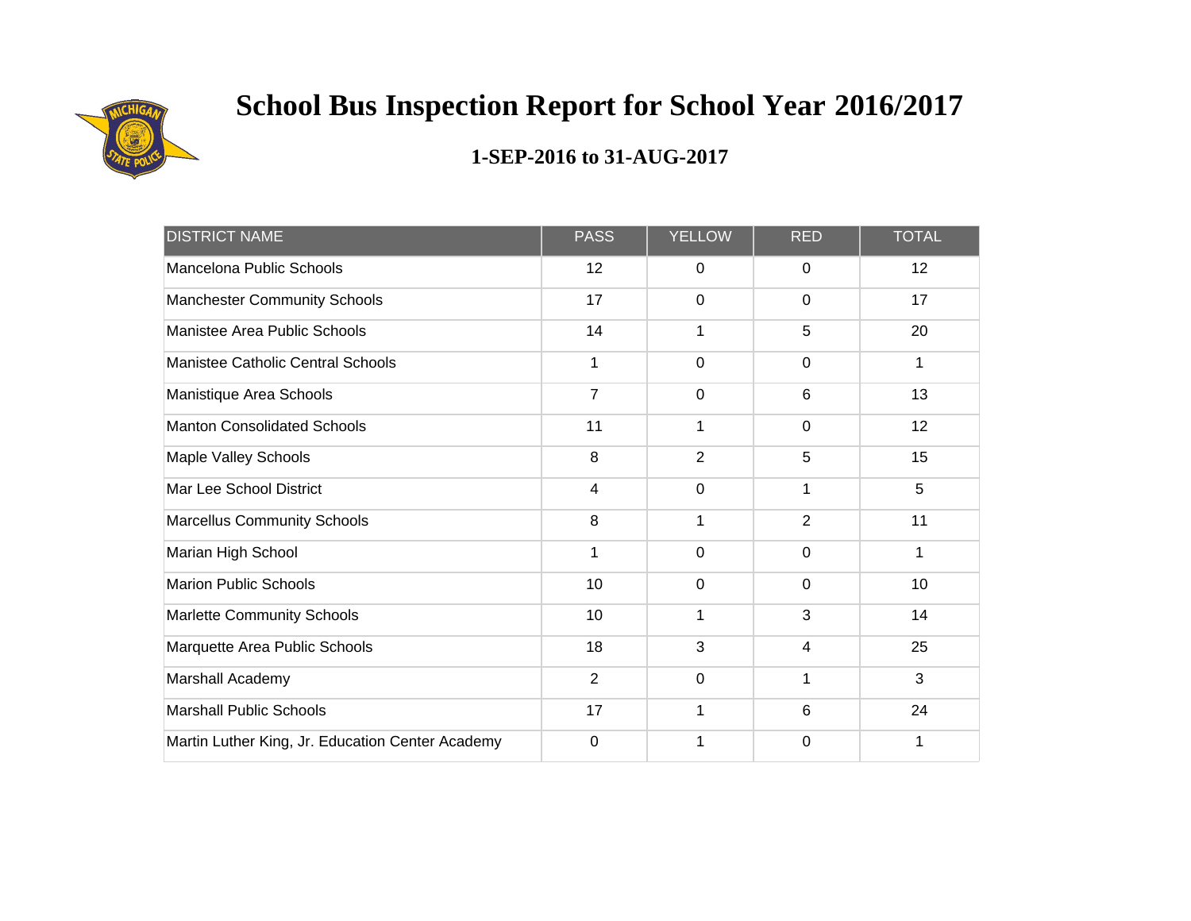# School Bus Inspection Report for School Year 2016/2017

## 1-SEP-2016 to 31-AUG-2017

| DISTRICT NAME | PASS | YELLOW | RED | TOTAL |
|---|---|---|---|---|
| Mancelona Public Schools | 12 | 0 | 0 | 12 |
| Manchester Community Schools | 17 | 0 | 0 | 17 |
| Manistee Area Public Schools | 14 | 1 | 5 | 20 |
| Manistee Catholic Central Schools | 1 | 0 | 0 | 1 |
| Manistique Area Schools | 7 | 0 | 6 | 13 |
| Manton Consolidated Schools | 11 | 1 | 0 | 12 |
| Maple Valley Schools | 8 | 2 | 5 | 15 |
| Mar Lee School District | 4 | 0 | 1 | 5 |
| Marcellus Community Schools | 8 | 1 | 2 | 11 |
| Marian High School | 1 | 0 | 0 | 1 |
| Marion Public Schools | 10 | 0 | 0 | 10 |
| Marlette Community Schools | 10 | 1 | 3 | 14 |
| Marquette Area Public Schools | 18 | 3 | 4 | 25 |
| Marshall Academy | 2 | 0 | 1 | 3 |
| Marshall Public Schools | 17 | 1 | 6 | 24 |
| Martin Luther King, Jr. Education Center Academy | 0 | 1 | 0 | 1 |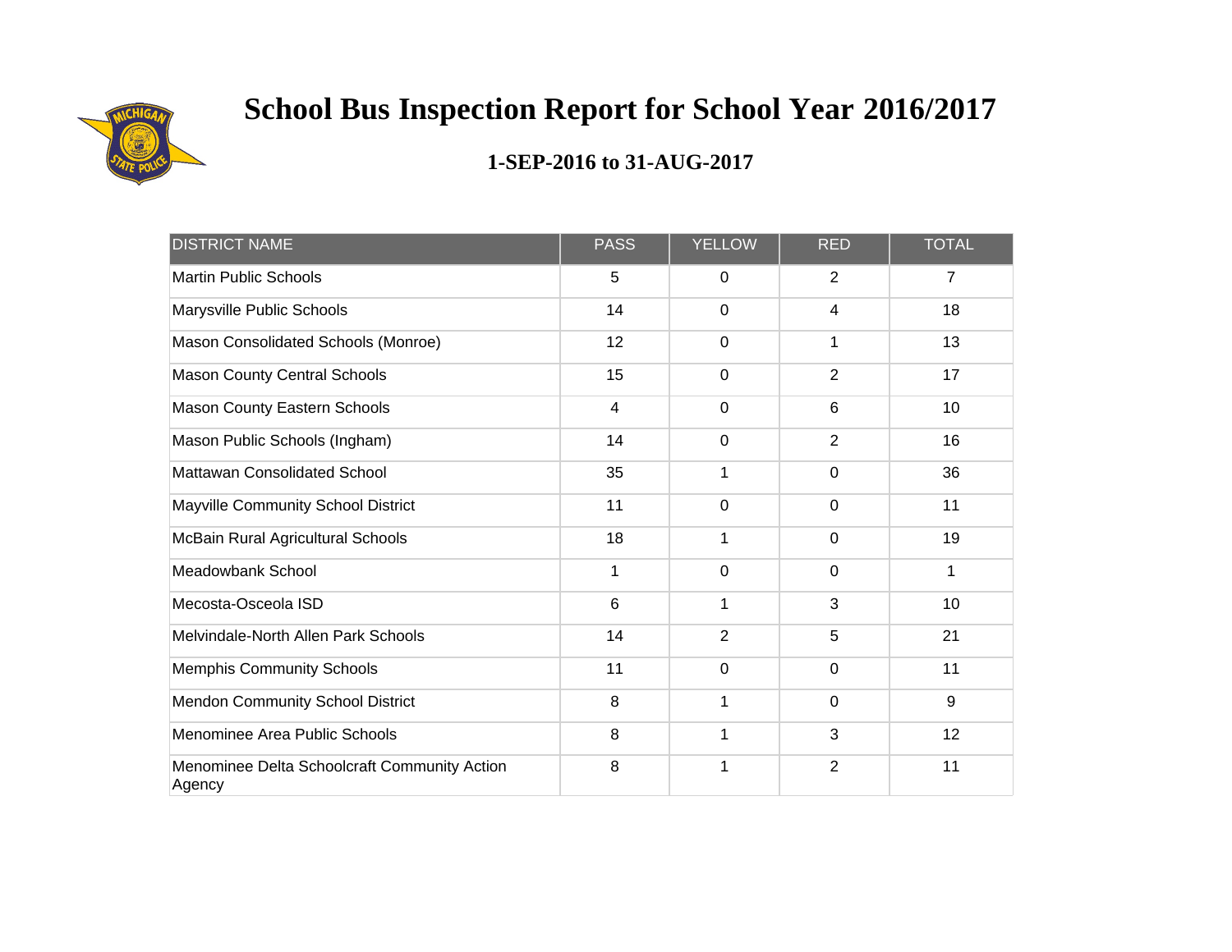# School Bus Inspection Report for School Year 2016/2017

## 1-SEP-2016 to 31-AUG-2017

| DISTRICT NAME | PASS | YELLOW | RED | TOTAL |
|---|---|---|---|---|
| Martin Public Schools | 5 | 0 | 2 | 7 |
| Marysville Public Schools | 14 | 0 | 4 | 18 |
| Mason Consolidated Schools (Monroe) | 12 | 0 | 1 | 13 |
| Mason County Central Schools | 15 | 0 | 2 | 17 |
| Mason County Eastern Schools | 4 | 0 | 6 | 10 |
| Mason Public Schools (Ingham) | 14 | 0 | 2 | 16 |
| Mattawan Consolidated School | 35 | 1 | 0 | 36 |
| Mayville Community School District | 11 | 0 | 0 | 11 |
| McBain Rural Agricultural Schools | 18 | 1 | 0 | 19 |
| Meadowbank School | 1 | 0 | 0 | 1 |
| Mecosta-Osceola ISD | 6 | 1 | 3 | 10 |
| Melvindale-North Allen Park Schools | 14 | 2 | 5 | 21 |
| Memphis Community Schools | 11 | 0 | 0 | 11 |
| Mendon Community School District | 8 | 1 | 0 | 9 |
| Menominee Area Public Schools | 8 | 1 | 3 | 12 |
| Menominee Delta Schoolcraft Community Action Agency | 8 | 1 | 2 | 11 |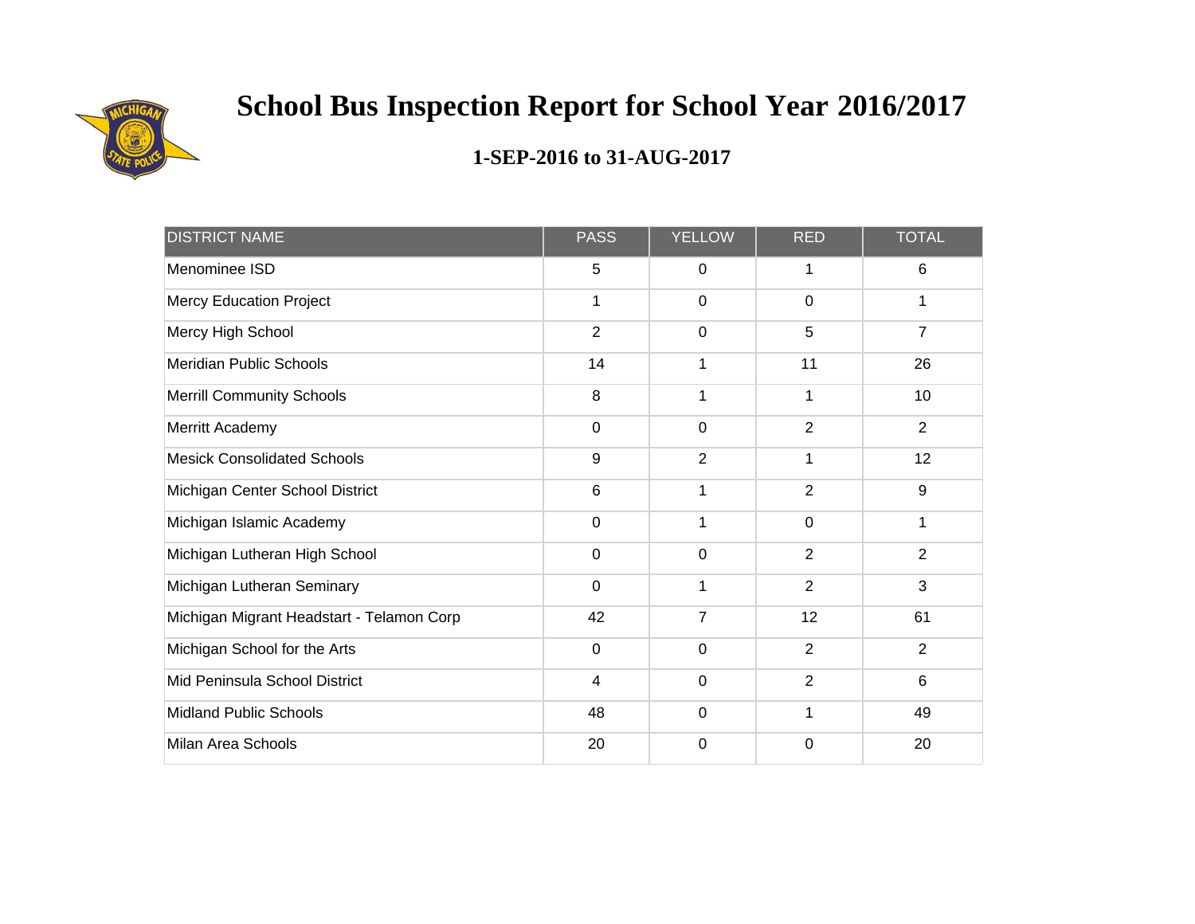# School Bus Inspection Report for School Year 2016/2017

## 1-SEP-2016 to 31-AUG-2017

| DISTRICT NAME | PASS | YELLOW | RED | TOTAL |
|---|---|---|---|---|
| Menominee ISD | 5 | 0 | 1 | 6 |
| Mercy Education Project | 1 | 0 | 0 | 1 |
| Mercy High School | 2 | 0 | 5 | 7 |
| Meridian Public Schools | 14 | 1 | 11 | 26 |
| Merrill Community Schools | 8 | 1 | 1 | 10 |
| Merritt Academy | 0 | 0 | 2 | 2 |
| Mesick Consolidated Schools | 9 | 2 | 1 | 12 |
| Michigan Center School District | 6 | 1 | 2 | 9 |
| Michigan Islamic Academy | 0 | 1 | 0 | 1 |
| Michigan Lutheran High School | 0 | 0 | 2 | 2 |
| Michigan Lutheran Seminary | 0 | 1 | 2 | 3 |
| Michigan Migrant Headstart - Telamon Corp | 42 | 7 | 12 | 61 |
| Michigan School for the Arts | 0 | 0 | 2 | 2 |
| Mid Peninsula School District | 4 | 0 | 2 | 6 |
| Midland Public Schools | 48 | 0 | 1 | 49 |
| Milan Area Schools | 20 | 0 | 0 | 20 |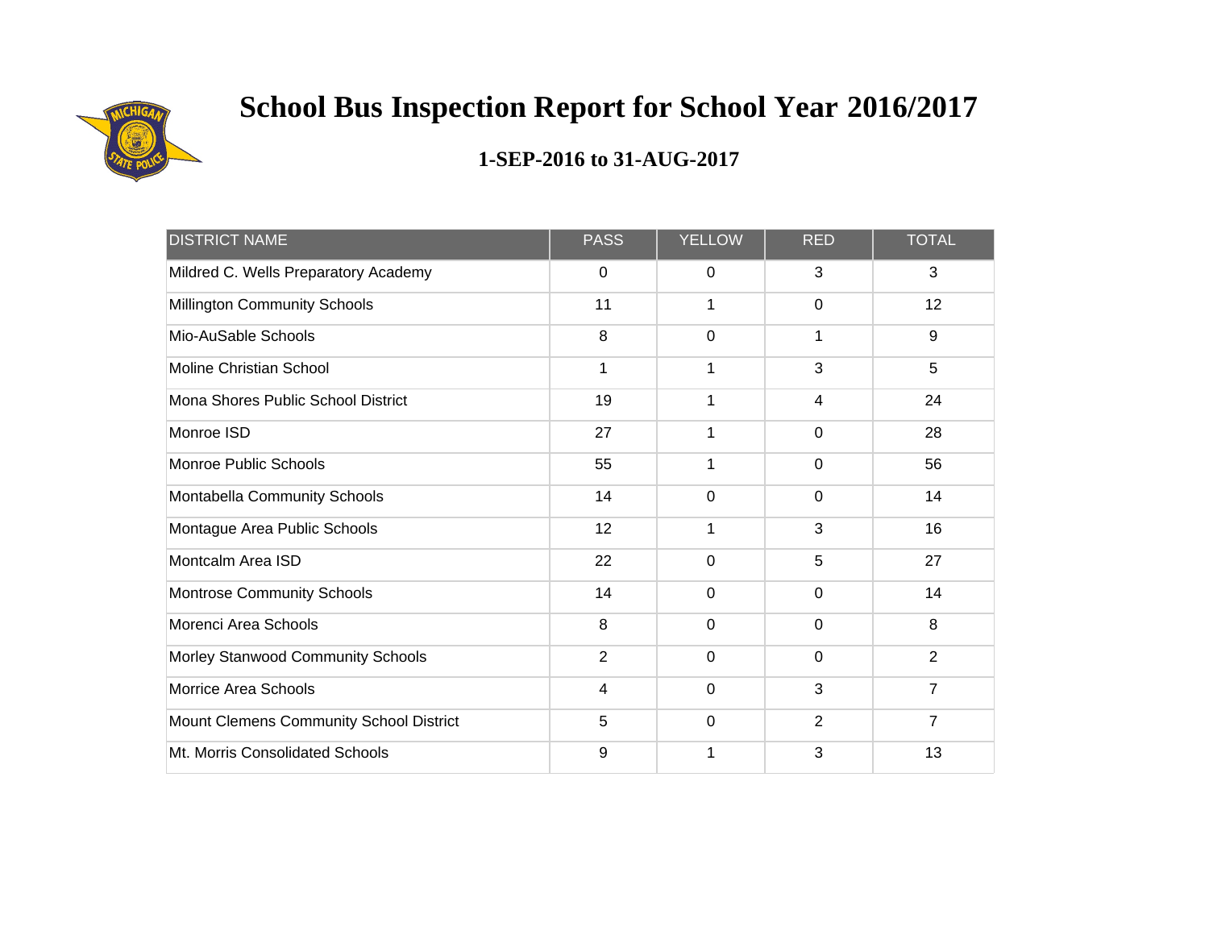# School Bus Inspection Report for School Year 2016/2017

## 1-SEP-2016 to 31-AUG-2017

| DISTRICT NAME | PASS | YELLOW | RED | TOTAL |
|---|---|---|---|---|
| Mildred C. Wells Preparatory Academy | 0 | 0 | 3 | 3 |
| Millington Community Schools | 11 | 1 | 0 | 12 |
| Mio-AuSable Schools | 8 | 0 | 1 | 9 |
| Moline Christian School | 1 | 1 | 3 | 5 |
| Mona Shores Public School District | 19 | 1 | 4 | 24 |
| Monroe ISD | 27 | 1 | 0 | 28 |
| Monroe Public Schools | 55 | 1 | 0 | 56 |
| Montabella Community Schools | 14 | 0 | 0 | 14 |
| Montague Area Public Schools | 12 | 1 | 3 | 16 |
| Montcalm Area ISD | 22 | 0 | 5 | 27 |
| Montrose Community Schools | 14 | 0 | 0 | 14 |
| Morenci Area Schools | 8 | 0 | 0 | 8 |
| Morley Stanwood Community Schools | 2 | 0 | 0 | 2 |
| Morrice Area Schools | 4 | 0 | 3 | 7 |
| Mount Clemens Community School District | 5 | 0 | 2 | 7 |
| Mt. Morris Consolidated Schools | 9 | 1 | 3 | 13 |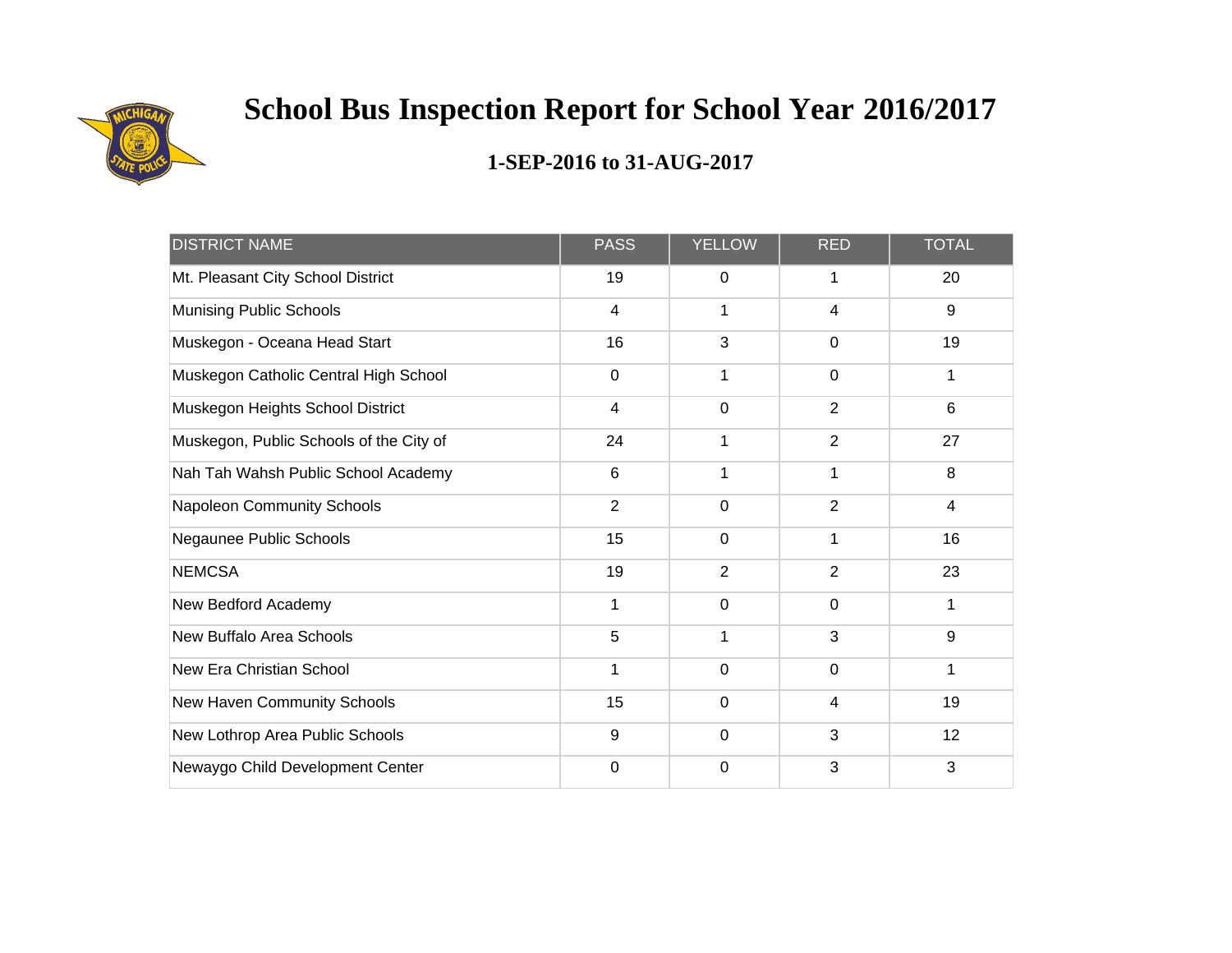# School Bus Inspection Report for School Year 2016/2017

## 1-SEP-2016 to 31-AUG-2017

| DISTRICT NAME | PASS | YELLOW | RED | TOTAL |
|---|---|---|---|---|
| Mt. Pleasant City School District | 19 | 0 | 1 | 20 |
| Munising Public Schools | 4 | 1 | 4 | 9 |
| Muskegon - Oceana Head Start | 16 | 3 | 0 | 19 |
| Muskegon Catholic Central High School | 0 | 1 | 0 | 1 |
| Muskegon Heights School District | 4 | 0 | 2 | 6 |
| Muskegon, Public Schools of the City of | 24 | 1 | 2 | 27 |
| Nah Tah Wahsh Public School Academy | 6 | 1 | 1 | 8 |
| Napoleon Community Schools | 2 | 0 | 2 | 4 |
| Negaunee Public Schools | 15 | 0 | 1 | 16 |
| NEMCSA | 19 | 2 | 2 | 23 |
| New Bedford Academy | 1 | 0 | 0 | 1 |
| New Buffalo Area Schools | 5 | 1 | 3 | 9 |
| New Era Christian School | 1 | 0 | 0 | 1 |
| New Haven Community Schools | 15 | 0 | 4 | 19 |
| New Lothrop Area Public Schools | 9 | 0 | 3 | 12 |
| Newaygo Child Development Center | 0 | 0 | 3 | 3 |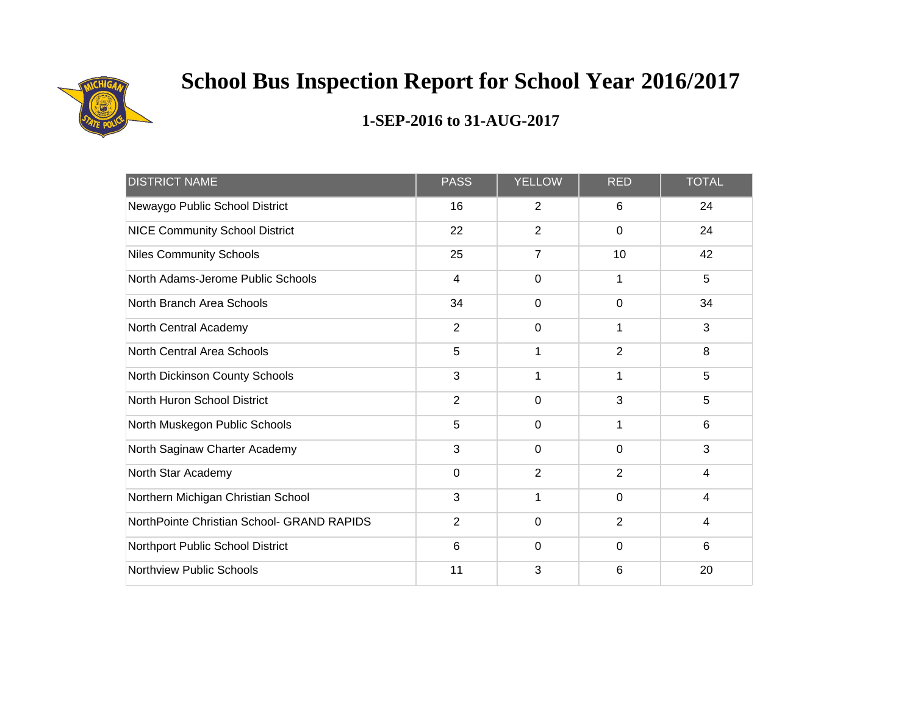# School Bus Inspection Report for School Year 2016/2017

## 1-SEP-2016 to 31-AUG-2017

| DISTRICT NAME | PASS | YELLOW | RED | TOTAL |
|---|---|---|---|---|
| Newaygo Public School District | 16 | 2 | 6 | 24 |
| NICE Community School District | 22 | 2 | 0 | 24 |
| Niles Community Schools | 25 | 7 | 10 | 42 |
| North Adams-Jerome Public Schools | 4 | 0 | 1 | 5 |
| North Branch Area Schools | 34 | 0 | 0 | 34 |
| North Central Academy | 2 | 0 | 1 | 3 |
| North Central Area Schools | 5 | 1 | 2 | 8 |
| North Dickinson County Schools | 3 | 1 | 1 | 5 |
| North Huron School District | 2 | 0 | 3 | 5 |
| North Muskegon Public Schools | 5 | 0 | 1 | 6 |
| North Saginaw Charter Academy | 3 | 0 | 0 | 3 |
| North Star Academy | 0 | 2 | 2 | 4 |
| Northern Michigan Christian School | 3 | 1 | 0 | 4 |
| NorthPointe Christian School- GRAND RAPIDS | 2 | 0 | 2 | 4 |
| Northport Public School District | 6 | 0 | 0 | 6 |
| Northview Public Schools | 11 | 3 | 6 | 20 |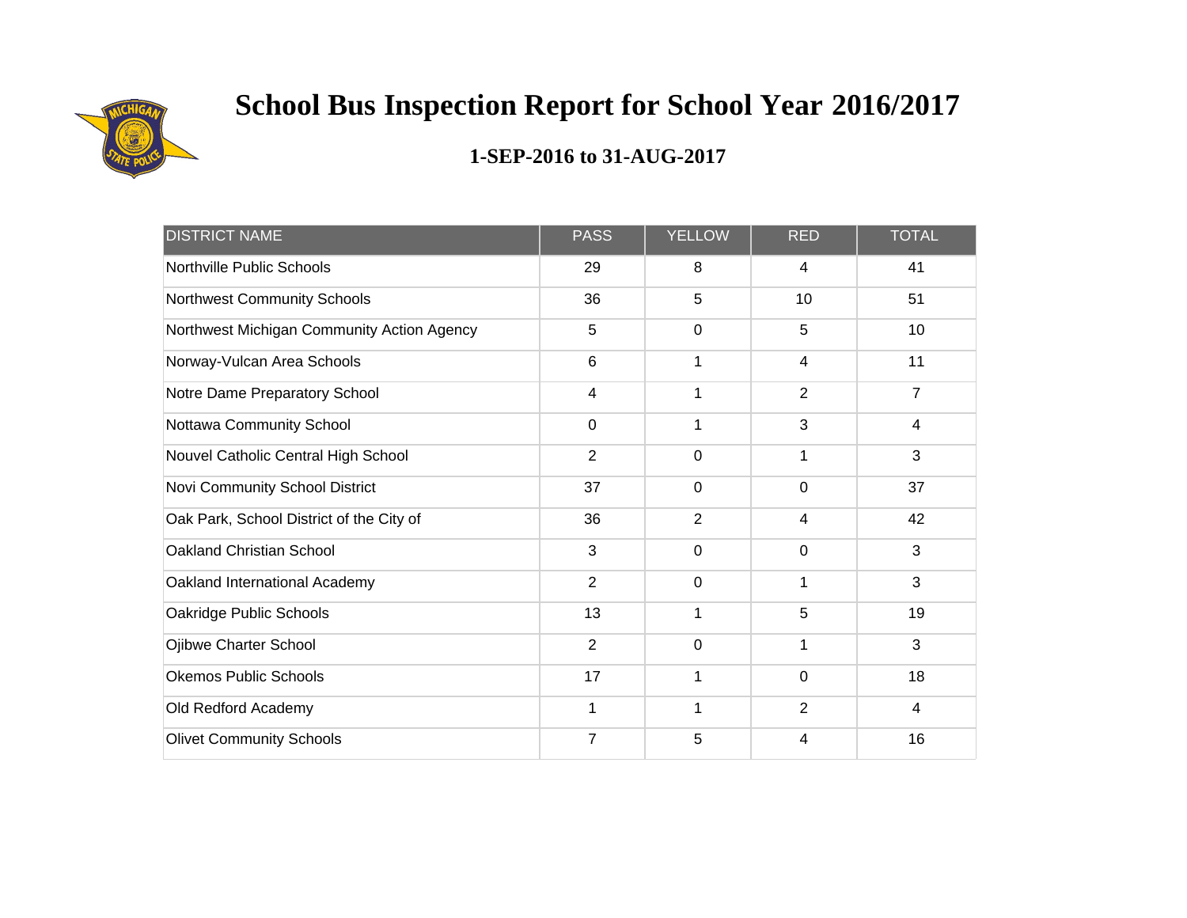# School Bus Inspection Report for School Year 2016/2017

## 1-SEP-2016 to 31-AUG-2017

| DISTRICT NAME | PASS | YELLOW | RED | TOTAL |
|---|---|---|---|---|
| Northville Public Schools | 29 | 8 | 4 | 41 |
| Northwest Community Schools | 36 | 5 | 10 | 51 |
| Northwest Michigan Community Action Agency | 5 | 0 | 5 | 10 |
| Norway-Vulcan Area Schools | 6 | 1 | 4 | 11 |
| Notre Dame Preparatory School | 4 | 1 | 2 | 7 |
| Nottawa Community School | 0 | 1 | 3 | 4 |
| Nouvel Catholic Central High School | 2 | 0 | 1 | 3 |
| Novi Community School District | 37 | 0 | 0 | 37 |
| Oak Park, School District of the City of | 36 | 2 | 4 | 42 |
| Oakland Christian School | 3 | 0 | 0 | 3 |
| Oakland International Academy | 2 | 0 | 1 | 3 |
| Oakridge Public Schools | 13 | 1 | 5 | 19 |
| Ojibwe Charter School | 2 | 0 | 1 | 3 |
| Okemos Public Schools | 17 | 1 | 0 | 18 |
| Old Redford Academy | 1 | 1 | 2 | 4 |
| Olivet Community Schools | 7 | 5 | 4 | 16 |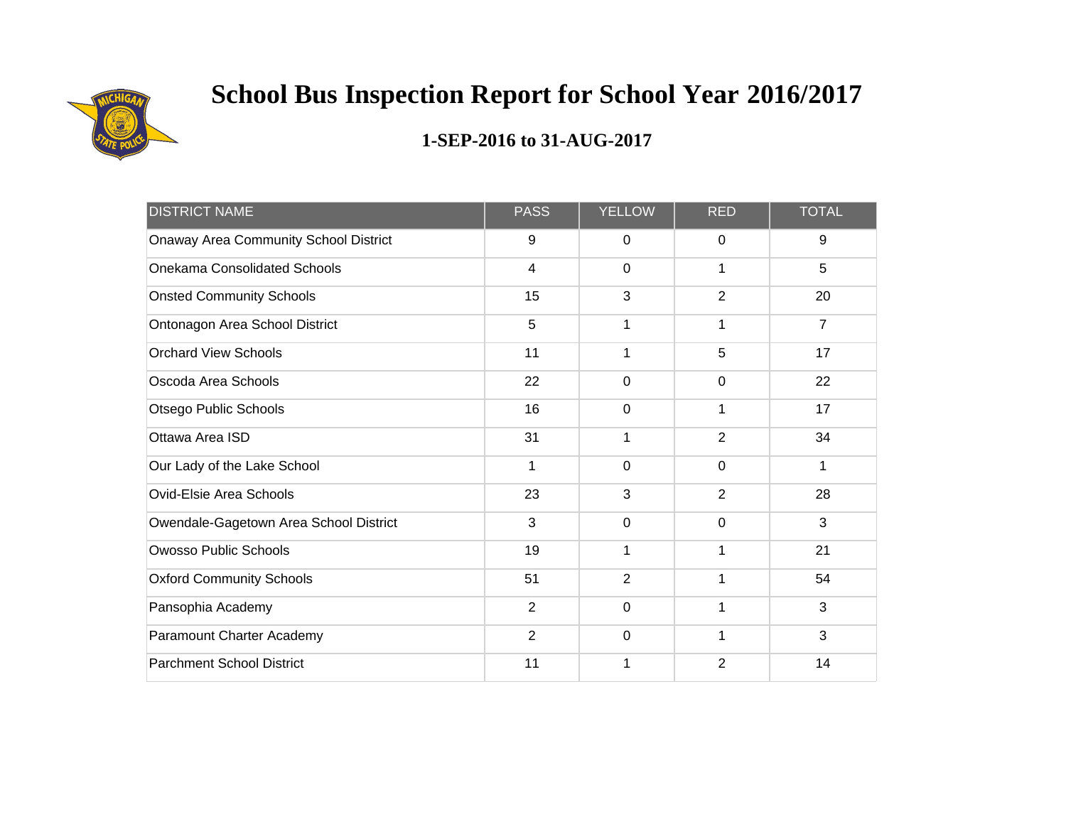# School Bus Inspection Report for School Year 2016/2017

## 1-SEP-2016 to 31-AUG-2017

| DISTRICT NAME | PASS | YELLOW | RED | TOTAL |
|---|---|---|---|---|
| Onaway Area Community School District | 9 | 0 | 0 | 9 |
| Onekama Consolidated Schools | 4 | 0 | 1 | 5 |
| Onsted Community Schools | 15 | 3 | 2 | 20 |
| Ontonagon Area School District | 5 | 1 | 1 | 7 |
| Orchard View Schools | 11 | 1 | 5 | 17 |
| Oscoda Area Schools | 22 | 0 | 0 | 22 |
| Otsego Public Schools | 16 | 0 | 1 | 17 |
| Ottawa Area ISD | 31 | 1 | 2 | 34 |
| Our Lady of the Lake School | 1 | 0 | 0 | 1 |
| Ovid-Elsie Area Schools | 23 | 3 | 2 | 28 |
| Owendale-Gagetown Area School District | 3 | 0 | 0 | 3 |
| Owosso Public Schools | 19 | 1 | 1 | 21 |
| Oxford Community Schools | 51 | 2 | 1 | 54 |
| Pansophia Academy | 2 | 0 | 1 | 3 |
| Paramount Charter Academy | 2 | 0 | 1 | 3 |
| Parchment School District | 11 | 1 | 2 | 14 |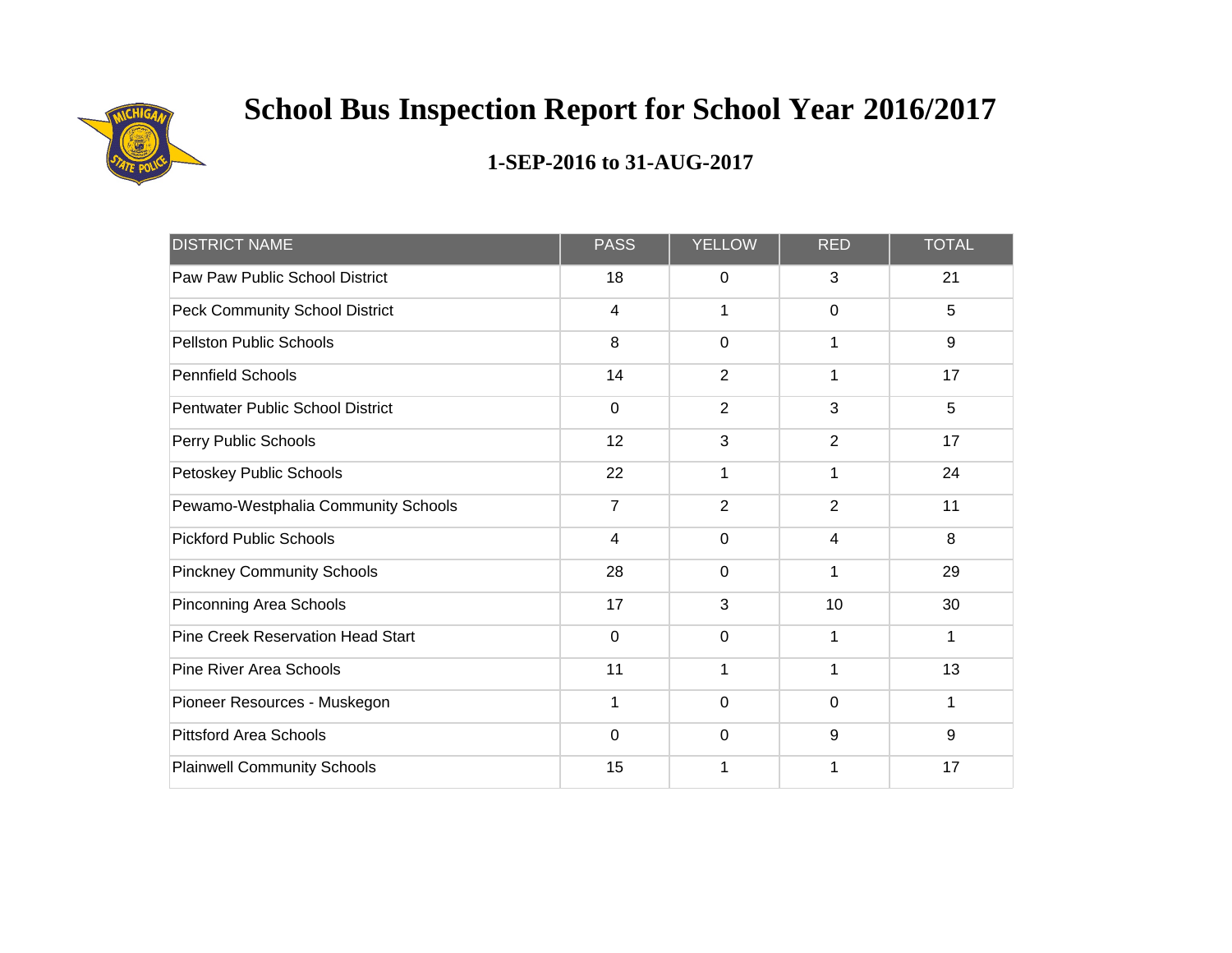# School Bus Inspection Report for School Year 2016/2017

## 1-SEP-2016 to 31-AUG-2017

| DISTRICT NAME | PASS | YELLOW | RED | TOTAL |
|---|---|---|---|---|
| Paw Paw Public School District | 18 | 0 | 3 | 21 |
| Peck Community School District | 4 | 1 | 0 | 5 |
| Pellston Public Schools | 8 | 0 | 1 | 9 |
| Pennfield Schools | 14 | 2 | 1 | 17 |
| Pentwater Public School District | 0 | 2 | 3 | 5 |
| Perry Public Schools | 12 | 3 | 2 | 17 |
| Petoskey Public Schools | 22 | 1 | 1 | 24 |
| Pewamo-Westphalia Community Schools | 7 | 2 | 2 | 11 |
| Pickford Public Schools | 4 | 0 | 4 | 8 |
| Pinckney Community Schools | 28 | 0 | 1 | 29 |
| Pinconning Area Schools | 17 | 3 | 10 | 30 |
| Pine Creek Reservation Head Start | 0 | 0 | 1 | 1 |
| Pine River Area Schools | 11 | 1 | 1 | 13 |
| Pioneer Resources - Muskegon | 1 | 0 | 0 | 1 |
| Pittsford Area Schools | 0 | 0 | 9 | 9 |
| Plainwell Community Schools | 15 | 1 | 1 | 17 |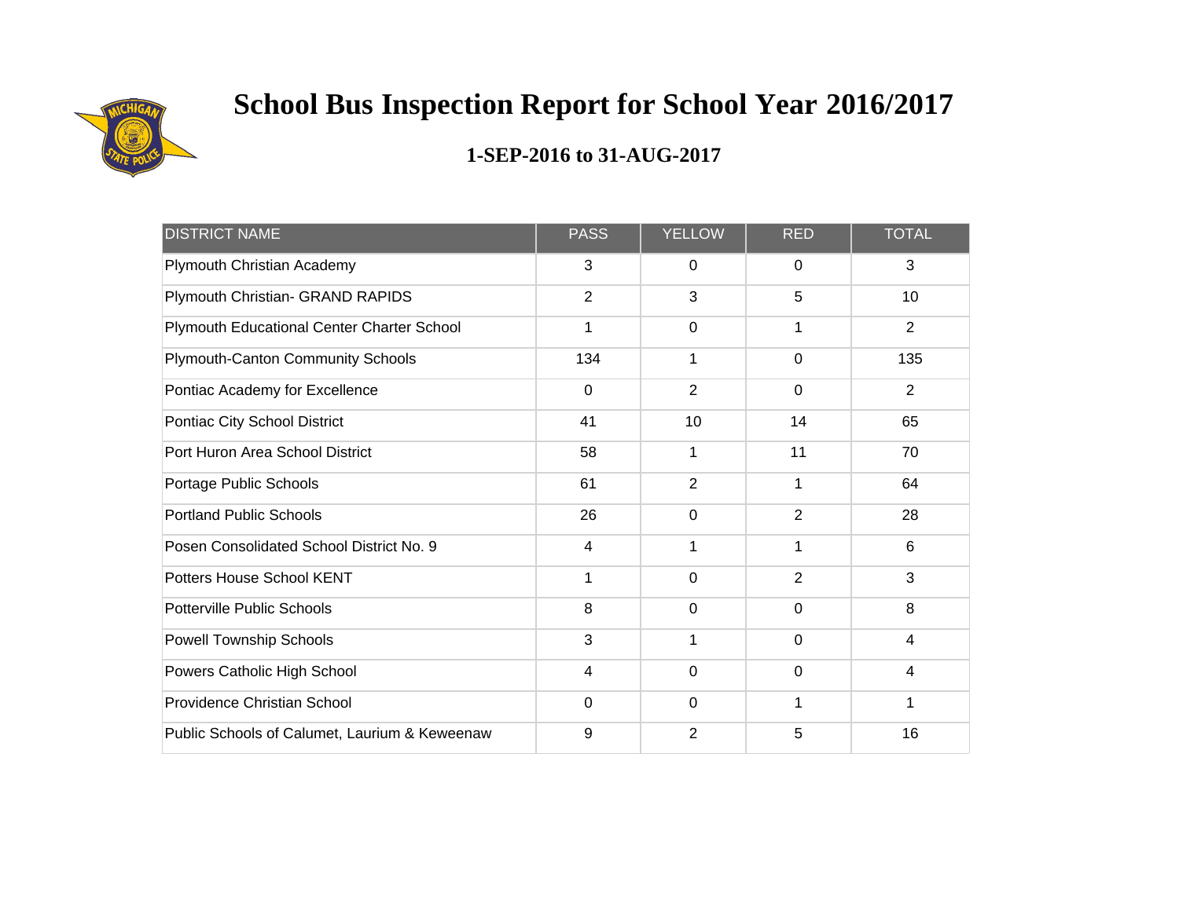# School Bus Inspection Report for School Year 2016/2017

## 1-SEP-2016 to 31-AUG-2017

| DISTRICT NAME | PASS | YELLOW | RED | TOTAL |
|---|---|---|---|---|
| Plymouth Christian Academy | 3 | 0 | 0 | 3 |
| Plymouth Christian- GRAND RAPIDS | 2 | 3 | 5 | 10 |
| Plymouth Educational Center Charter School | 1 | 0 | 1 | 2 |
| Plymouth-Canton Community Schools | 134 | 1 | 0 | 135 |
| Pontiac Academy for Excellence | 0 | 2 | 0 | 2 |
| Pontiac City School District | 41 | 10 | 14 | 65 |
| Port Huron Area School District | 58 | 1 | 11 | 70 |
| Portage Public Schools | 61 | 2 | 1 | 64 |
| Portland Public Schools | 26 | 0 | 2 | 28 |
| Posen Consolidated School District No. 9 | 4 | 1 | 1 | 6 |
| Potters House School KENT | 1 | 0 | 2 | 3 |
| Potterville Public Schools | 8 | 0 | 0 | 8 |
| Powell Township Schools | 3 | 1 | 0 | 4 |
| Powers Catholic High School | 4 | 0 | 0 | 4 |
| Providence Christian School | 0 | 0 | 1 | 1 |
| Public Schools of Calumet, Laurium & Keweenaw | 9 | 2 | 5 | 16 |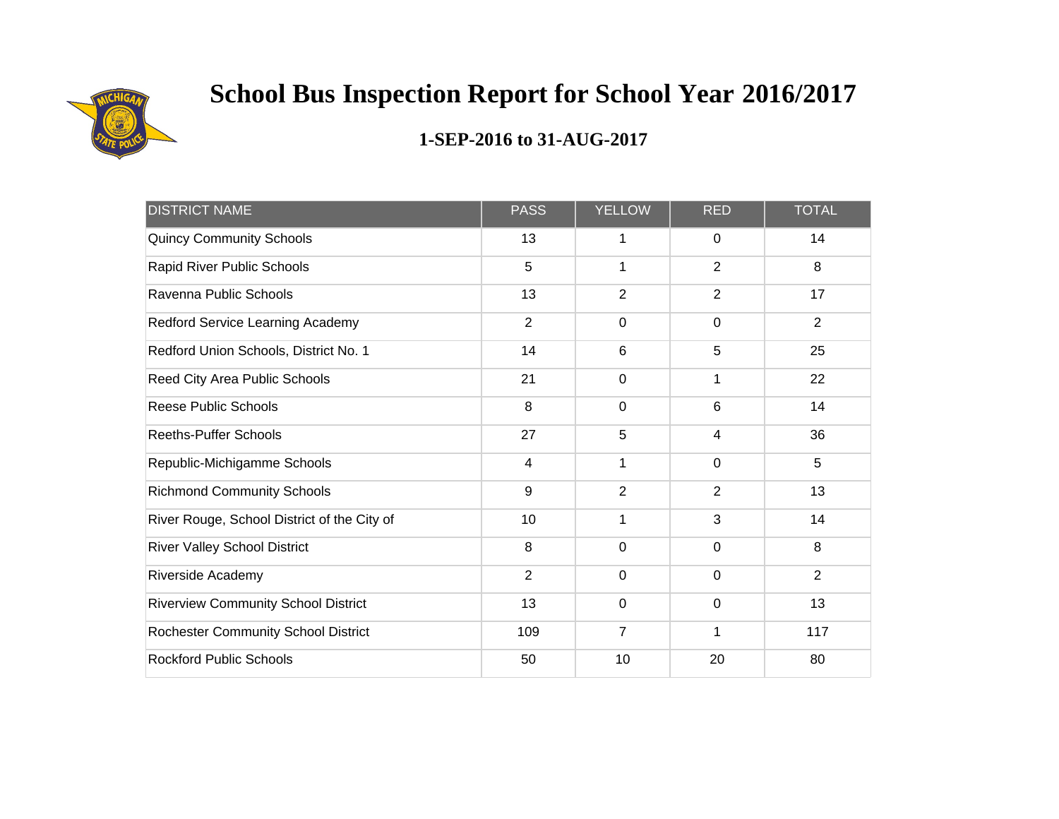# School Bus Inspection Report for School Year 2016/2017

## 1-SEP-2016 to 31-AUG-2017

| DISTRICT NAME | PASS | YELLOW | RED | TOTAL |
|---|---|---|---|---|
| Quincy Community Schools | 13 | 1 | 0 | 14 |
| Rapid River Public Schools | 5 | 1 | 2 | 8 |
| Ravenna Public Schools | 13 | 2 | 2 | 17 |
| Redford Service Learning Academy | 2 | 0 | 0 | 2 |
| Redford Union Schools, District No. 1 | 14 | 6 | 5 | 25 |
| Reed City Area Public Schools | 21 | 0 | 1 | 22 |
| Reese Public Schools | 8 | 0 | 6 | 14 |
| Reeths-Puffer Schools | 27 | 5 | 4 | 36 |
| Republic-Michigamme Schools | 4 | 1 | 0 | 5 |
| Richmond Community Schools | 9 | 2 | 2 | 13 |
| River Rouge, School District of the City of | 10 | 1 | 3 | 14 |
| River Valley School District | 8 | 0 | 0 | 8 |
| Riverside Academy | 2 | 0 | 0 | 2 |
| Riverview Community School District | 13 | 0 | 0 | 13 |
| Rochester Community School District | 109 | 7 | 1 | 117 |
| Rockford Public Schools | 50 | 10 | 20 | 80 |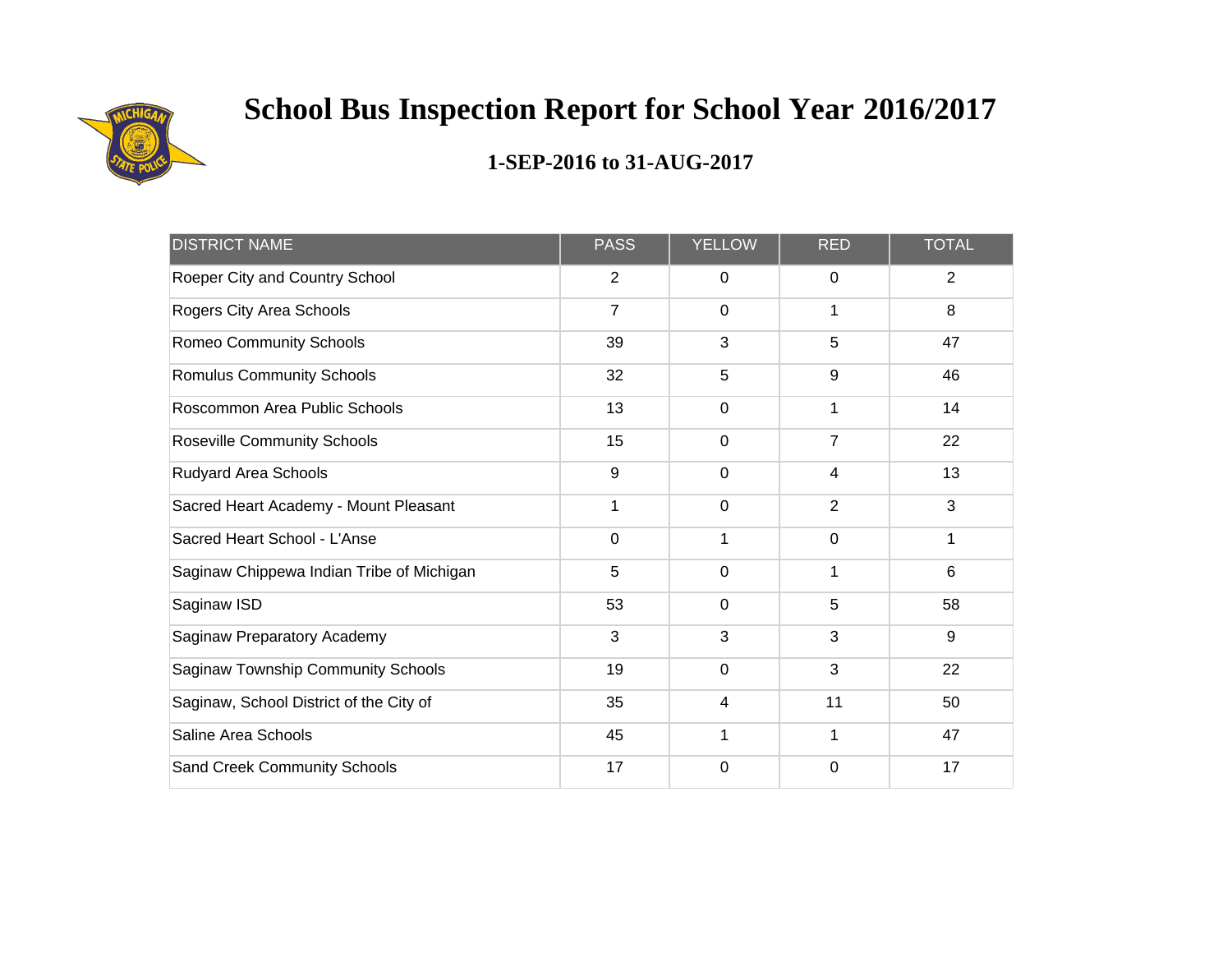# School Bus Inspection Report for School Year 2016/2017

## 1-SEP-2016 to 31-AUG-2017

| DISTRICT NAME | PASS | YELLOW | RED | TOTAL |
|---|---|---|---|---|
| Roeper City and Country School | 2 | 0 | 0 | 2 |
| Rogers City Area Schools | 7 | 0 | 1 | 8 |
| Romeo Community Schools | 39 | 3 | 5 | 47 |
| Romulus Community Schools | 32 | 5 | 9 | 46 |
| Roscommon Area Public Schools | 13 | 0 | 1 | 14 |
| Roseville Community Schools | 15 | 0 | 7 | 22 |
| Rudyard Area Schools | 9 | 0 | 4 | 13 |
| Sacred Heart Academy - Mount Pleasant | 1 | 0 | 2 | 3 |
| Sacred Heart School - L'Anse | 0 | 1 | 0 | 1 |
| Saginaw Chippewa Indian Tribe of Michigan | 5 | 0 | 1 | 6 |
| Saginaw ISD | 53 | 0 | 5 | 58 |
| Saginaw Preparatory Academy | 3 | 3 | 3 | 9 |
| Saginaw Township Community Schools | 19 | 0 | 3 | 22 |
| Saginaw, School District of the City of | 35 | 4 | 11 | 50 |
| Saline Area Schools | 45 | 1 | 1 | 47 |
| Sand Creek Community Schools | 17 | 0 | 0 | 17 |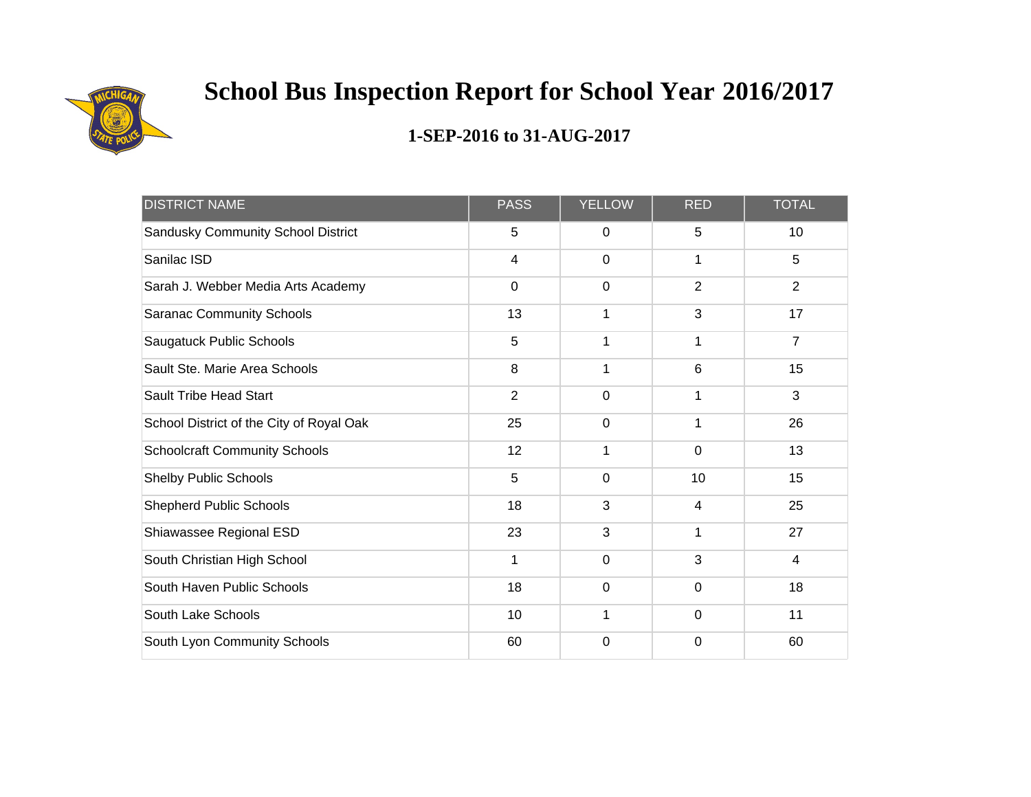# School Bus Inspection Report for School Year 2016/2017

## 1-SEP-2016 to 31-AUG-2017

| DISTRICT NAME | PASS | YELLOW | RED | TOTAL |
|---|---|---|---|---|
| Sandusky Community School District | 5 | 0 | 5 | 10 |
| Sanilac ISD | 4 | 0 | 1 | 5 |
| Sarah J. Webber Media Arts Academy | 0 | 0 | 2 | 2 |
| Saranac Community Schools | 13 | 1 | 3 | 17 |
| Saugatuck Public Schools | 5 | 1 | 1 | 7 |
| Sault Ste. Marie Area Schools | 8 | 1 | 6 | 15 |
| Sault Tribe Head Start | 2 | 0 | 1 | 3 |
| School District of the City of Royal Oak | 25 | 0 | 1 | 26 |
| Schoolcraft Community Schools | 12 | 1 | 0 | 13 |
| Shelby Public Schools | 5 | 0 | 10 | 15 |
| Shepherd Public Schools | 18 | 3 | 4 | 25 |
| Shiawassee Regional ESD | 23 | 3 | 1 | 27 |
| South Christian High School | 1 | 0 | 3 | 4 |
| South Haven Public Schools | 18 | 0 | 0 | 18 |
| South Lake Schools | 10 | 1 | 0 | 11 |
| South Lyon Community Schools | 60 | 0 | 0 | 60 |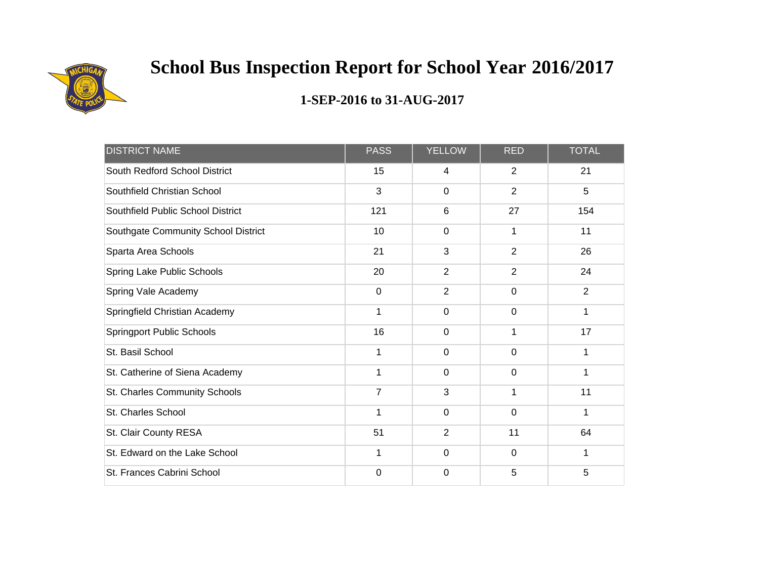# School Bus Inspection Report for School Year 2016/2017

## 1-SEP-2016 to 31-AUG-2017

| DISTRICT NAME | PASS | YELLOW | RED | TOTAL |
|---|---|---|---|---|
| South Redford School District | 15 | 4 | 2 | 21 |
| Southfield Christian School | 3 | 0 | 2 | 5 |
| Southfield Public School District | 121 | 6 | 27 | 154 |
| Southgate Community School District | 10 | 0 | 1 | 11 |
| Sparta Area Schools | 21 | 3 | 2 | 26 |
| Spring Lake Public Schools | 20 | 2 | 2 | 24 |
| Spring Vale Academy | 0 | 2 | 0 | 2 |
| Springfield Christian Academy | 1 | 0 | 0 | 1 |
| Springport Public Schools | 16 | 0 | 1 | 17 |
| St. Basil School | 1 | 0 | 0 | 1 |
| St. Catherine of Siena Academy | 1 | 0 | 0 | 1 |
| St. Charles Community Schools | 7 | 3 | 1 | 11 |
| St. Charles School | 1 | 0 | 0 | 1 |
| St. Clair County RESA | 51 | 2 | 11 | 64 |
| St. Edward on the Lake School | 1 | 0 | 0 | 1 |
| St. Frances Cabrini School | 0 | 0 | 5 | 5 |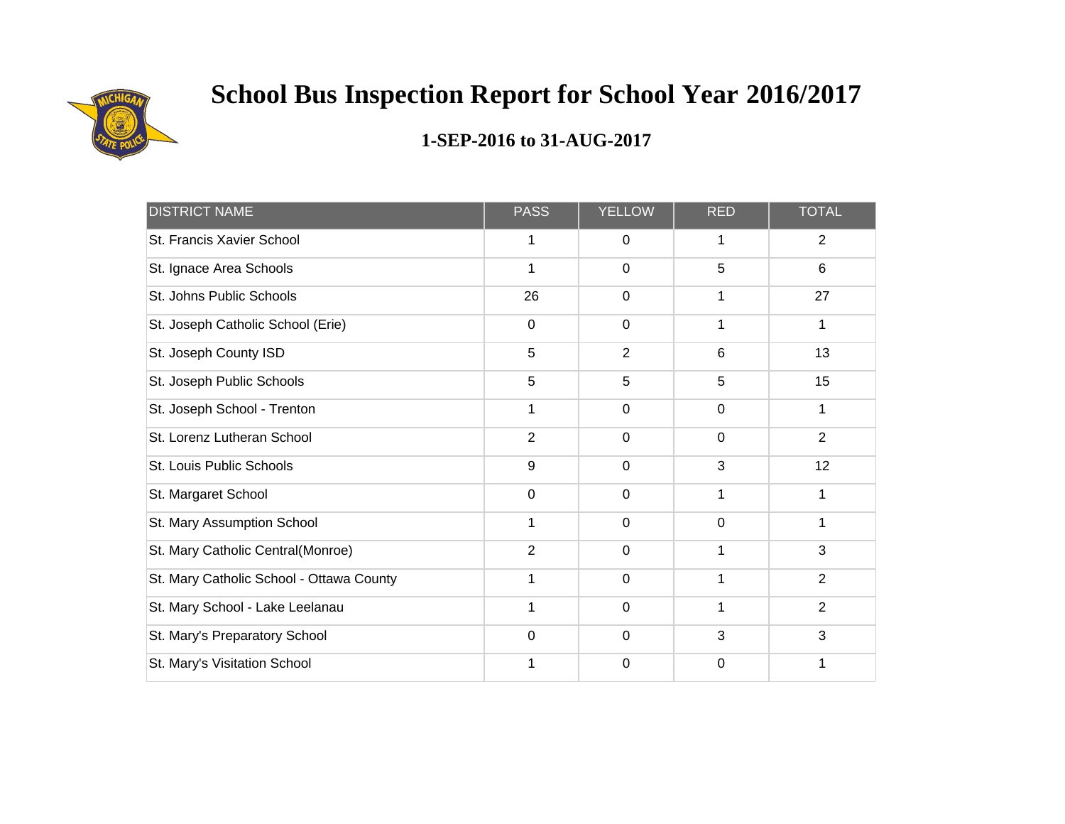# School Bus Inspection Report for School Year 2016/2017

## 1-SEP-2016 to 31-AUG-2017

| DISTRICT NAME | PASS | YELLOW | RED | TOTAL |
|---|---|---|---|---|
| St. Francis Xavier School | 1 | 0 | 1 | 2 |
| St. Ignace Area Schools | 1 | 0 | 5 | 6 |
| St. Johns Public Schools | 26 | 0 | 1 | 27 |
| St. Joseph Catholic School (Erie) | 0 | 0 | 1 | 1 |
| St. Joseph County ISD | 5 | 2 | 6 | 13 |
| St. Joseph Public Schools | 5 | 5 | 5 | 15 |
| St. Joseph School - Trenton | 1 | 0 | 0 | 1 |
| St. Lorenz Lutheran School | 2 | 0 | 0 | 2 |
| St. Louis Public Schools | 9 | 0 | 3 | 12 |
| St. Margaret School | 0 | 0 | 1 | 1 |
| St. Mary Assumption School | 1 | 0 | 0 | 1 |
| St. Mary Catholic Central(Monroe) | 2 | 0 | 1 | 3 |
| St. Mary Catholic School - Ottawa County | 1 | 0 | 1 | 2 |
| St. Mary School - Lake Leelanau | 1 | 0 | 1 | 2 |
| St. Mary's Preparatory School | 0 | 0 | 3 | 3 |
| St. Mary's Visitation School | 1 | 0 | 0 | 1 |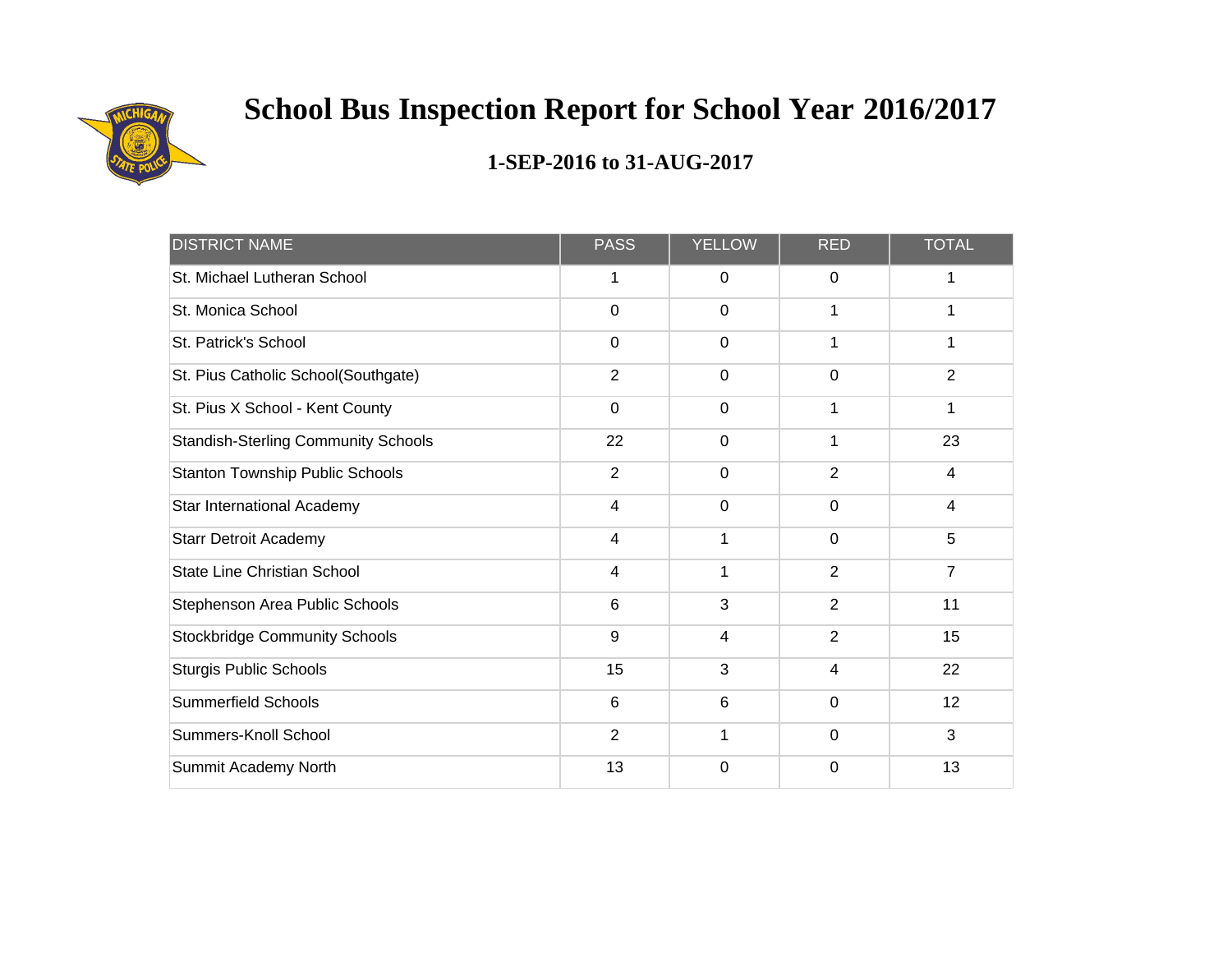# School Bus Inspection Report for School Year 2016/2017

## 1-SEP-2016 to 31-AUG-2017

| DISTRICT NAME | PASS | YELLOW | RED | TOTAL |
|---|---|---|---|---|
| St. Michael Lutheran School | 1 | 0 | 0 | 1 |
| St. Monica School | 0 | 0 | 1 | 1 |
| St. Patrick's School | 0 | 0 | 1 | 1 |
| St. Pius Catholic School(Southgate) | 2 | 0 | 0 | 2 |
| St. Pius X School - Kent County | 0 | 0 | 1 | 1 |
| Standish-Sterling Community Schools | 22 | 0 | 1 | 23 |
| Stanton Township Public Schools | 2 | 0 | 2 | 4 |
| Star International Academy | 4 | 0 | 0 | 4 |
| Starr Detroit Academy | 4 | 1 | 0 | 5 |
| State Line Christian School | 4 | 1 | 2 | 7 |
| Stephenson Area Public Schools | 6 | 3 | 2 | 11 |
| Stockbridge Community Schools | 9 | 4 | 2 | 15 |
| Sturgis Public Schools | 15 | 3 | 4 | 22 |
| Summerfield Schools | 6 | 6 | 0 | 12 |
| Summers-Knoll School | 2 | 1 | 0 | 3 |
| Summit Academy North | 13 | 0 | 0 | 13 |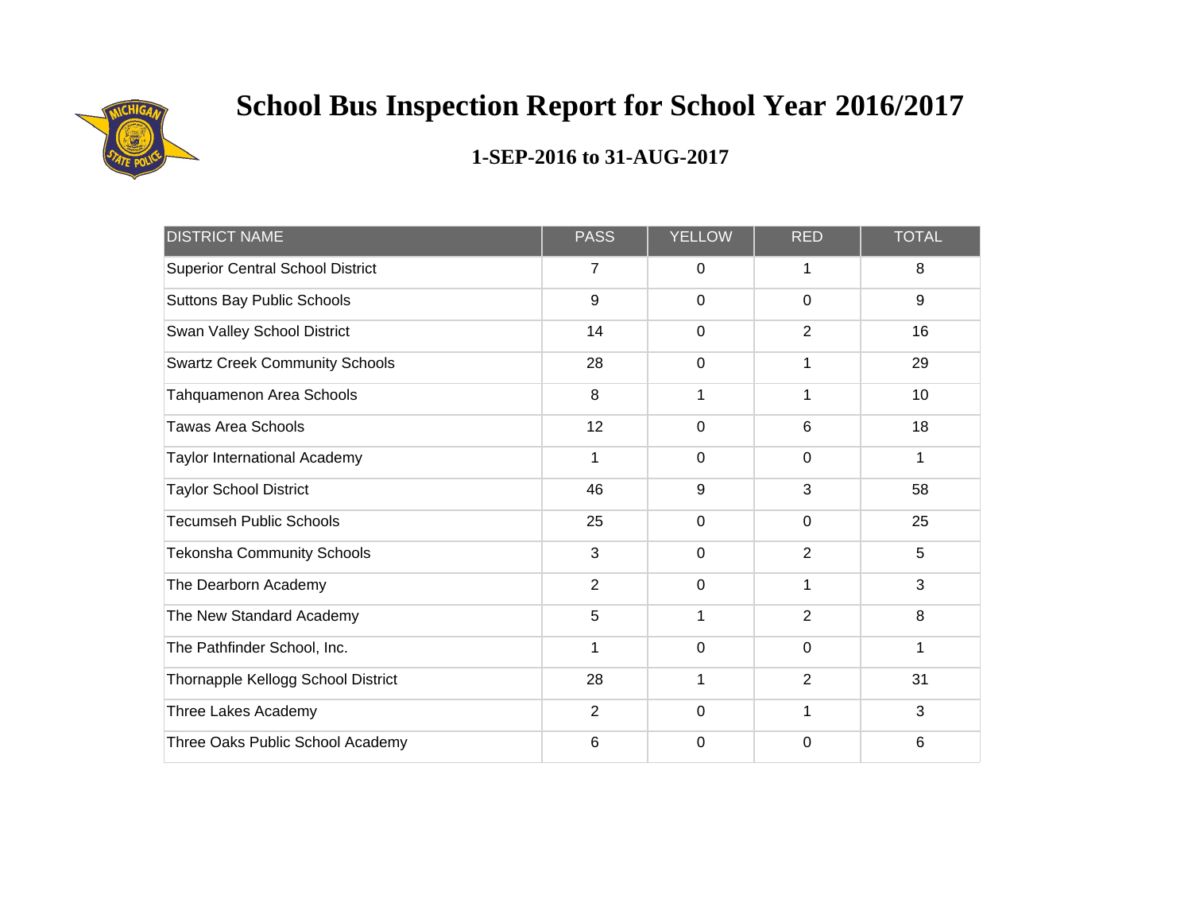# School Bus Inspection Report for School Year 2016/2017

## 1-SEP-2016 to 31-AUG-2017

| DISTRICT NAME | PASS | YELLOW | RED | TOTAL |
|---|---|---|---|---|
| Superior Central School District | 7 | 0 | 1 | 8 |
| Suttons Bay Public Schools | 9 | 0 | 0 | 9 |
| Swan Valley School District | 14 | 0 | 2 | 16 |
| Swartz Creek Community Schools | 28 | 0 | 1 | 29 |
| Tahquamenon Area Schools | 8 | 1 | 1 | 10 |
| Tawas Area Schools | 12 | 0 | 6 | 18 |
| Taylor International Academy | 1 | 0 | 0 | 1 |
| Taylor School District | 46 | 9 | 3 | 58 |
| Tecumseh Public Schools | 25 | 0 | 0 | 25 |
| Tekonsha Community Schools | 3 | 0 | 2 | 5 |
| The Dearborn Academy | 2 | 0 | 1 | 3 |
| The New Standard Academy | 5 | 1 | 2 | 8 |
| The Pathfinder School, Inc. | 1 | 0 | 0 | 1 |
| Thornapple Kellogg School District | 28 | 1 | 2 | 31 |
| Three Lakes Academy | 2 | 0 | 1 | 3 |
| Three Oaks Public School Academy | 6 | 0 | 0 | 6 |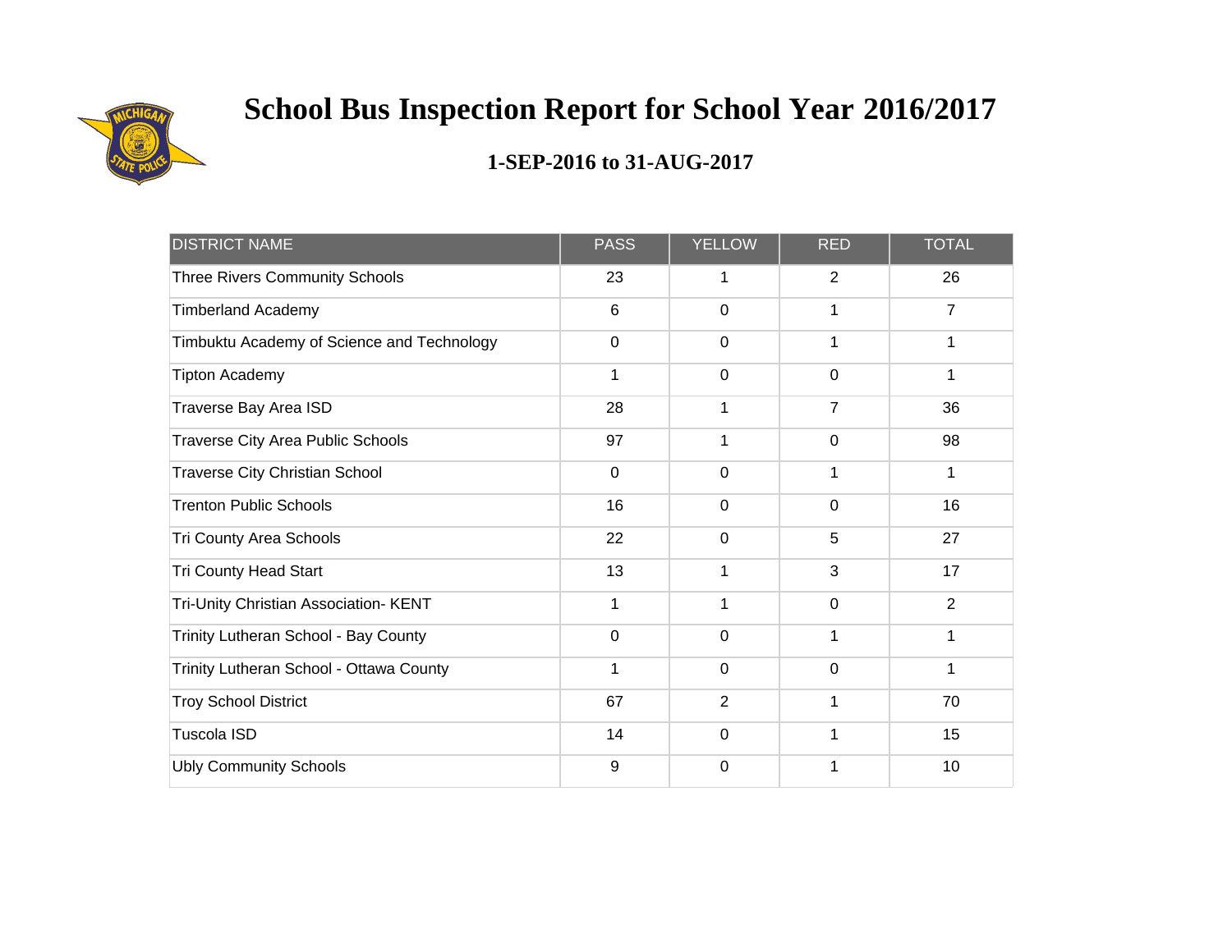# School Bus Inspection Report for School Year 2016/2017

## 1-SEP-2016 to 31-AUG-2017

| DISTRICT NAME | PASS | YELLOW | RED | TOTAL |
|---|---|---|---|---|
| Three Rivers Community Schools | 23 | 1 | 2 | 26 |
| Timberland Academy | 6 | 0 | 1 | 7 |
| Timbuktu Academy of Science and Technology | 0 | 0 | 1 | 1 |
| Tipton Academy | 1 | 0 | 0 | 1 |
| Traverse Bay Area ISD | 28 | 1 | 7 | 36 |
| Traverse City Area Public Schools | 97 | 1 | 0 | 98 |
| Traverse City Christian School | 0 | 0 | 1 | 1 |
| Trenton Public Schools | 16 | 0 | 0 | 16 |
| Tri County Area Schools | 22 | 0 | 5 | 27 |
| Tri County Head Start | 13 | 1 | 3 | 17 |
| Tri-Unity Christian Association- KENT | 1 | 1 | 0 | 2 |
| Trinity Lutheran School - Bay County | 0 | 0 | 1 | 1 |
| Trinity Lutheran School - Ottawa County | 1 | 0 | 0 | 1 |
| Troy School District | 67 | 2 | 1 | 70 |
| Tuscola ISD | 14 | 0 | 1 | 15 |
| Ubly Community Schools | 9 | 0 | 1 | 10 |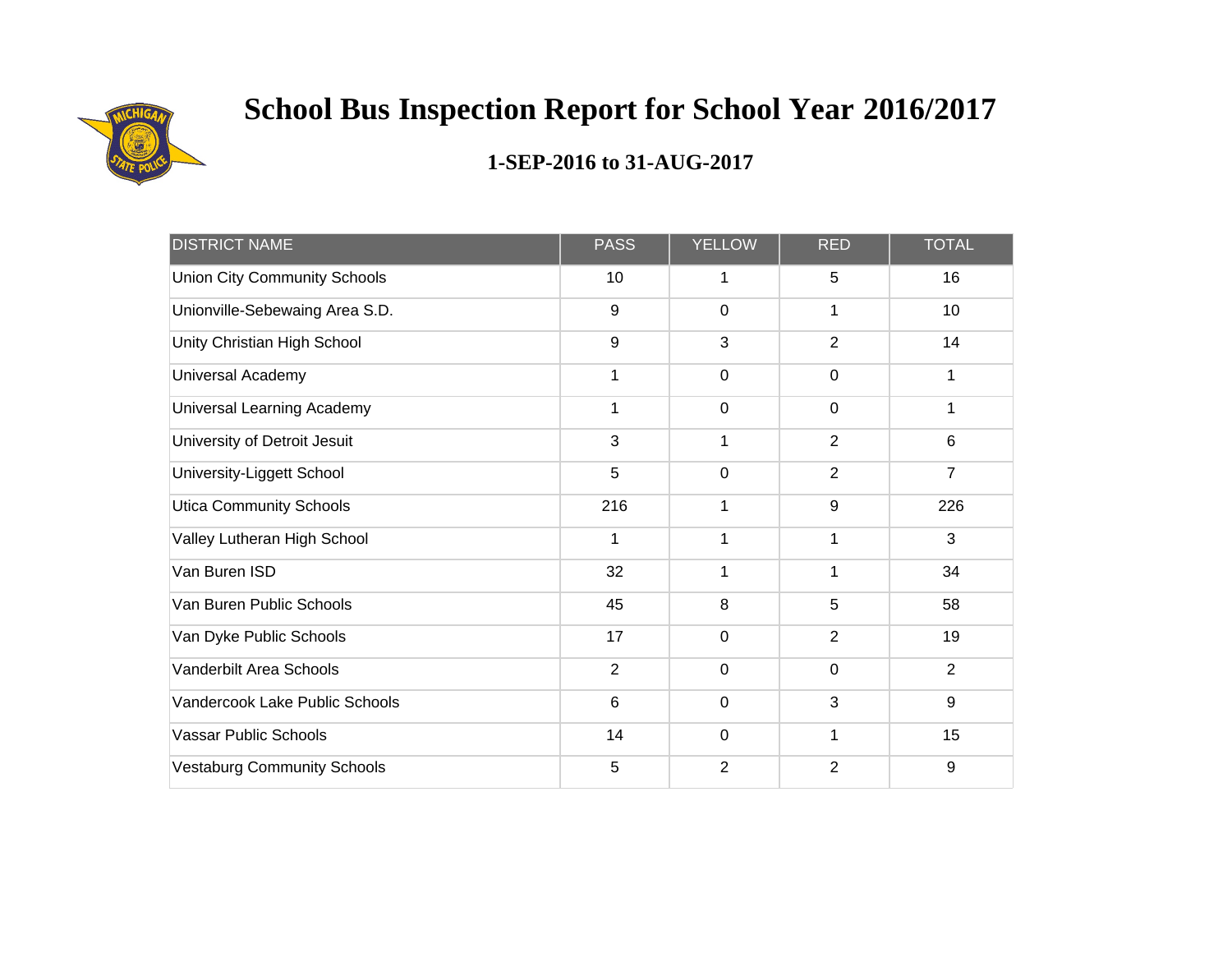# School Bus Inspection Report for School Year 2016/2017

## 1-SEP-2016 to 31-AUG-2017

| DISTRICT NAME | PASS | YELLOW | RED | TOTAL |
|---|---|---|---|---|
| Union City Community Schools | 10 | 1 | 5 | 16 |
| Unionville-Sebewaing Area S.D. | 9 | 0 | 1 | 10 |
| Unity Christian High School | 9 | 3 | 2 | 14 |
| Universal Academy | 1 | 0 | 0 | 1 |
| Universal Learning Academy | 1 | 0 | 0 | 1 |
| University of Detroit Jesuit | 3 | 1 | 2 | 6 |
| University-Liggett School | 5 | 0 | 2 | 7 |
| Utica Community Schools | 216 | 1 | 9 | 226 |
| Valley Lutheran High School | 1 | 1 | 1 | 3 |
| Van Buren ISD | 32 | 1 | 1 | 34 |
| Van Buren Public Schools | 45 | 8 | 5 | 58 |
| Van Dyke Public Schools | 17 | 0 | 2 | 19 |
| Vanderbilt Area Schools | 2 | 0 | 0 | 2 |
| Vandercook Lake Public Schools | 6 | 0 | 3 | 9 |
| Vassar Public Schools | 14 | 0 | 1 | 15 |
| Vestaburg Community Schools | 5 | 2 | 2 | 9 |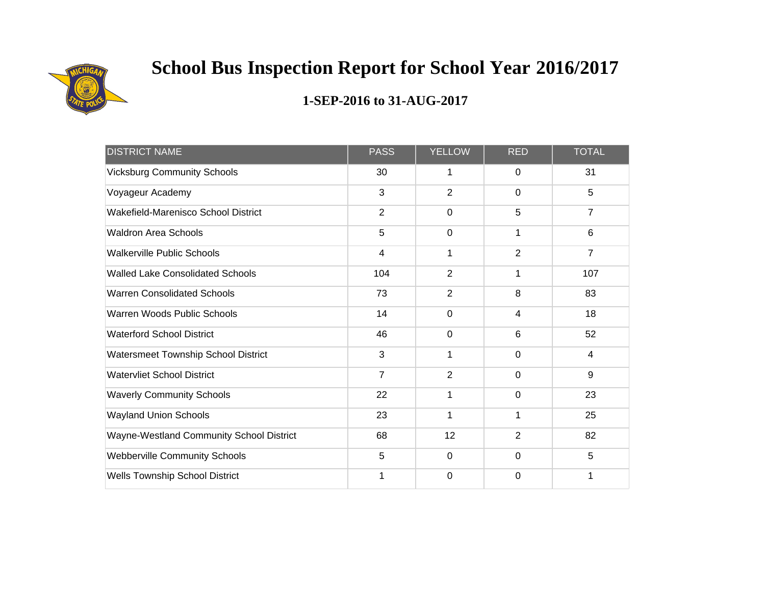# School Bus Inspection Report for School Year 2016/2017

## 1-SEP-2016 to 31-AUG-2017

| DISTRICT NAME | PASS | YELLOW | RED | TOTAL |
|---|---|---|---|---|
| Vicksburg Community Schools | 30 | 1 | 0 | 31 |
| Voyageur Academy | 3 | 2 | 0 | 5 |
| Wakefield-Marenisco School District | 2 | 0 | 5 | 7 |
| Waldron Area Schools | 5 | 0 | 1 | 6 |
| Walkerville Public Schools | 4 | 1 | 2 | 7 |
| Walled Lake Consolidated Schools | 104 | 2 | 1 | 107 |
| Warren Consolidated Schools | 73 | 2 | 8 | 83 |
| Warren Woods Public Schools | 14 | 0 | 4 | 18 |
| Waterford School District | 46 | 0 | 6 | 52 |
| Watersmeet Township School District | 3 | 1 | 0 | 4 |
| Watervliet School District | 7 | 2 | 0 | 9 |
| Waverly Community Schools | 22 | 1 | 0 | 23 |
| Wayland Union Schools | 23 | 1 | 1 | 25 |
| Wayne-Westland Community School District | 68 | 12 | 2 | 82 |
| Webberville Community Schools | 5 | 0 | 0 | 5 |
| Wells Township School District | 1 | 0 | 0 | 1 |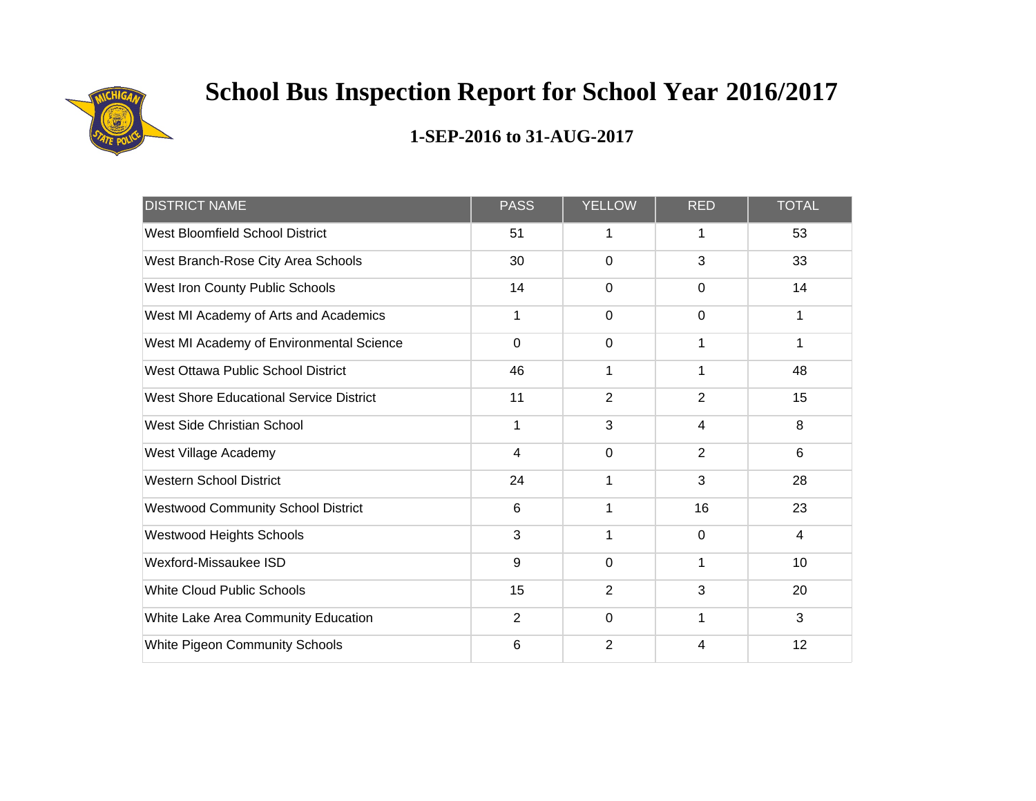# School Bus Inspection Report for School Year 2016/2017

## 1-SEP-2016 to 31-AUG-2017

| DISTRICT NAME | PASS | YELLOW | RED | TOTAL |
|---|---|---|---|---|
| West Bloomfield School District | 51 | 1 | 1 | 53 |
| West Branch-Rose City Area Schools | 30 | 0 | 3 | 33 |
| West Iron County Public Schools | 14 | 0 | 0 | 14 |
| West MI Academy of Arts and Academics | 1 | 0 | 0 | 1 |
| West MI Academy of Environmental Science | 0 | 0 | 1 | 1 |
| West Ottawa Public School District | 46 | 1 | 1 | 48 |
| West Shore Educational Service District | 11 | 2 | 2 | 15 |
| West Side Christian School | 1 | 3 | 4 | 8 |
| West Village Academy | 4 | 0 | 2 | 6 |
| Western School District | 24 | 1 | 3 | 28 |
| Westwood Community School District | 6 | 1 | 16 | 23 |
| Westwood Heights Schools | 3 | 1 | 0 | 4 |
| Wexford-Missaukee ISD | 9 | 0 | 1 | 10 |
| White Cloud Public Schools | 15 | 2 | 3 | 20 |
| White Lake Area Community Education | 2 | 0 | 1 | 3 |
| White Pigeon Community Schools | 6 | 2 | 4 | 12 |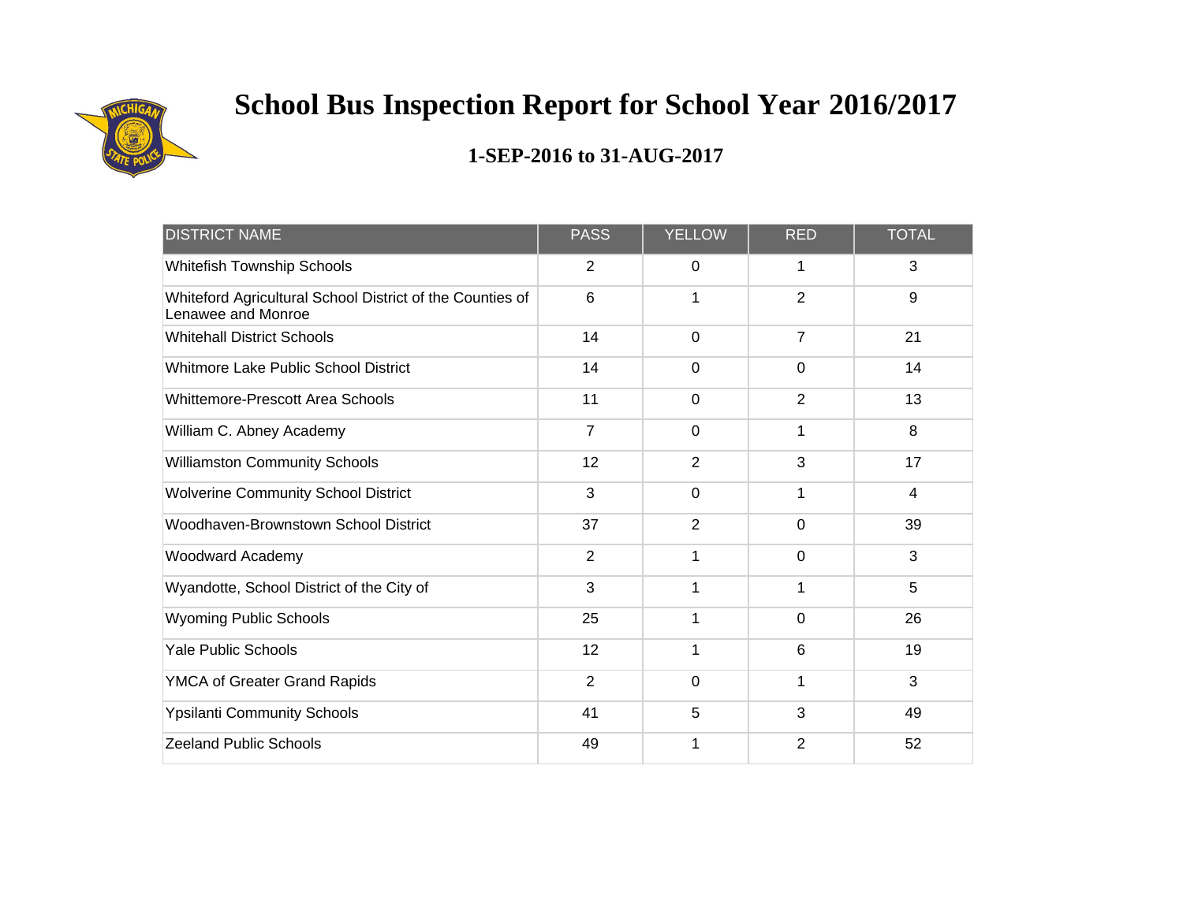# School Bus Inspection Report for School Year 2016/2017

## 1-SEP-2016 to 31-AUG-2017

| DISTRICT NAME | PASS | YELLOW | RED | TOTAL |
| --- | --- | --- | --- | --- |
| Whitefish Township Schools | 2 | 0 | 1 | 3 |
| Whiteford Agricultural School District of the Counties of Lenawee and Monroe | 6 | 1 | 2 | 9 |
| Whitehall District Schools | 14 | 0 | 7 | 21 |
| Whitmore Lake Public School District | 14 | 0 | 0 | 14 |
| Whittemore-Prescott Area Schools | 11 | 0 | 2 | 13 |
| William C. Abney Academy | 7 | 0 | 1 | 8 |
| Williamston Community Schools | 12 | 2 | 3 | 17 |
| Wolverine Community School District | 3 | 0 | 1 | 4 |
| Woodhaven-Brownstown School District | 37 | 2 | 0 | 39 |
| Woodward Academy | 2 | 1 | 0 | 3 |
| Wyandotte, School District of the City of | 3 | 1 | 1 | 5 |
| Wyoming Public Schools | 25 | 1 | 0 | 26 |
| Yale Public Schools | 12 | 1 | 6 | 19 |
| YMCA of Greater Grand Rapids | 2 | 0 | 1 | 3 |
| Ypsilanti Community Schools | 41 | 5 | 3 | 49 |
| Zeeland Public Schools | 49 | 1 | 2 | 52 |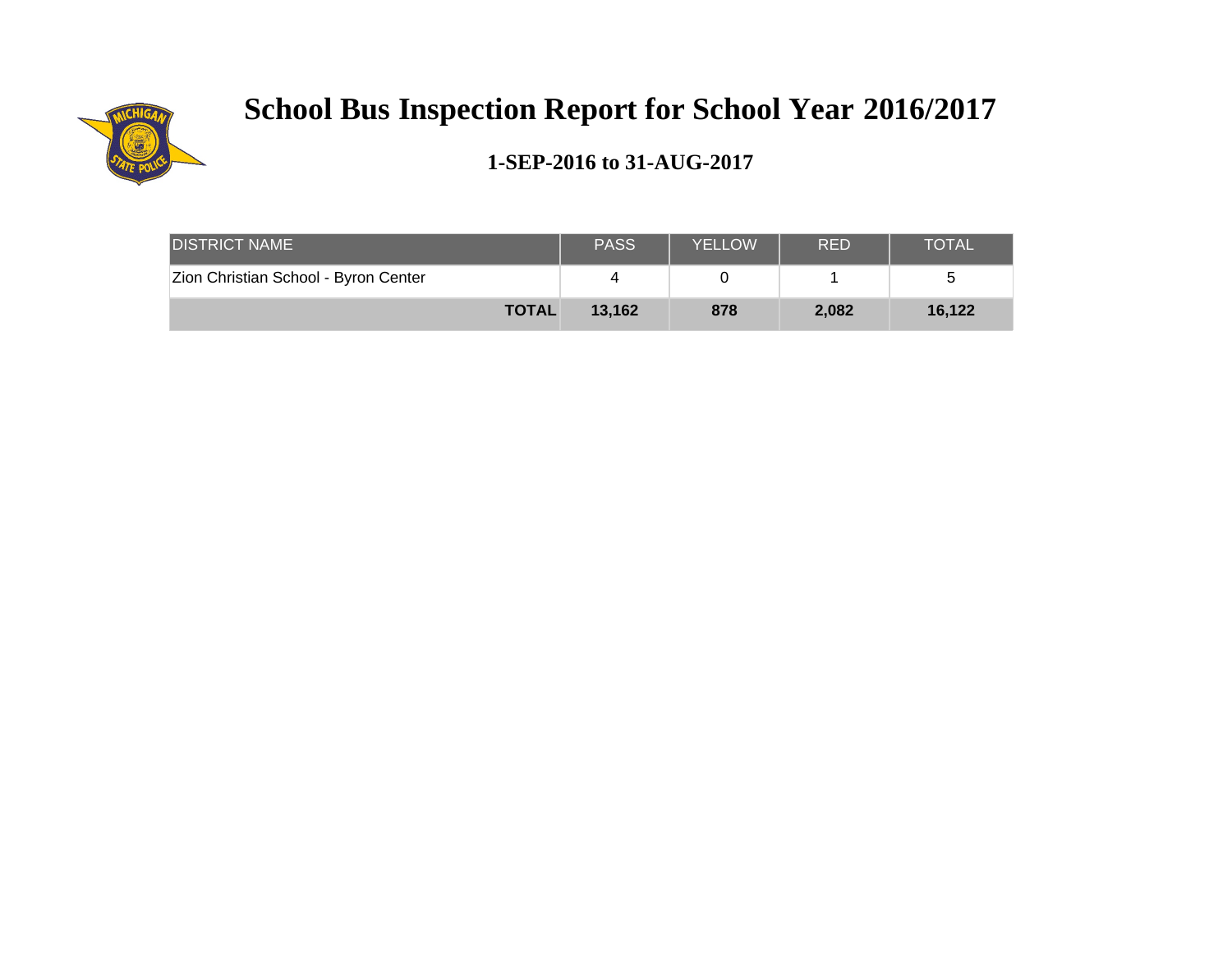# School Bus Inspection Report for School Year 2016/2017

## 1-SEP-2016 to 31-AUG-2017

| DISTRICT NAME | PASS | YELLOW | RED | TOTAL |
|---|---|---|---|---|
| Zion Christian School - Byron Center | 4 | 0 | 1 | 5 |
| **TOTAL** | **13,162** | **878** | **2,082** | **16,122** |